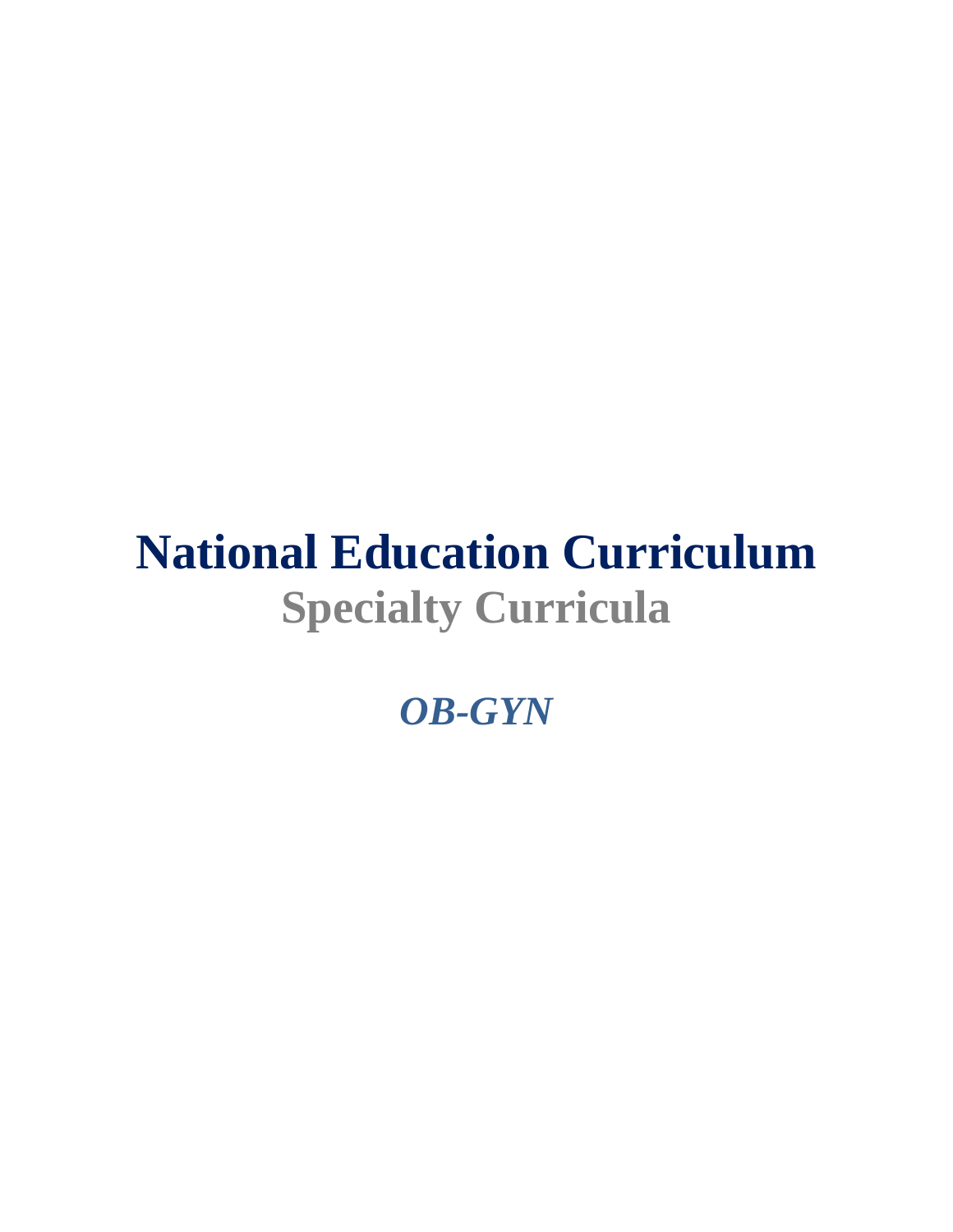# National Education Curriculum

## Specialty Curricula

### *OB-GYN*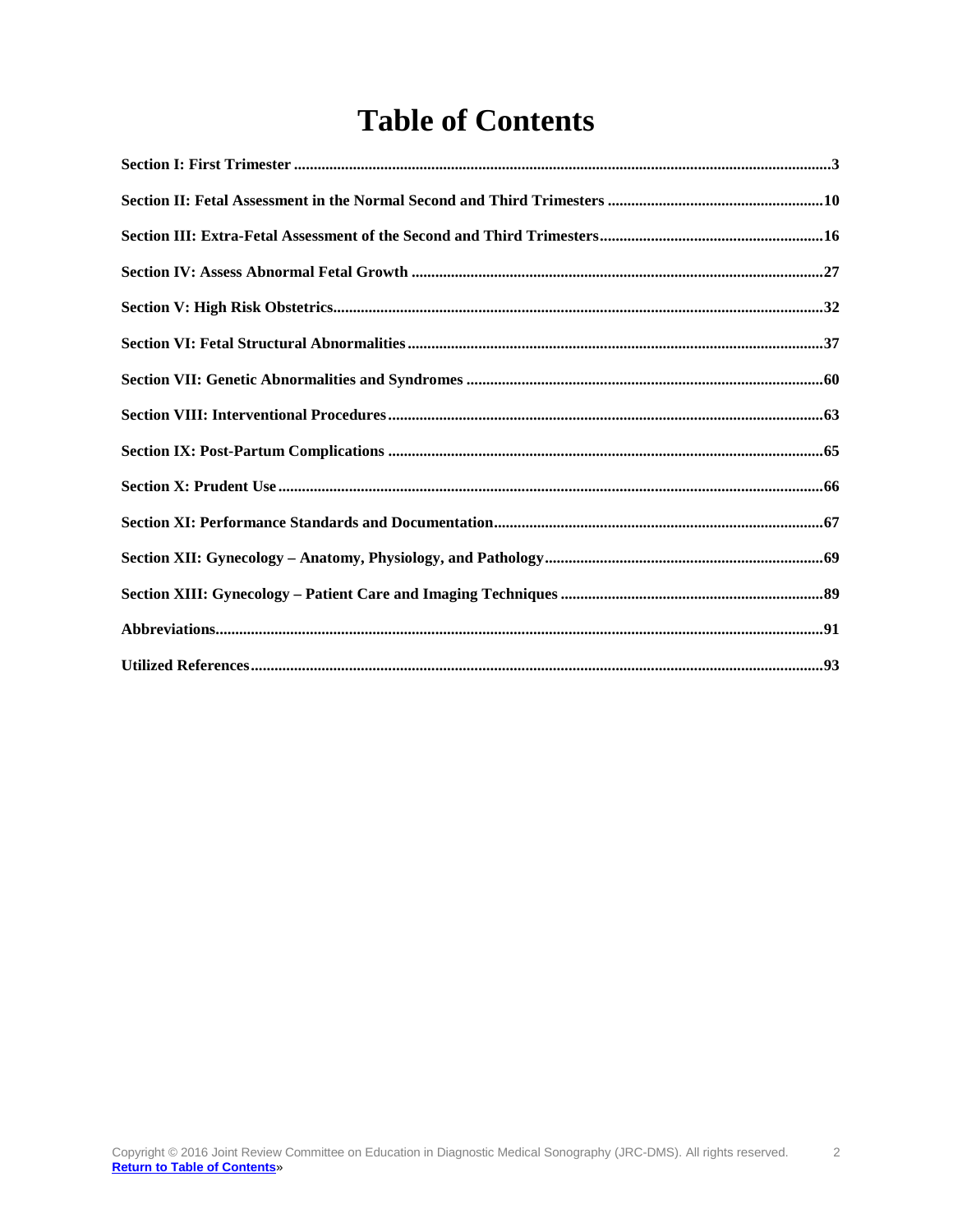# Table of Contents

**Section I: First Trimester** .......... **3**

**Section II: Fetal Assessment in the Normal Second and Third Trimesters** .......... **10**

**Section III: Extra-Fetal Assessment of the Second and Third Trimesters** .......... **16**

**Section IV: Assess Abnormal Fetal Growth** .......... **27**

**Section V: High Risk Obstetrics** .......... **32**

**Section VI: Fetal Structural Abnormalities** .......... **37**

**Section VII: Genetic Abnormalities and Syndromes** .......... **60**

**Section VIII: Interventional Procedures** .......... **63**

**Section IX: Post-Partum Complications** .......... **65**

**Section X: Prudent Use** .......... **66**

**Section XI: Performance Standards and Documentation** .......... **67**

**Section XII: Gynecology – Anatomy, Physiology, and Pathology** .......... **69**

**Section XIII: Gynecology – Patient Care and Imaging Techniques** .......... **89**

**Abbreviations** .......... **91**

**Utilized References** .......... **93**

Copyright © 2016 Joint Review Committee on Education in Diagnostic Medical Sonography (JRC-DMS). All rights reserved.
Return to Table of Contents»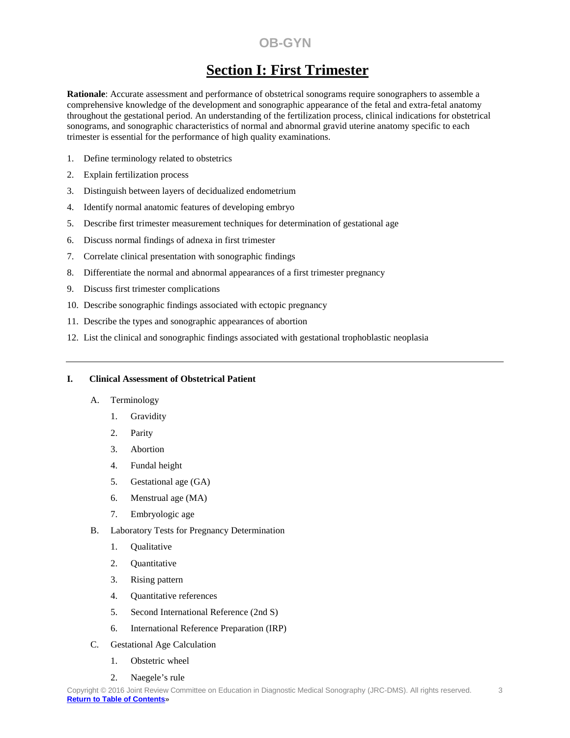# OB-GYN

## Section I: First Trimester

**Rationale**: Accurate assessment and performance of obstetrical sonograms require sonographers to assemble a comprehensive knowledge of the development and sonographic appearance of the fetal and extra-fetal anatomy throughout the gestational period. An understanding of the fertilization process, clinical indications for obstetrical sonograms, and sonographic characteristics of normal and abnormal gravid uterine anatomy specific to each trimester is essential for the performance of high quality examinations.

1. Define terminology related to obstetrics
2. Explain fertilization process
3. Distinguish between layers of decidualized endometrium
4. Identify normal anatomic features of developing embryo
5. Describe first trimester measurement techniques for determination of gestational age
6. Discuss normal findings of adnexa in first trimester
7. Correlate clinical presentation with sonographic findings
8. Differentiate the normal and abnormal appearances of a first trimester pregnancy
9. Discuss first trimester complications
10. Describe sonographic findings associated with ectopic pregnancy
11. Describe the types and sonographic appearances of abortion
12. List the clinical and sonographic findings associated with gestational trophoblastic neoplasia

---

**I. Clinical Assessment of Obstetrical Patient**

A. Terminology
   1. Gravidity
   2. Parity
   3. Abortion
   4. Fundal height
   5. Gestational age (GA)
   6. Menstrual age (MA)
   7. Embryologic age

B. Laboratory Tests for Pregnancy Determination
   1. Qualitative
   2. Quantitative
   3. Rising pattern
   4. Quantitative references
   5. Second International Reference (2nd S)
   6. International Reference Preparation (IRP)

C. Gestational Age Calculation
   1. Obstetric wheel
   2. Naegele's rule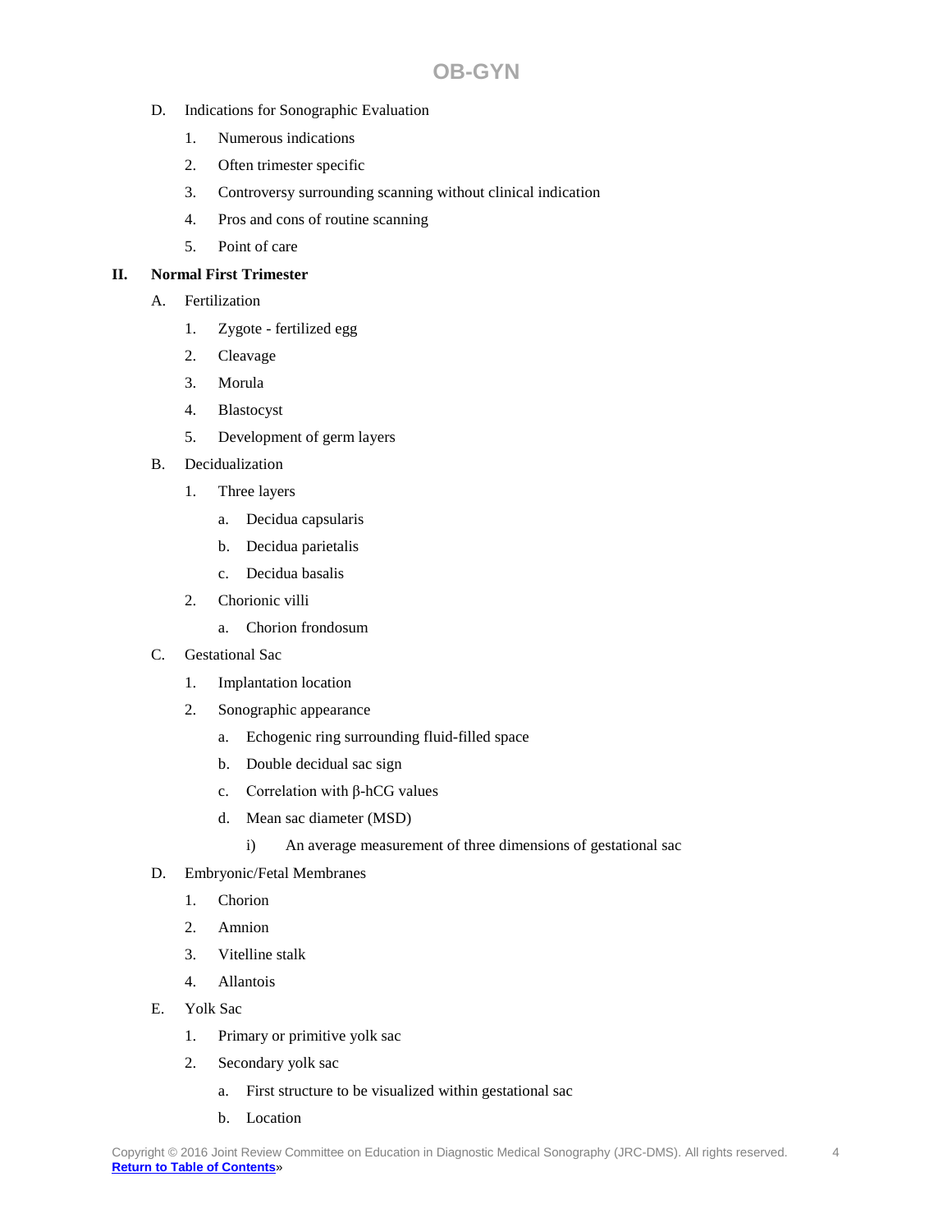D. Indications for Sonographic Evaluation

1. Numerous indications
2. Often trimester specific
3. Controversy surrounding scanning without clinical indication
4. Pros and cons of routine scanning
5. Point of care

**II. Normal First Trimester**

A. Fertilization

1. Zygote - fertilized egg
2. Cleavage
3. Morula
4. Blastocyst
5. Development of germ layers

B. Decidualization

1. Three layers
    a. Decidua capsularis
    b. Decidua parietalis
    c. Decidua basalis
2. Chorionic villi
    a. Chorion frondosum

C. Gestational Sac

1. Implantation location
2. Sonographic appearance
    a. Echogenic ring surrounding fluid-filled space
    b. Double decidual sac sign
    c. Correlation with β-hCG values
    d. Mean sac diameter (MSD)
        i) An average measurement of three dimensions of gestational sac

D. Embryonic/Fetal Membranes

1. Chorion
2. Amnion
3. Vitelline stalk
4. Allantois

E. Yolk Sac

1. Primary or primitive yolk sac
2. Secondary yolk sac
    a. First structure to be visualized within gestational sac
    b. Location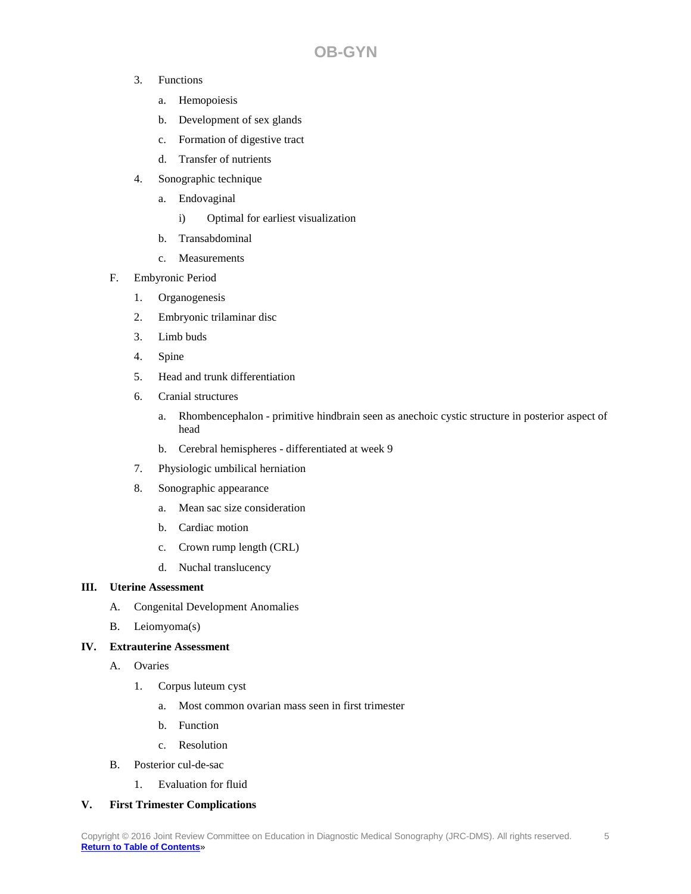3. Functions
    a. Hemopoiesis
    b. Development of sex glands
    c. Formation of digestive tract
    d. Transfer of nutrients
4. Sonographic technique
    a. Endovaginal
        i) Optimal for earliest visualization
    b. Transabdominal
    c. Measurements

F. Embryonic Period
1. Organogenesis
2. Embryonic trilaminar disc
3. Limb buds
4. Spine
5. Head and trunk differentiation
6. Cranial structures
    a. Rhombencephalon - primitive hindbrain seen as anechoic cystic structure in posterior aspect of head
    b. Cerebral hemispheres - differentiated at week 9
7. Physiologic umbilical herniation
8. Sonographic appearance
    a. Mean sac size consideration
    b. Cardiac motion
    c. Crown rump length (CRL)
    d. Nuchal translucency

**III. Uterine Assessment**

A. Congenital Development Anomalies

B. Leiomyoma(s)

**IV. Extrauterine Assessment**

A. Ovaries
1. Corpus luteum cyst
    a. Most common ovarian mass seen in first trimester
    b. Function
    c. Resolution

B. Posterior cul-de-sac
1. Evaluation for fluid

**V. First Trimester Complications**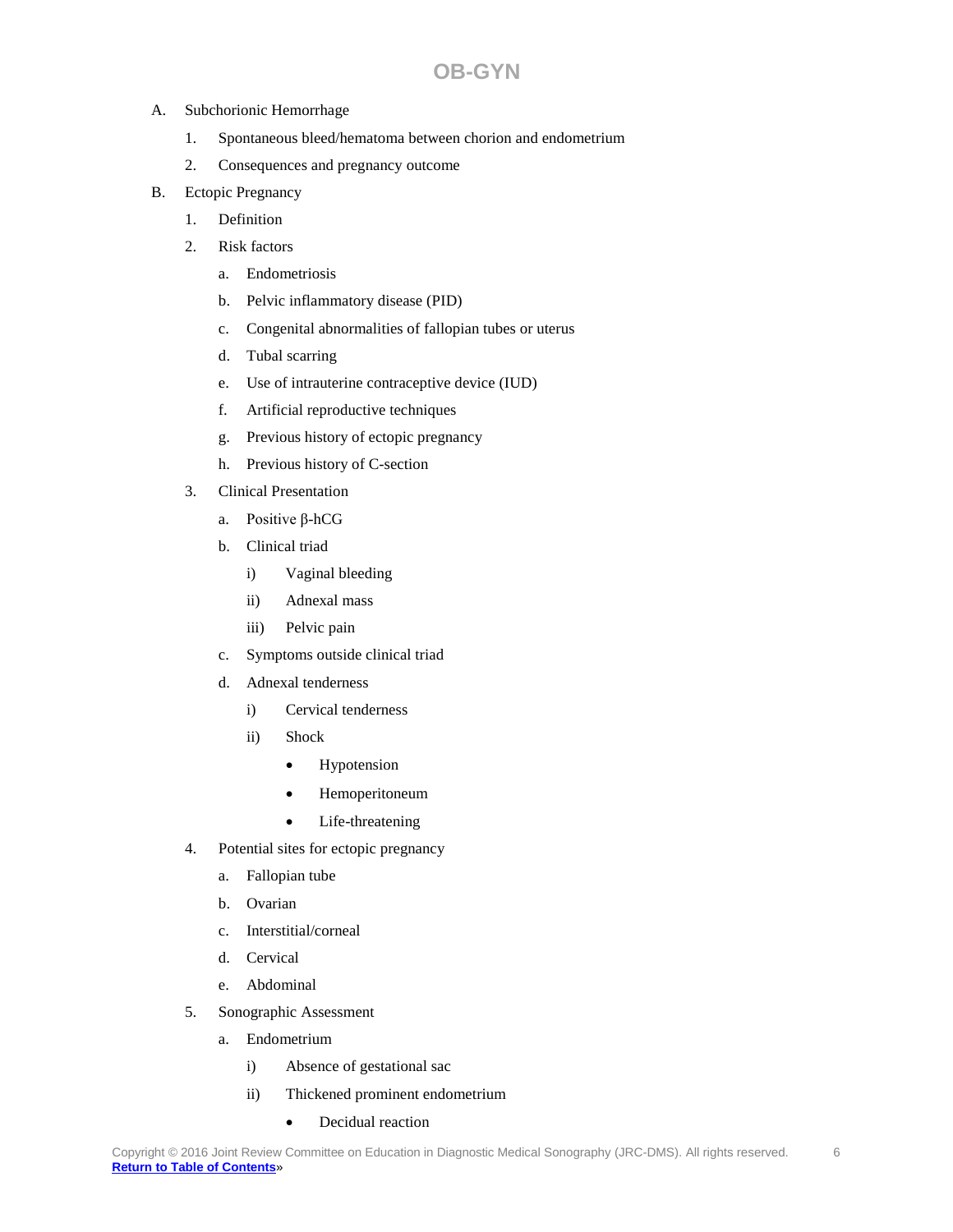# OB-GYN

A. Subchorionic Hemorrhage
   1. Spontaneous bleed/hematoma between chorion and endometrium
   2. Consequences and pregnancy outcome

B. Ectopic Pregnancy
   1. Definition
   2. Risk factors
      a. Endometriosis
      b. Pelvic inflammatory disease (PID)
      c. Congenital abnormalities of fallopian tubes or uterus
      d. Tubal scarring
      e. Use of intrauterine contraceptive device (IUD)
      f. Artificial reproductive techniques
      g. Previous history of ectopic pregnancy
      h. Previous history of C-section
   3. Clinical Presentation
      a. Positive β-hCG
      b. Clinical triad
         i) Vaginal bleeding
         ii) Adnexal mass
         iii) Pelvic pain
      c. Symptoms outside clinical triad
      d. Adnexal tenderness
         i) Cervical tenderness
         ii) Shock
            - Hypotension
            - Hemoperitoneum
            - Life-threatening
   4. Potential sites for ectopic pregnancy
      a. Fallopian tube
      b. Ovarian
      c. Interstitial/corneal
      d. Cervical
      e. Abdominal
   5. Sonographic Assessment
      a. Endometrium
         i) Absence of gestational sac
         ii) Thickened prominent endometrium
            - Decidual reaction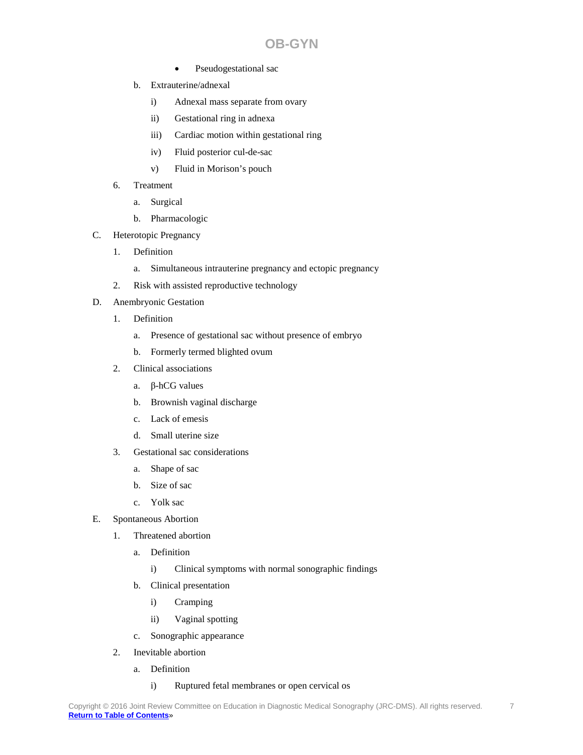- Pseudogestational sac

b. Extrauterine/adnexal
   - i) Adnexal mass separate from ovary
   - ii) Gestational ring in adnexa
   - iii) Cardiac motion within gestational ring
   - iv) Fluid posterior cul-de-sac
   - v) Fluid in Morison's pouch

6. Treatment
   - a. Surgical
   - b. Pharmacologic

C. Heterotopic Pregnancy
   1. Definition
      - a. Simultaneous intrauterine pregnancy and ectopic pregnancy
   2. Risk with assisted reproductive technology

D. Anembryonic Gestation
   1. Definition
      - a. Presence of gestational sac without presence of embryo
      - b. Formerly termed blighted ovum
   2. Clinical associations
      - a. β-hCG values
      - b. Brownish vaginal discharge
      - c. Lack of emesis
      - d. Small uterine size
   3. Gestational sac considerations
      - a. Shape of sac
      - b. Size of sac
      - c. Yolk sac

E. Spontaneous Abortion
   1. Threatened abortion
      - a. Definition
         - i) Clinical symptoms with normal sonographic findings
      - b. Clinical presentation
         - i) Cramping
         - ii) Vaginal spotting
      - c. Sonographic appearance
   2. Inevitable abortion
      - a. Definition
         - i) Ruptured fetal membranes or open cervical os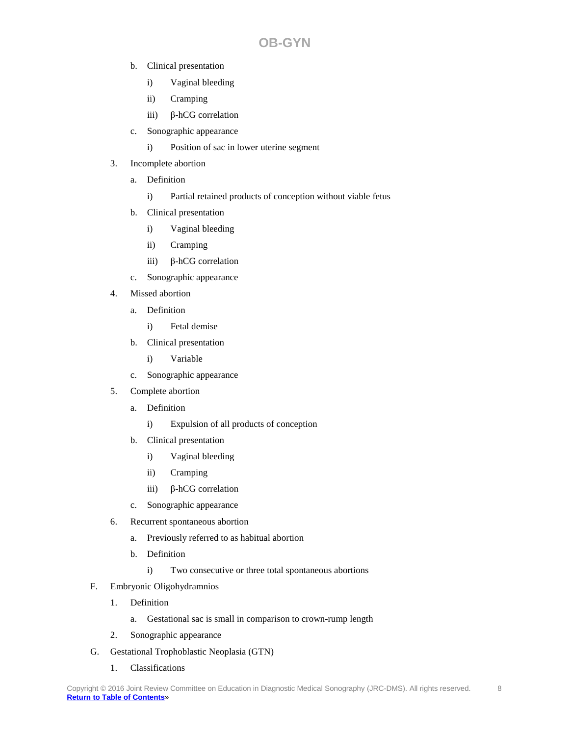b. Clinical presentation
   i) Vaginal bleeding
   ii) Cramping
   iii) β-hCG correlation
c. Sonographic appearance
   i) Position of sac in lower uterine segment

3. Incomplete abortion
   a. Definition
      i) Partial retained products of conception without viable fetus
   b. Clinical presentation
      i) Vaginal bleeding
      ii) Cramping
      iii) β-hCG correlation
   c. Sonographic appearance
4. Missed abortion
   a. Definition
      i) Fetal demise
   b. Clinical presentation
      i) Variable
   c. Sonographic appearance
5. Complete abortion
   a. Definition
      i) Expulsion of all products of conception
   b. Clinical presentation
      i) Vaginal bleeding
      ii) Cramping
      iii) β-hCG correlation
   c. Sonographic appearance
6. Recurrent spontaneous abortion
   a. Previously referred to as habitual abortion
   b. Definition
      i) Two consecutive or three total spontaneous abortions

F. Embryonic Oligohydramnios
   1. Definition
      a. Gestational sac is small in comparison to crown-rump length
   2. Sonographic appearance

G. Gestational Trophoblastic Neoplasia (GTN)
   1. Classifications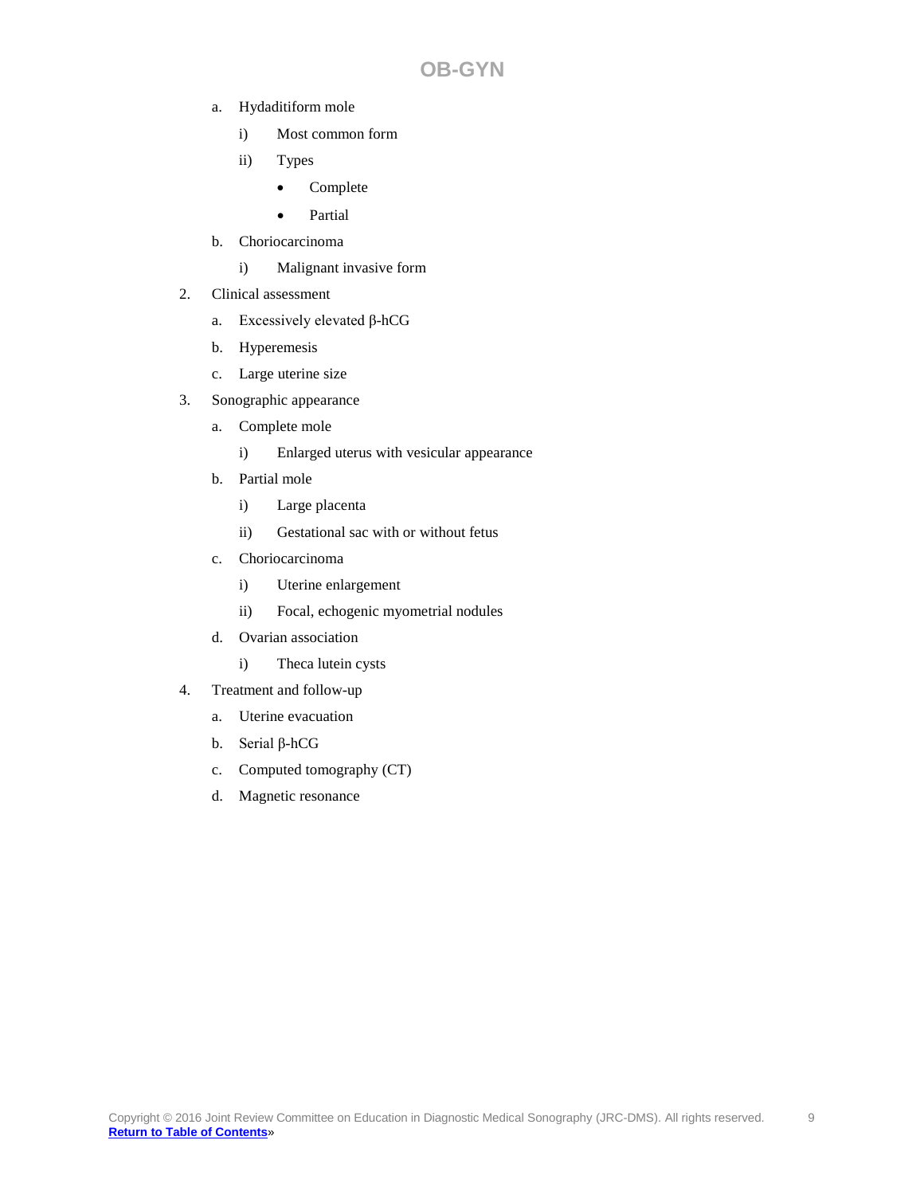a. Hydaditiform mole

    i) Most common form

    ii) Types

    - Complete
    - Partial

b. Choriocarcinoma

    i) Malignant invasive form

2. Clinical assessment

    a. Excessively elevated β-hCG

    b. Hyperemesis

    c. Large uterine size

3. Sonographic appearance

    a. Complete mole

        i) Enlarged uterus with vesicular appearance

    b. Partial mole

        i) Large placenta

        ii) Gestational sac with or without fetus

    c. Choriocarcinoma

        i) Uterine enlargement

        ii) Focal, echogenic myometrial nodules

    d. Ovarian association

        i) Theca lutein cysts

4. Treatment and follow-up

    a. Uterine evacuation

    b. Serial β-hCG

    c. Computed tomography (CT)

    d. Magnetic resonance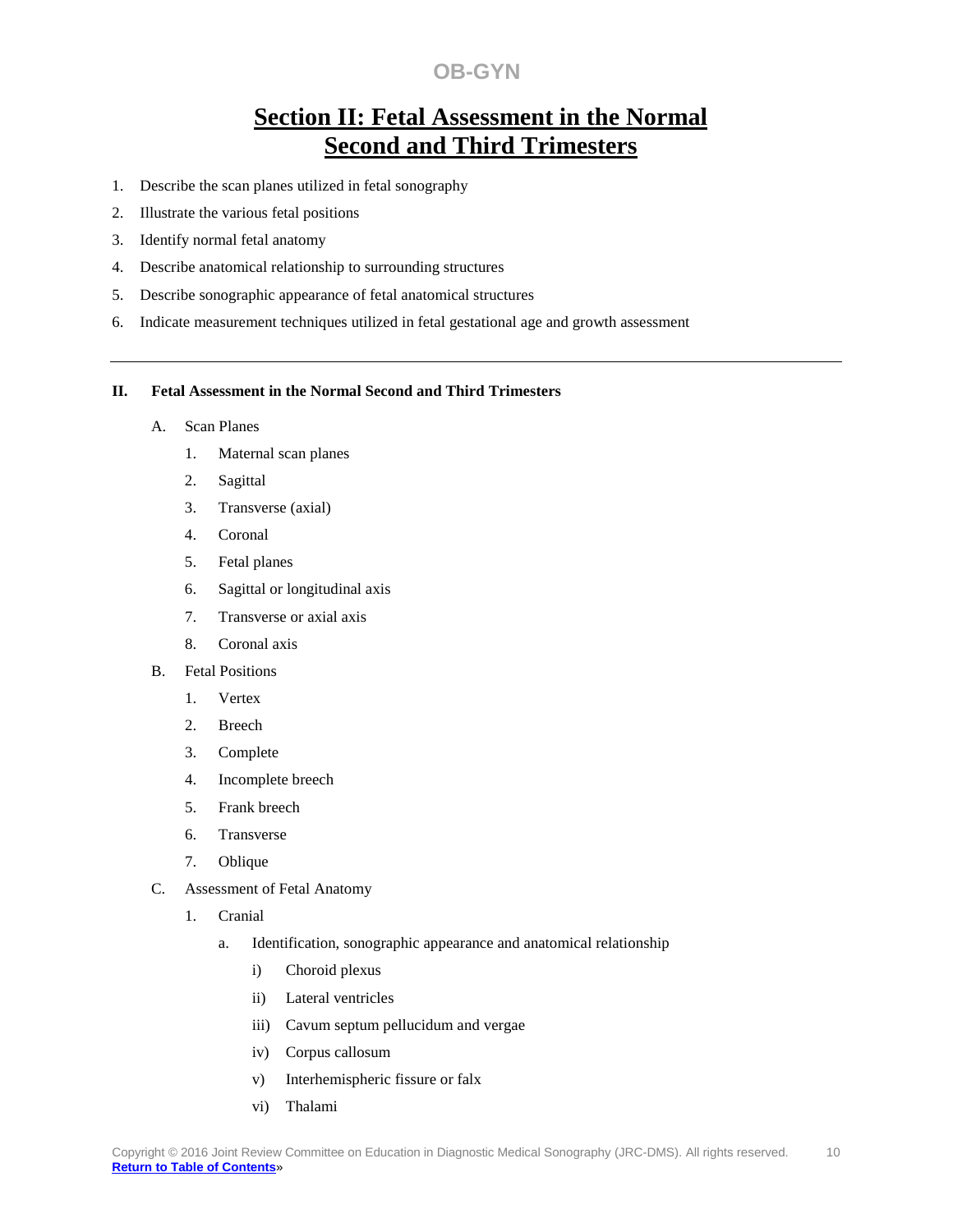# Section II: Fetal Assessment in the Normal Second and Third Trimesters

1. Describe the scan planes utilized in fetal sonography
2. Illustrate the various fetal positions
3. Identify normal fetal anatomy
4. Describe anatomical relationship to surrounding structures
5. Describe sonographic appearance of fetal anatomical structures
6. Indicate measurement techniques utilized in fetal gestational age and growth assessment

---

**II. Fetal Assessment in the Normal Second and Third Trimesters**

A. Scan Planes
   1. Maternal scan planes
   2. Sagittal
   3. Transverse (axial)
   4. Coronal
   5. Fetal planes
   6. Sagittal or longitudinal axis
   7. Transverse or axial axis
   8. Coronal axis

B. Fetal Positions
   1. Vertex
   2. Breech
   3. Complete
   4. Incomplete breech
   5. Frank breech
   6. Transverse
   7. Oblique

C. Assessment of Fetal Anatomy
   1. Cranial
      a. Identification, sonographic appearance and anatomical relationship
         i) Choroid plexus
         ii) Lateral ventricles
         iii) Cavum septum pellucidum and vergae
         iv) Corpus callosum
         v) Interhemispheric fissure or falx
         vi) Thalami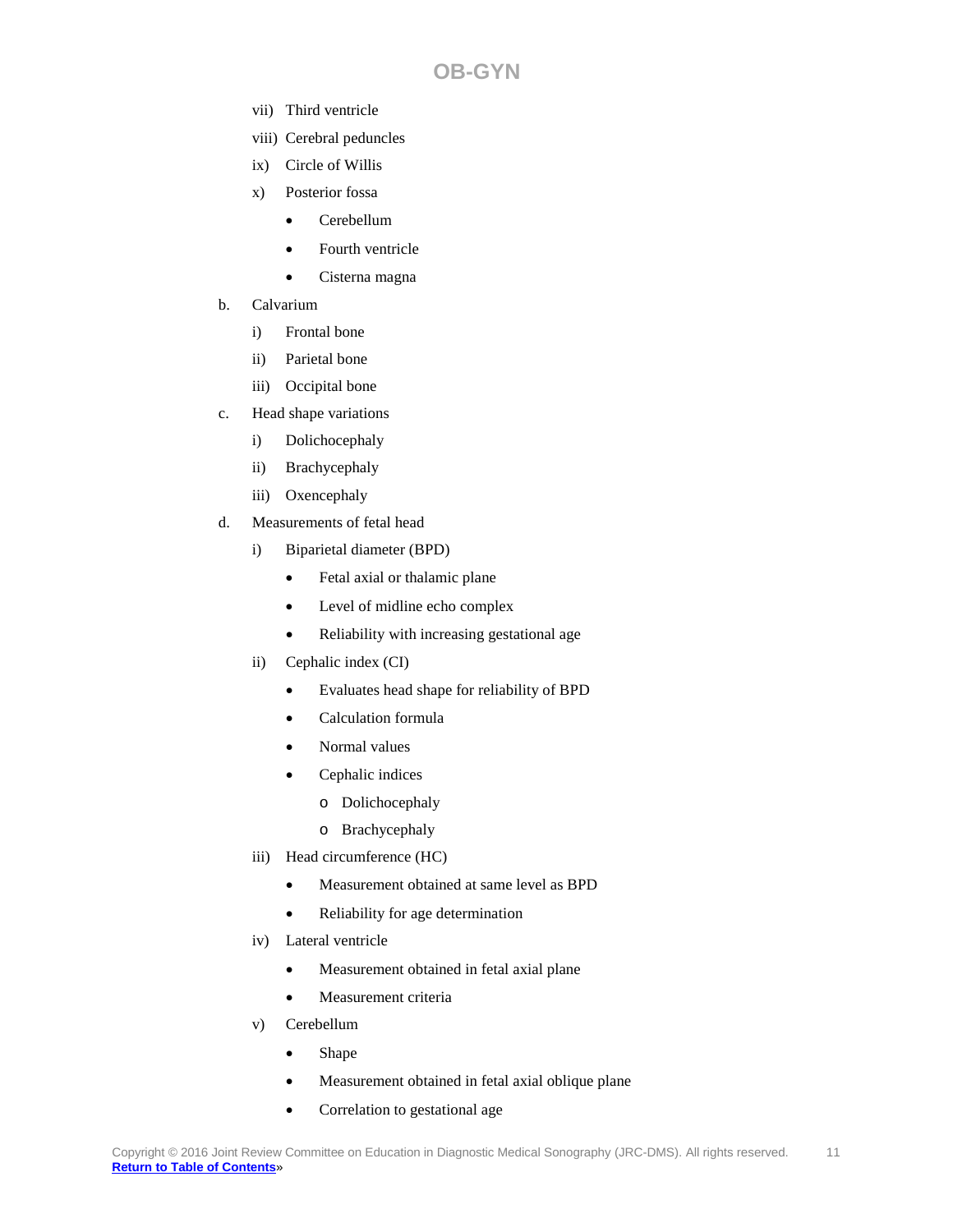vii) Third ventricle

viii) Cerebral peduncles

ix) Circle of Willis

x) Posterior fossa

- Cerebellum
- Fourth ventricle
- Cisterna magna

b. Calvarium

i) Frontal bone

ii) Parietal bone

iii) Occipital bone

c. Head shape variations

i) Dolichocephaly

ii) Brachycephaly

iii) Oxencephaly

d. Measurements of fetal head

i) Biparietal diameter (BPD)

- Fetal axial or thalamic plane
- Level of midline echo complex
- Reliability with increasing gestational age

ii) Cephalic index (CI)

- Evaluates head shape for reliability of BPD
- Calculation formula
- Normal values
- Cephalic indices
  - Dolichocephaly
  - Brachycephaly

iii) Head circumference (HC)

- Measurement obtained at same level as BPD
- Reliability for age determination

iv) Lateral ventricle

- Measurement obtained in fetal axial plane
- Measurement criteria

v) Cerebellum

- Shape
- Measurement obtained in fetal axial oblique plane
- Correlation to gestational age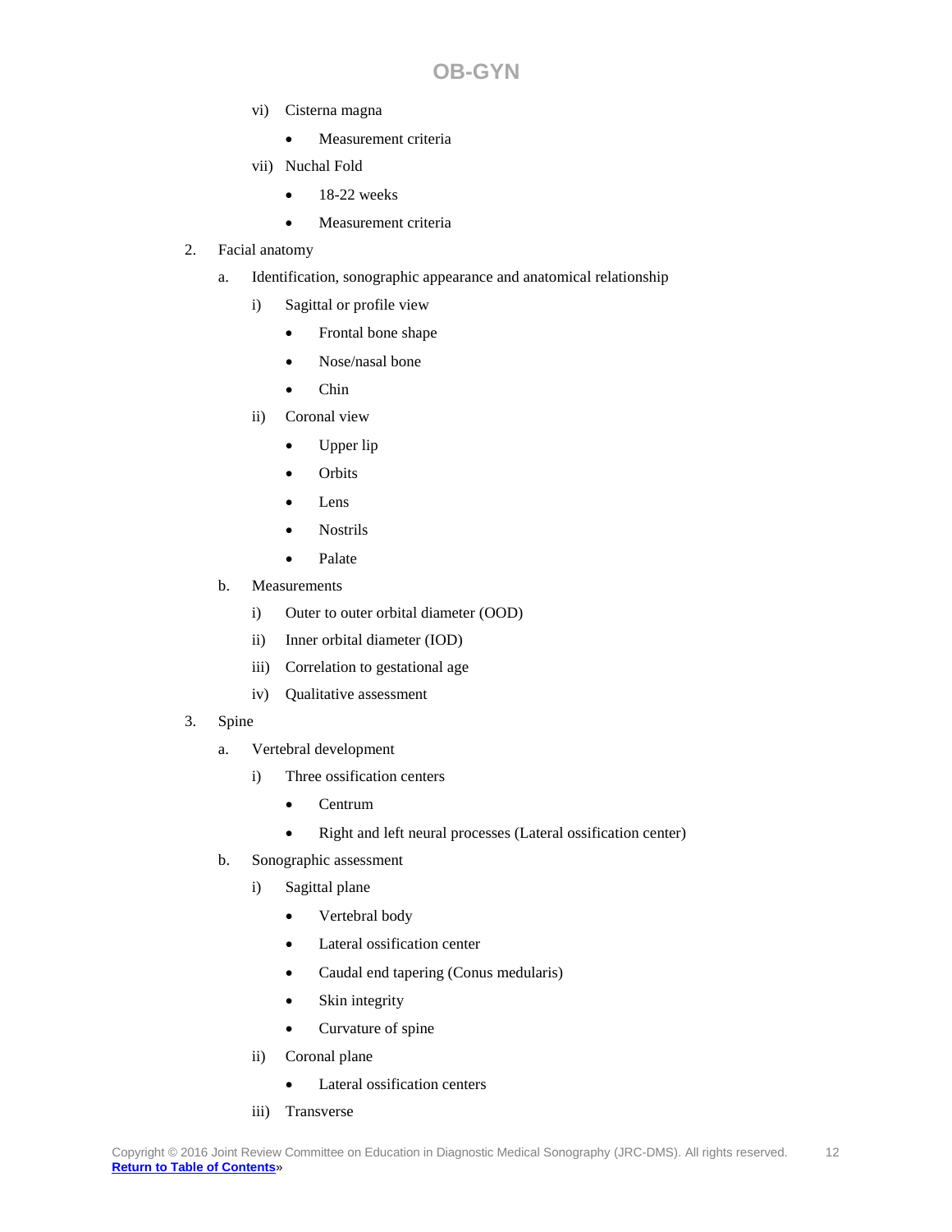- vi) Cisterna magna
  - Measurement criteria
- vii) Nuchal Fold
  - 18-22 weeks
  - Measurement criteria

2. Facial anatomy
   - a. Identification, sonographic appearance and anatomical relationship
     - i) Sagittal or profile view
       - Frontal bone shape
       - Nose/nasal bone
       - Chin
     - ii) Coronal view
       - Upper lip
       - Orbits
       - Lens
       - Nostrils
       - Palate
   - b. Measurements
     - i) Outer to outer orbital diameter (OOD)
     - ii) Inner orbital diameter (IOD)
     - iii) Correlation to gestational age
     - iv) Qualitative assessment

3. Spine
   - a. Vertebral development
     - i) Three ossification centers
       - Centrum
       - Right and left neural processes (Lateral ossification center)
   - b. Sonographic assessment
     - i) Sagittal plane
       - Vertebral body
       - Lateral ossification center
       - Caudal end tapering (Conus medularis)
       - Skin integrity
       - Curvature of spine
     - ii) Coronal plane
       - Lateral ossification centers
     - iii) Transverse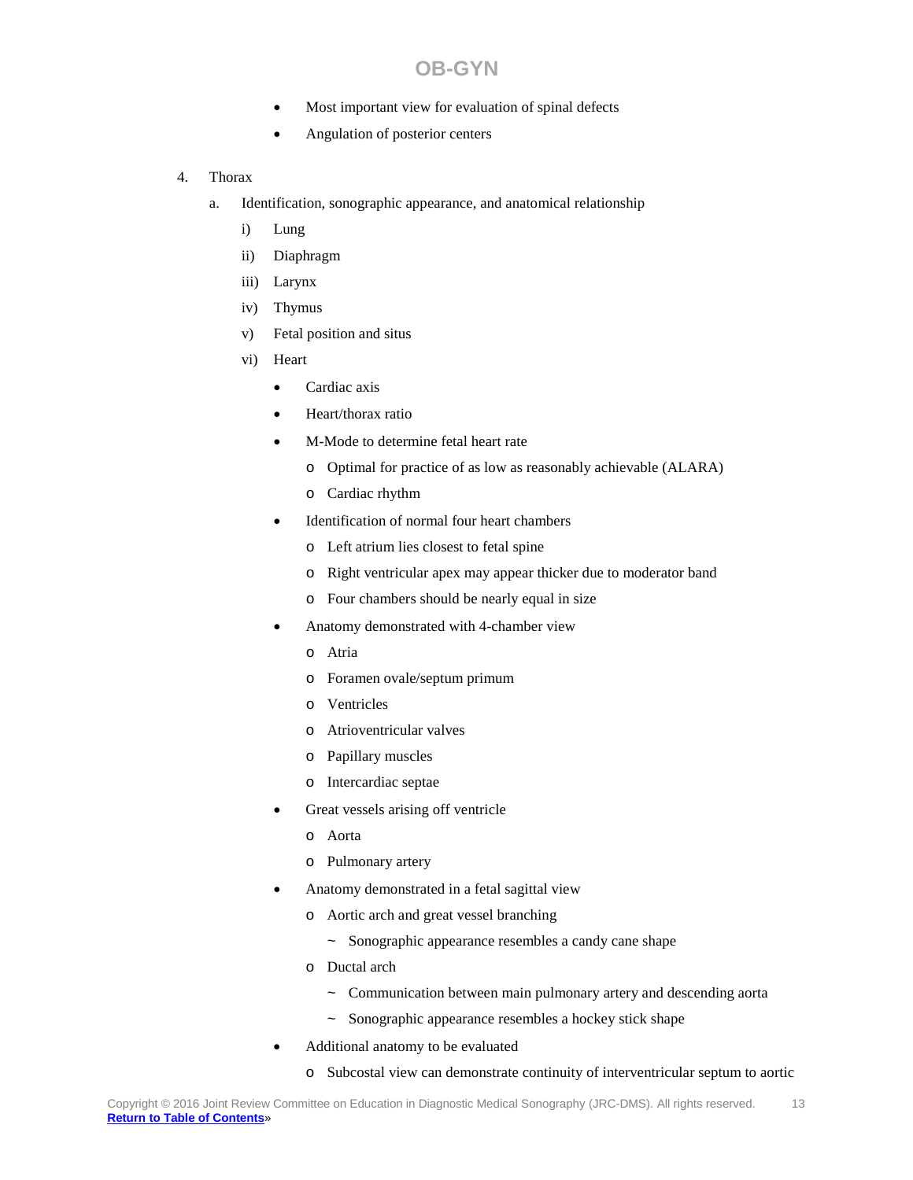- Most important view for evaluation of spinal defects
- Angulation of posterior centers

4. Thorax
   a. Identification, sonographic appearance, and anatomical relationship
      i) Lung
      ii) Diaphragm
      iii) Larynx
      iv) Thymus
      v) Fetal position and situs
      vi) Heart
         - Cardiac axis
         - Heart/thorax ratio
         - M-Mode to determine fetal heart rate
            - Optimal for practice of as low as reasonably achievable (ALARA)
            - Cardiac rhythm
         - Identification of normal four heart chambers
            - Left atrium lies closest to fetal spine
            - Right ventricular apex may appear thicker due to moderator band
            - Four chambers should be nearly equal in size
         - Anatomy demonstrated with 4-chamber view
            - Atria
            - Foramen ovale/septum primum
            - Ventricles
            - Atrioventricular valves
            - Papillary muscles
            - Intercardiac septae
         - Great vessels arising off ventricle
            - Aorta
            - Pulmonary artery
         - Anatomy demonstrated in a fetal sagittal view
            - Aortic arch and great vessel branching
               ~ Sonographic appearance resembles a candy cane shape
            - Ductal arch
               ~ Communication between main pulmonary artery and descending aorta
               ~ Sonographic appearance resembles a hockey stick shape
         - Additional anatomy to be evaluated
            - Subcostal view can demonstrate continuity of interventricular septum to aortic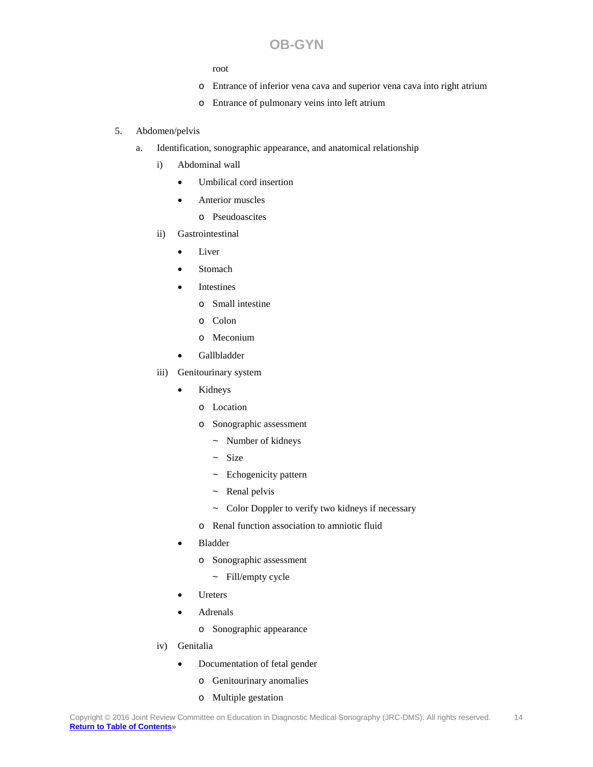root

- o Entrance of inferior vena cava and superior vena cava into right atrium
- o Entrance of pulmonary veins into left atrium

5. Abdomen/pelvis
   a. Identification, sonographic appearance, and anatomical relationship
      i) Abdominal wall
         - Umbilical cord insertion
         - Anterior muscles
           - o Pseudoascites
      ii) Gastrointestinal
         - Liver
         - Stomach
         - Intestines
           - o Small intestine
           - o Colon
           - o Meconium
         - Gallbladder
      iii) Genitourinary system
         - Kidneys
           - o Location
           - o Sonographic assessment
             - ~ Number of kidneys
             - ~ Size
             - ~ Echogenicity pattern
             - ~ Renal pelvis
             - ~ Color Doppler to verify two kidneys if necessary
           - o Renal function association to amniotic fluid
         - Bladder
           - o Sonographic assessment
             - ~ Fill/empty cycle
         - Ureters
         - Adrenals
           - o Sonographic appearance
      iv) Genitalia
         - Documentation of fetal gender
           - o Genitourinary anomalies
           - o Multiple gestation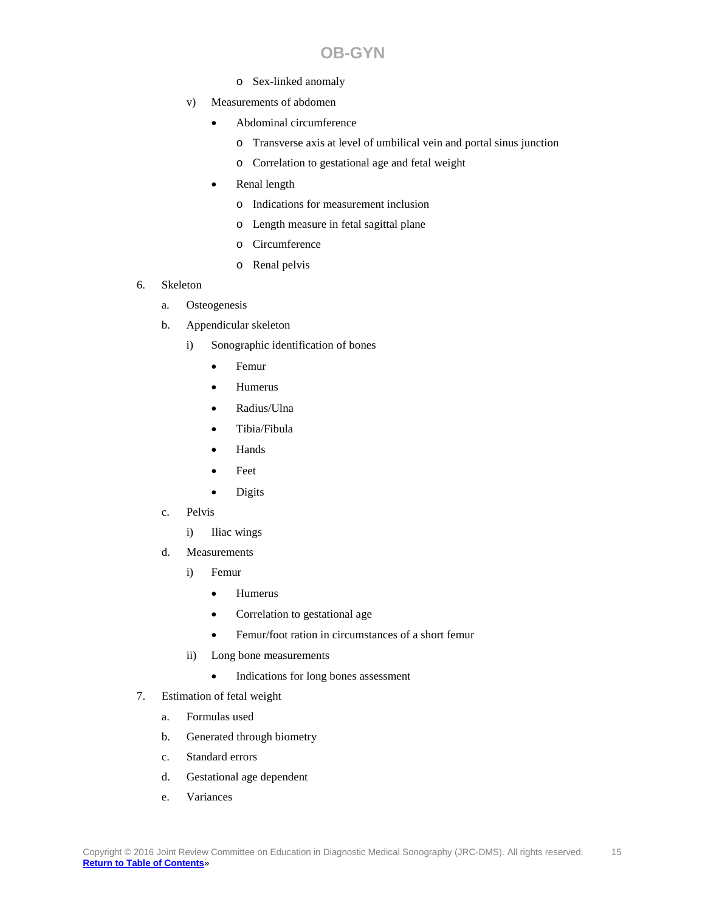- Sex-linked anomaly

v) Measurements of abdomen

- Abdominal circumference
  - Transverse axis at level of umbilical vein and portal sinus junction
  - Correlation to gestational age and fetal weight
- Renal length
  - Indications for measurement inclusion
  - Length measure in fetal sagittal plane
  - Circumference
  - Renal pelvis

6. Skeleton

   a. Osteogenesis

   b. Appendicular skeleton

      i) Sonographic identification of bones

      - Femur
      - Humerus
      - Radius/Ulna
      - Tibia/Fibula
      - Hands
      - Feet
      - Digits

   c. Pelvis

      i) Iliac wings

   d. Measurements

      i) Femur

      - Humerus
      - Correlation to gestational age
      - Femur/foot ration in circumstances of a short femur

      ii) Long bone measurements

      - Indications for long bones assessment

7. Estimation of fetal weight

   a. Formulas used

   b. Generated through biometry

   c. Standard errors

   d. Gestational age dependent

   e. Variances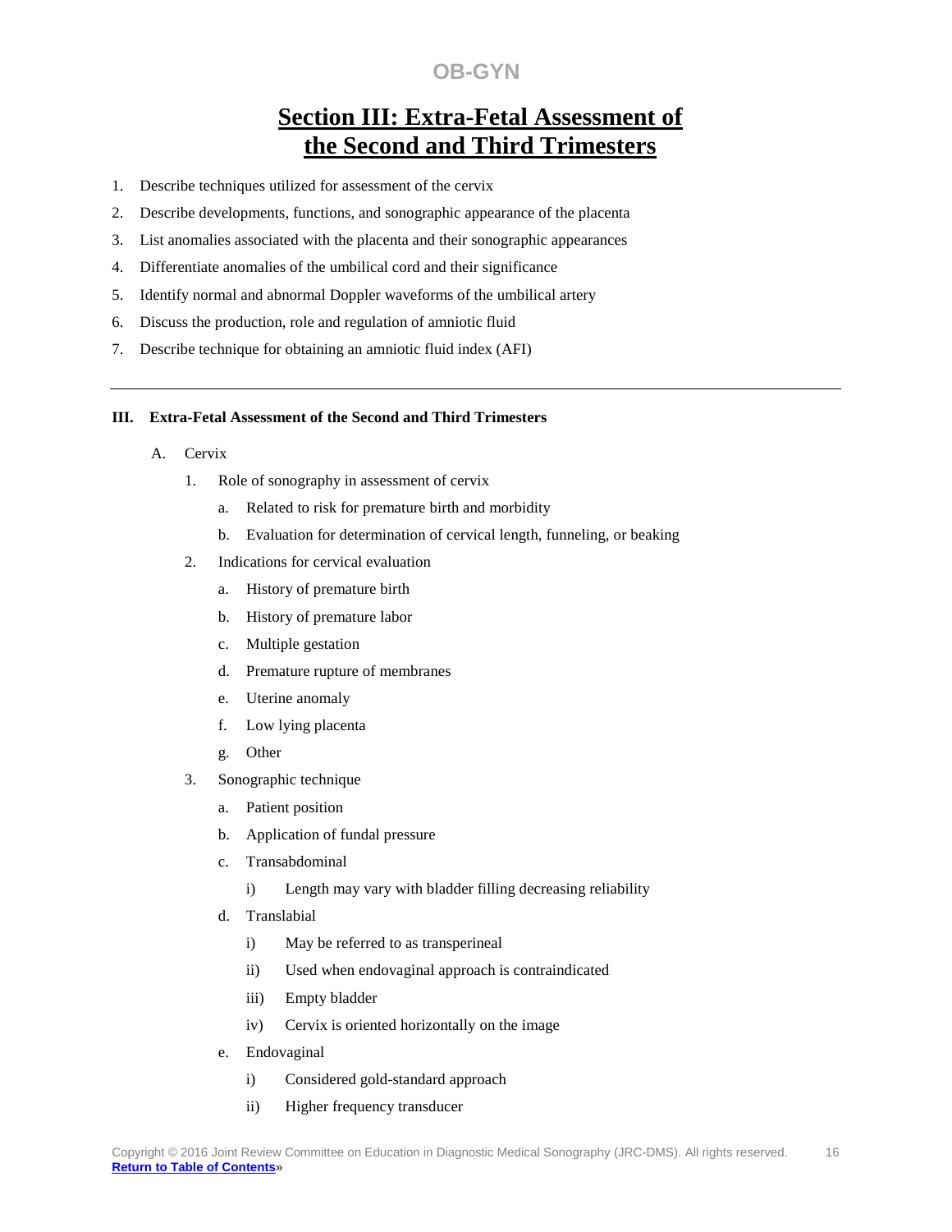# Section III: Extra-Fetal Assessment of the Second and Third Trimesters

1. Describe techniques utilized for assessment of the cervix
2. Describe developments, functions, and sonographic appearance of the placenta
3. List anomalies associated with the placenta and their sonographic appearances
4. Differentiate anomalies of the umbilical cord and their significance
5. Identify normal and abnormal Doppler waveforms of the umbilical artery
6. Discuss the production, role and regulation of amniotic fluid
7. Describe technique for obtaining an amniotic fluid index (AFI)

---

**III. Extra-Fetal Assessment of the Second and Third Trimesters**

- A. Cervix
  - 1. Role of sonography in assessment of cervix
    - a. Related to risk for premature birth and morbidity
    - b. Evaluation for determination of cervical length, funneling, or beaking
  - 2. Indications for cervical evaluation
    - a. History of premature birth
    - b. History of premature labor
    - c. Multiple gestation
    - d. Premature rupture of membranes
    - e. Uterine anomaly
    - f. Low lying placenta
    - g. Other
  - 3. Sonographic technique
    - a. Patient position
    - b. Application of fundal pressure
    - c. Transabdominal
      - i) Length may vary with bladder filling decreasing reliability
    - d. Translabial
      - i) May be referred to as transperineal
      - ii) Used when endovaginal approach is contraindicated
      - iii) Empty bladder
      - iv) Cervix is oriented horizontally on the image
    - e. Endovaginal
      - i) Considered gold-standard approach
      - ii) Higher frequency transducer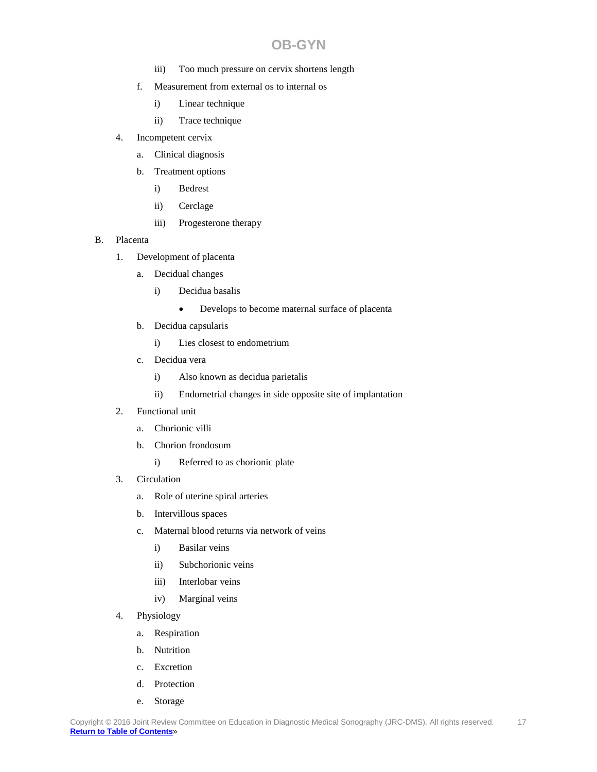iii) Too much pressure on cervix shortens length

   f. Measurement from external os to internal os

      i) Linear technique

      ii) Trace technique

4. Incompetent cervix

   a. Clinical diagnosis

   b. Treatment options

      i) Bedrest

      ii) Cerclage

      iii) Progesterone therapy

B. Placenta

1. Development of placenta

   a. Decidual changes

      i) Decidua basalis

         - Develops to become maternal surface of placenta

   b. Decidua capsularis

      i) Lies closest to endometrium

   c. Decidua vera

      i) Also known as decidua parietalis

      ii) Endometrial changes in side opposite site of implantation

2. Functional unit

   a. Chorionic villi

   b. Chorion frondosum

      i) Referred to as chorionic plate

3. Circulation

   a. Role of uterine spiral arteries

   b. Intervillous spaces

   c. Maternal blood returns via network of veins

      i) Basilar veins

      ii) Subchorionic veins

      iii) Interlobar veins

      iv) Marginal veins

4. Physiology

   a. Respiration

   b. Nutrition

   c. Excretion

   d. Protection

   e. Storage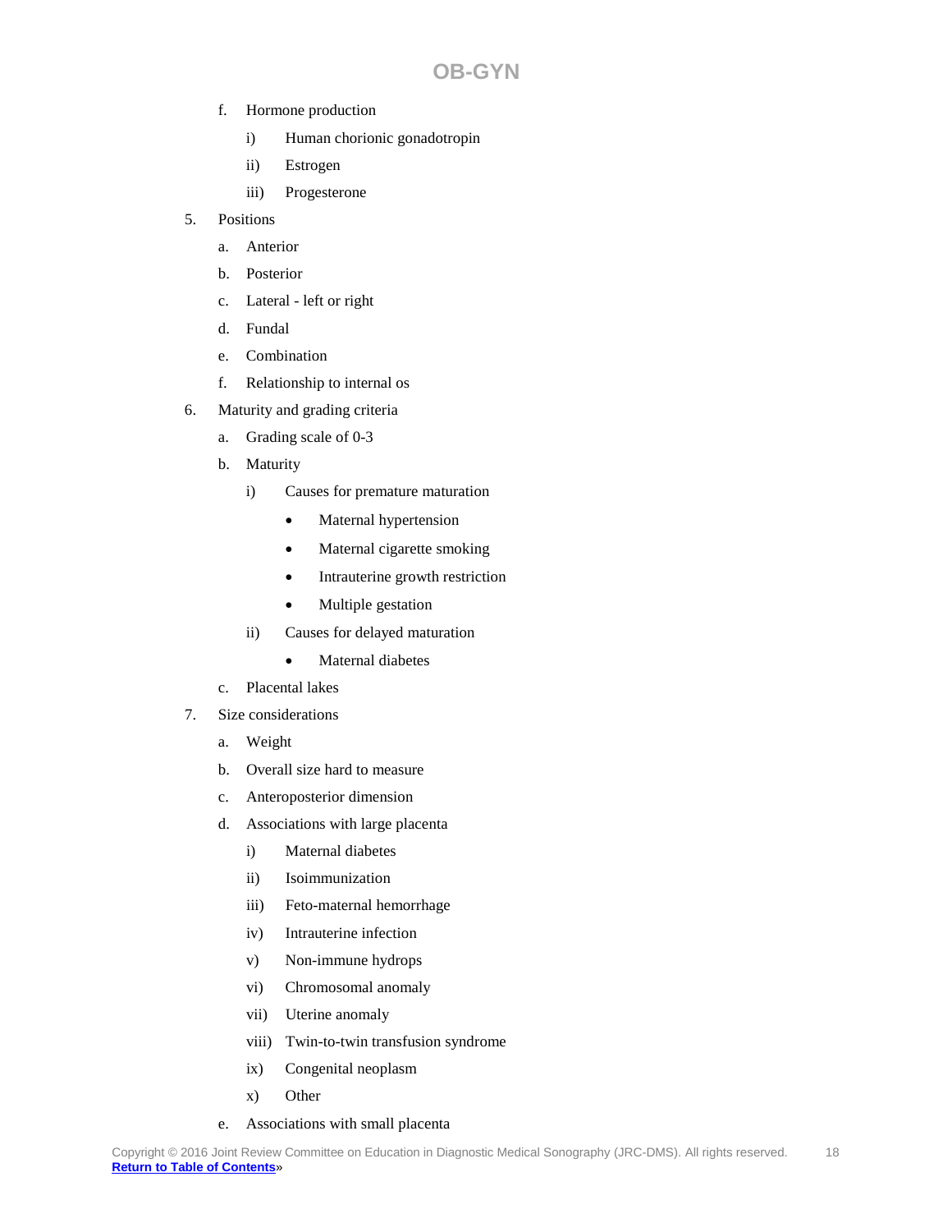f. Hormone production

   i) Human chorionic gonadotropin

   ii) Estrogen

   iii) Progesterone

5. Positions

   a. Anterior

   b. Posterior

   c. Lateral - left or right

   d. Fundal

   e. Combination

   f. Relationship to internal os

6. Maturity and grading criteria

   a. Grading scale of 0-3

   b. Maturity

      i) Causes for premature maturation

         - Maternal hypertension
         - Maternal cigarette smoking
         - Intrauterine growth restriction
         - Multiple gestation

      ii) Causes for delayed maturation

         - Maternal diabetes

   c. Placental lakes

7. Size considerations

   a. Weight

   b. Overall size hard to measure

   c. Anteroposterior dimension

   d. Associations with large placenta

      i) Maternal diabetes

      ii) Isoimmunization

      iii) Feto-maternal hemorrhage

      iv) Intrauterine infection

      v) Non-immune hydrops

      vi) Chromosomal anomaly

      vii) Uterine anomaly

      viii) Twin-to-twin transfusion syndrome

      ix) Congenital neoplasm

      x) Other

   e. Associations with small placenta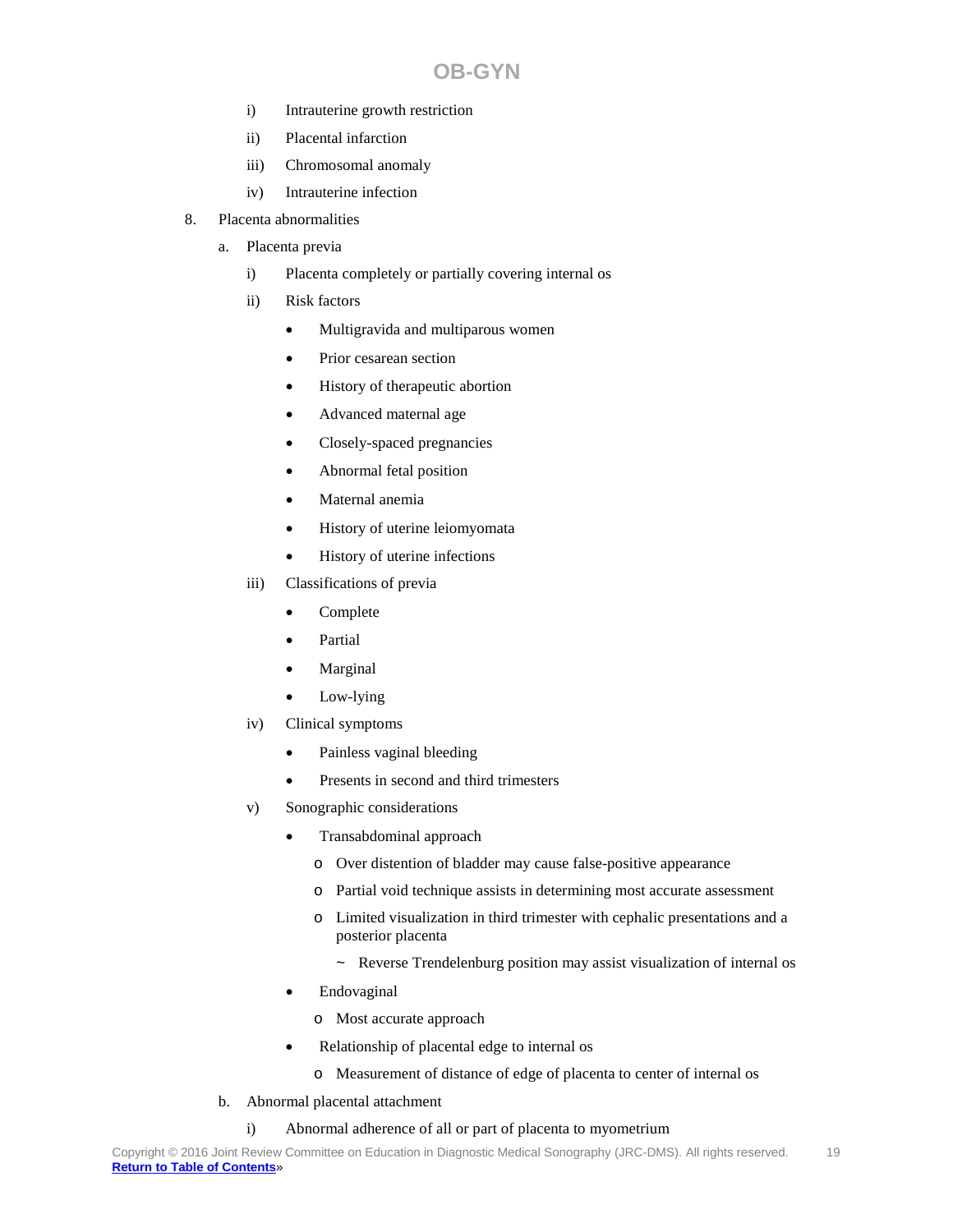i) Intrauterine growth restriction

ii) Placental infarction

iii) Chromosomal anomaly

iv) Intrauterine infection

8. Placenta abnormalities

   a. Placenta previa

      i) Placenta completely or partially covering internal os

      ii) Risk factors

         - Multigravida and multiparous women
         - Prior cesarean section
         - History of therapeutic abortion
         - Advanced maternal age
         - Closely-spaced pregnancies
         - Abnormal fetal position
         - Maternal anemia
         - History of uterine leiomyomata
         - History of uterine infections

      iii) Classifications of previa

         - Complete
         - Partial
         - Marginal
         - Low-lying

      iv) Clinical symptoms

         - Painless vaginal bleeding
         - Presents in second and third trimesters

      v) Sonographic considerations

         - Transabdominal approach
            - Over distention of bladder may cause false-positive appearance
            - Partial void technique assists in determining most accurate assessment
            - Limited visualization in third trimester with cephalic presentations and a posterior placenta
               - ~ Reverse Trendelenburg position may assist visualization of internal os
         - Endovaginal
            - Most accurate approach
         - Relationship of placental edge to internal os
            - Measurement of distance of edge of placenta to center of internal os

   b. Abnormal placental attachment

      i) Abnormal adherence of all or part of placenta to myometrium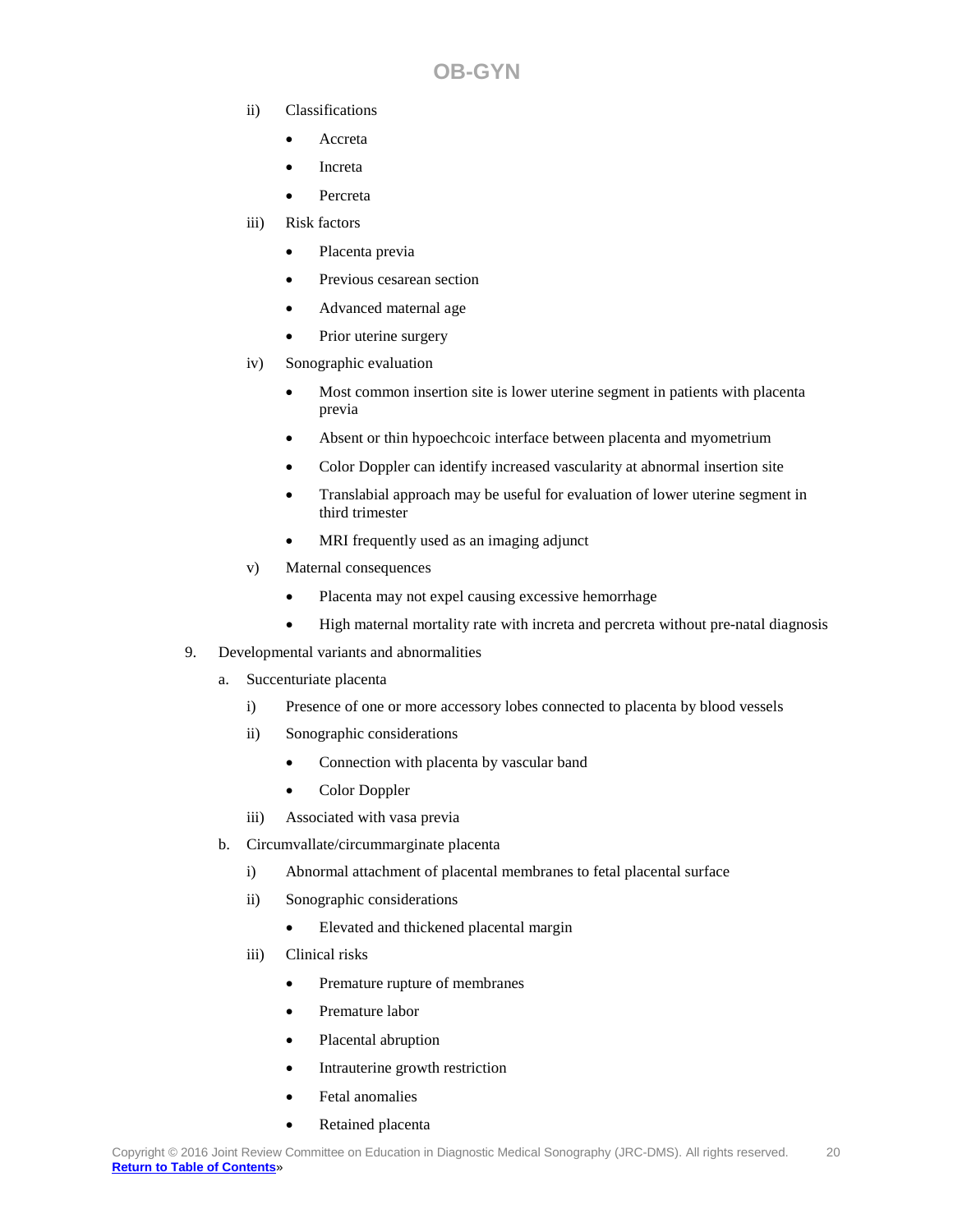ii) Classifications

- Accreta
- Increta
- Percreta

iii) Risk factors

- Placenta previa
- Previous cesarean section
- Advanced maternal age
- Prior uterine surgery

iv) Sonographic evaluation

- Most common insertion site is lower uterine segment in patients with placenta previa
- Absent or thin hypoechcoic interface between placenta and myometrium
- Color Doppler can identify increased vascularity at abnormal insertion site
- Translabial approach may be useful for evaluation of lower uterine segment in third trimester
- MRI frequently used as an imaging adjunct

v) Maternal consequences

- Placenta may not expel causing excessive hemorrhage
- High maternal mortality rate with increta and percreta without pre-natal diagnosis

9. Developmental variants and abnormalities

a. Succenturiate placenta

i) Presence of one or more accessory lobes connected to placenta by blood vessels

ii) Sonographic considerations

- Connection with placenta by vascular band
- Color Doppler

iii) Associated with vasa previa

b. Circumvallate/circummarginate placenta

i) Abnormal attachment of placental membranes to fetal placental surface

ii) Sonographic considerations

- Elevated and thickened placental margin

iii) Clinical risks

- Premature rupture of membranes
- Premature labor
- Placental abruption
- Intrauterine growth restriction
- Fetal anomalies
- Retained placenta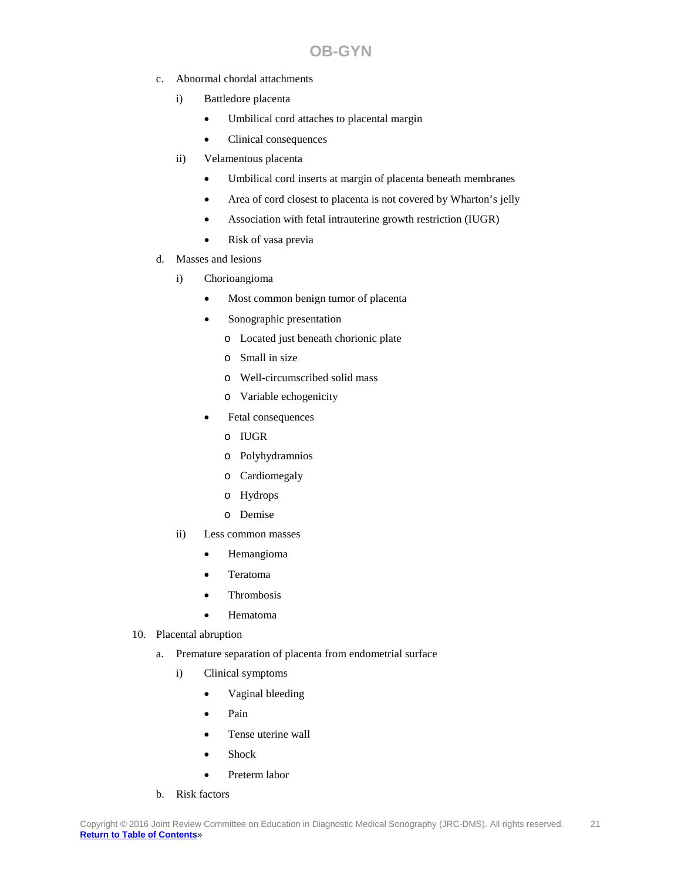c. Abnormal chordal attachments

   i) Battledore placenta

      - Umbilical cord attaches to placental margin
      - Clinical consequences

   ii) Velamentous placenta

      - Umbilical cord inserts at margin of placenta beneath membranes
      - Area of cord closest to placenta is not covered by Wharton's jelly
      - Association with fetal intrauterine growth restriction (IUGR)
      - Risk of vasa previa

d. Masses and lesions

   i) Chorioangioma

      - Most common benign tumor of placenta
      - Sonographic presentation
         - Located just beneath chorionic plate
         - Small in size
         - Well-circumscribed solid mass
         - Variable echogenicity
      - Fetal consequences
         - IUGR
         - Polyhydramnios
         - Cardiomegaly
         - Hydrops
         - Demise

   ii) Less common masses

      - Hemangioma
      - Teratoma
      - Thrombosis
      - Hematoma

10. Placental abruption

   a. Premature separation of placenta from endometrial surface

      i) Clinical symptoms

         - Vaginal bleeding
         - Pain
         - Tense uterine wall
         - Shock
         - Preterm labor

   b. Risk factors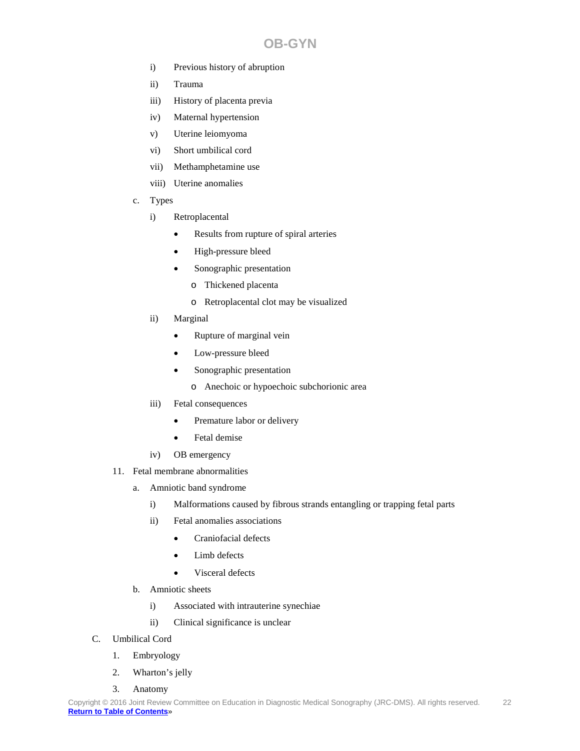- i) Previous history of abruption
- ii) Trauma
- iii) History of placenta previa
- iv) Maternal hypertension
- v) Uterine leiomyoma
- vi) Short umbilical cord
- vii) Methamphetamine use
- viii) Uterine anomalies

c. Types

- i) Retroplacental
  - Results from rupture of spiral arteries
  - High-pressure bleed
  - Sonographic presentation
    - o Thickened placenta
    - o Retroplacental clot may be visualized
- ii) Marginal
  - Rupture of marginal vein
  - Low-pressure bleed
  - Sonographic presentation
    - o Anechoic or hypoechoic subchorionic area
- iii) Fetal consequences
  - Premature labor or delivery
  - Fetal demise
- iv) OB emergency

11. Fetal membrane abnormalities

a. Amniotic band syndrome

- i) Malformations caused by fibrous strands entangling or trapping fetal parts
- ii) Fetal anomalies associations
  - Craniofacial defects
  - Limb defects
  - Visceral defects

b. Amniotic sheets

- i) Associated with intrauterine synechiae
- ii) Clinical significance is unclear

C. Umbilical Cord

1. Embryology
2. Wharton's jelly
3. Anatomy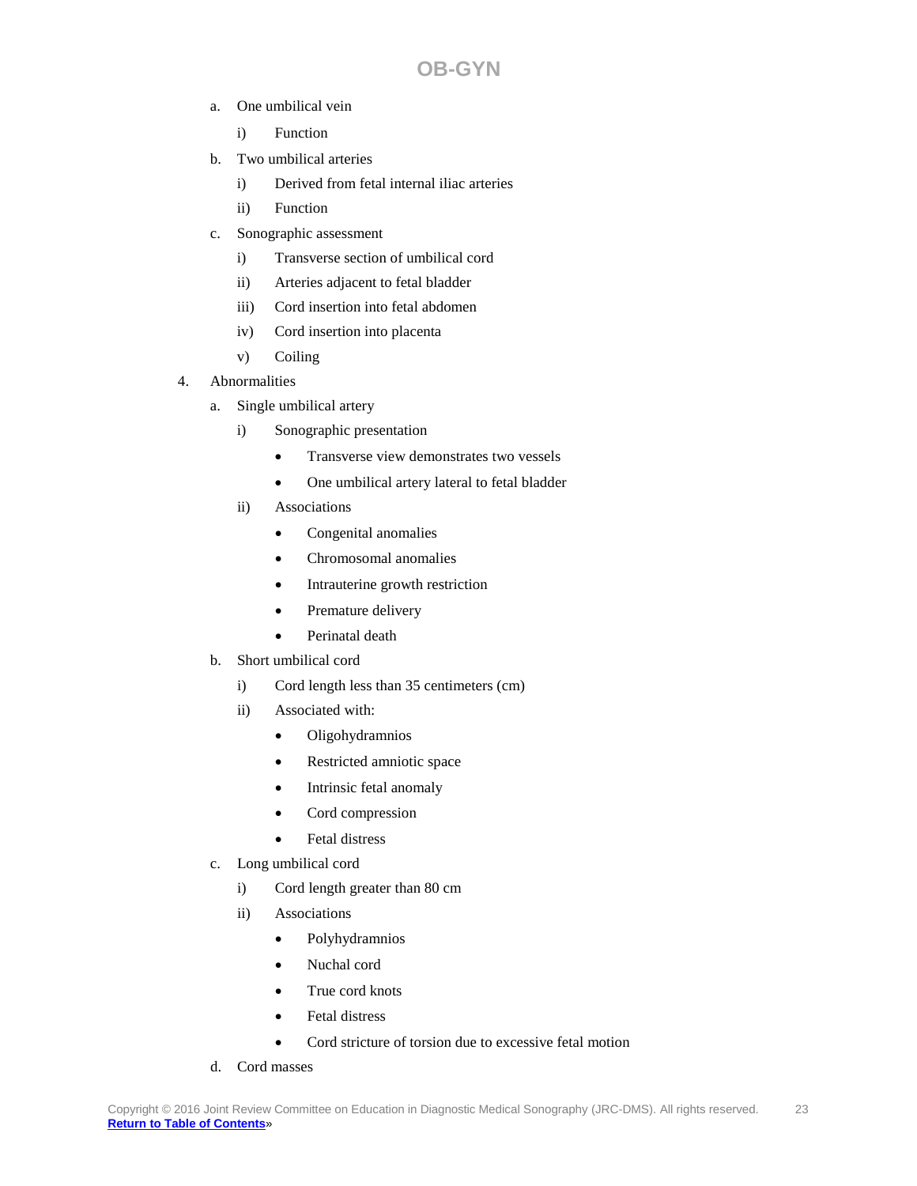a. One umbilical vein
    i) Function
b. Two umbilical arteries
    i) Derived from fetal internal iliac arteries
    ii) Function
c. Sonographic assessment
    i) Transverse section of umbilical cord
    ii) Arteries adjacent to fetal bladder
    iii) Cord insertion into fetal abdomen
    iv) Cord insertion into placenta
    v) Coiling

4. Abnormalities
    a. Single umbilical artery
        i) Sonographic presentation
            - Transverse view demonstrates two vessels
            - One umbilical artery lateral to fetal bladder
        ii) Associations
            - Congenital anomalies
            - Chromosomal anomalies
            - Intrauterine growth restriction
            - Premature delivery
            - Perinatal death
    b. Short umbilical cord
        i) Cord length less than 35 centimeters (cm)
        ii) Associated with:
            - Oligohydramnios
            - Restricted amniotic space
            - Intrinsic fetal anomaly
            - Cord compression
            - Fetal distress
    c. Long umbilical cord
        i) Cord length greater than 80 cm
        ii) Associations
            - Polyhydramnios
            - Nuchal cord
            - True cord knots
            - Fetal distress
            - Cord stricture of torsion due to excessive fetal motion
    d. Cord masses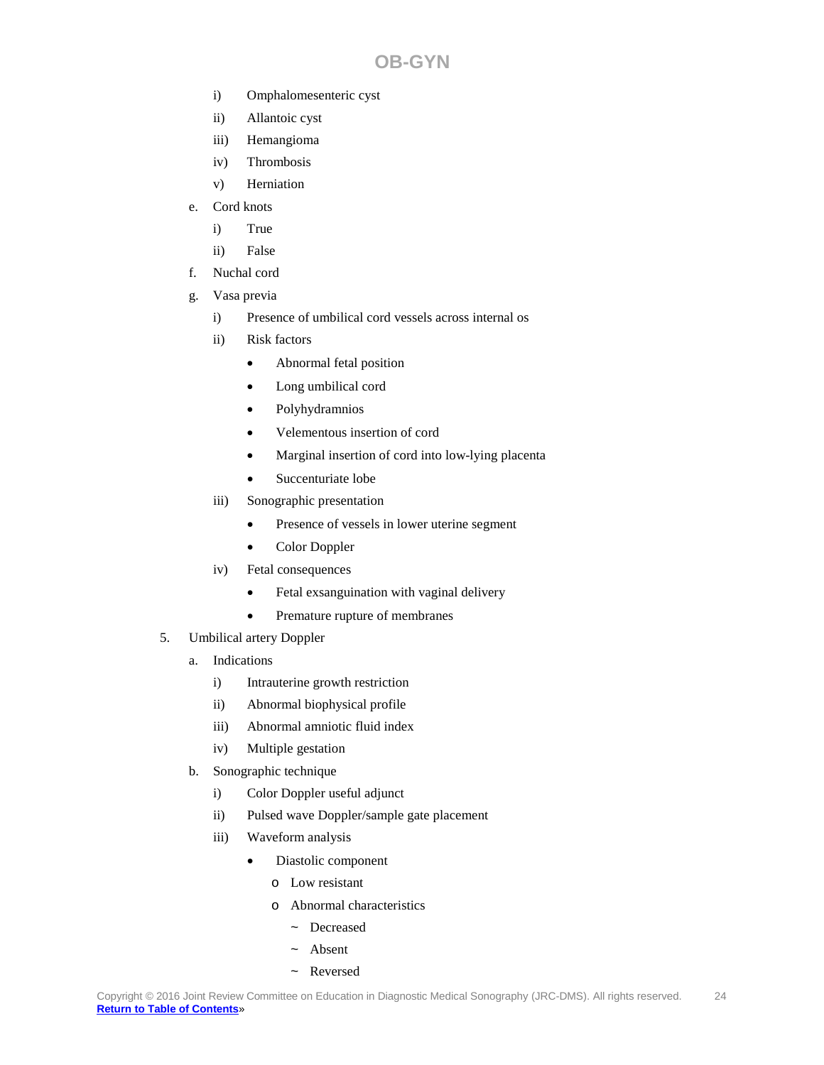i) Omphalomesenteric cyst
ii) Allantoic cyst
iii) Hemangioma
iv) Thrombosis
v) Herniation

e. Cord knots
   i) True
   ii) False

f. Nuchal cord

g. Vasa previa
   i) Presence of umbilical cord vessels across internal os
   ii) Risk factors
      - Abnormal fetal position
      - Long umbilical cord
      - Polyhydramnios
      - Velementous insertion of cord
      - Marginal insertion of cord into low-lying placenta
      - Succenturiate lobe
   iii) Sonographic presentation
      - Presence of vessels in lower uterine segment
      - Color Doppler
   iv) Fetal consequences
      - Fetal exsanguination with vaginal delivery
      - Premature rupture of membranes

5. Umbilical artery Doppler
   a. Indications
      i) Intrauterine growth restriction
      ii) Abnormal biophysical profile
      iii) Abnormal amniotic fluid index
      iv) Multiple gestation
   b. Sonographic technique
      i) Color Doppler useful adjunct
      ii) Pulsed wave Doppler/sample gate placement
      iii) Waveform analysis
         - Diastolic component
            - Low resistant
            - Abnormal characteristics
               - ~ Decreased
               - ~ Absent
               - ~ Reversed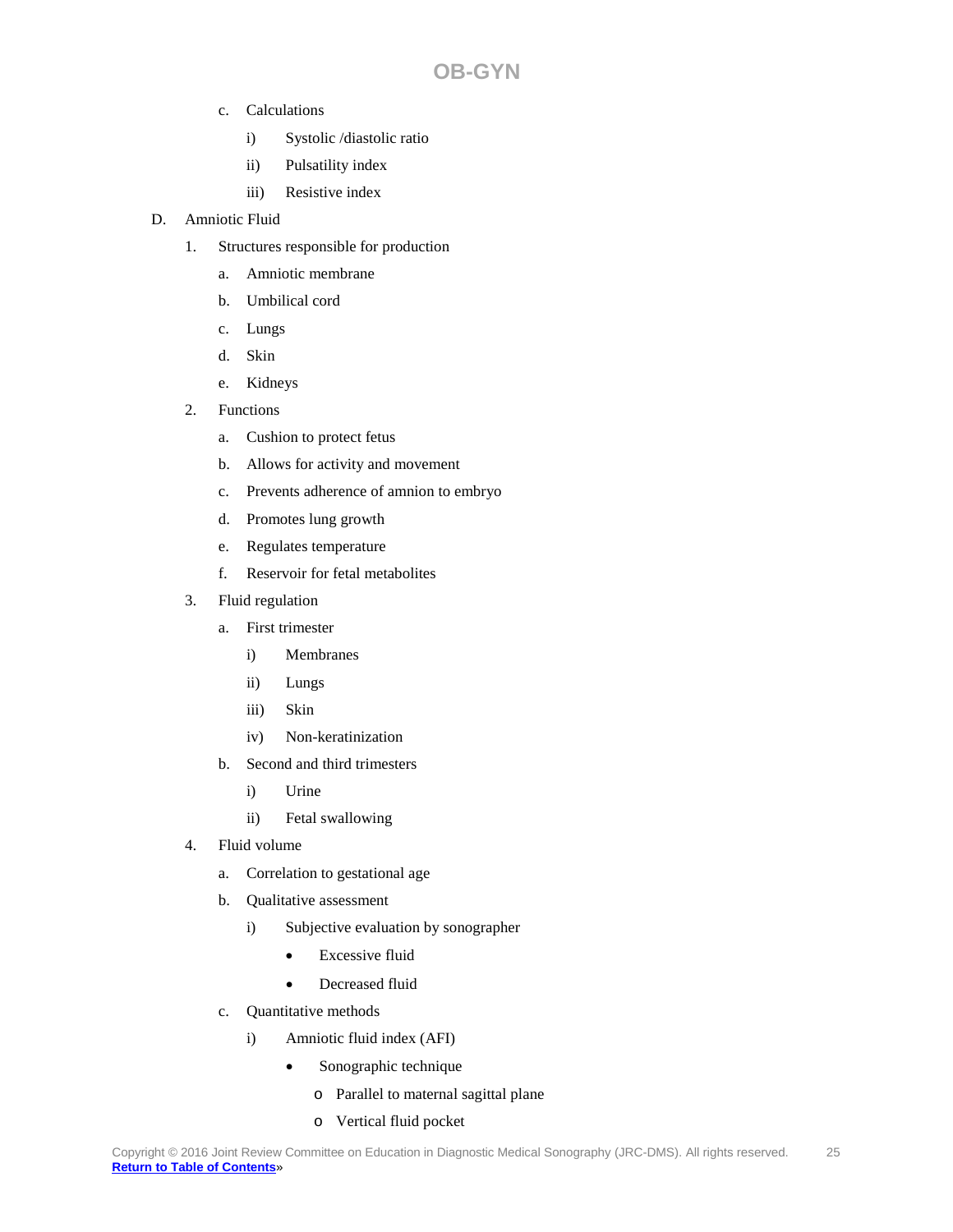- c. Calculations
  - i) Systolic /diastolic ratio
  - ii) Pulsatility index
  - iii) Resistive index

- D. Amniotic Fluid
  - 1. Structures responsible for production
    - a. Amniotic membrane
    - b. Umbilical cord
    - c. Lungs
    - d. Skin
    - e. Kidneys
  - 2. Functions
    - a. Cushion to protect fetus
    - b. Allows for activity and movement
    - c. Prevents adherence of amnion to embryo
    - d. Promotes lung growth
    - e. Regulates temperature
    - f. Reservoir for fetal metabolites
  - 3. Fluid regulation
    - a. First trimester
      - i) Membranes
      - ii) Lungs
      - iii) Skin
      - iv) Non-keratinization
    - b. Second and third trimesters
      - i) Urine
      - ii) Fetal swallowing
  - 4. Fluid volume
    - a. Correlation to gestational age
    - b. Qualitative assessment
      - i) Subjective evaluation by sonographer
        - Excessive fluid
        - Decreased fluid
    - c. Quantitative methods
      - i) Amniotic fluid index (AFI)
        - Sonographic technique
          - o Parallel to maternal sagittal plane
          - o Vertical fluid pocket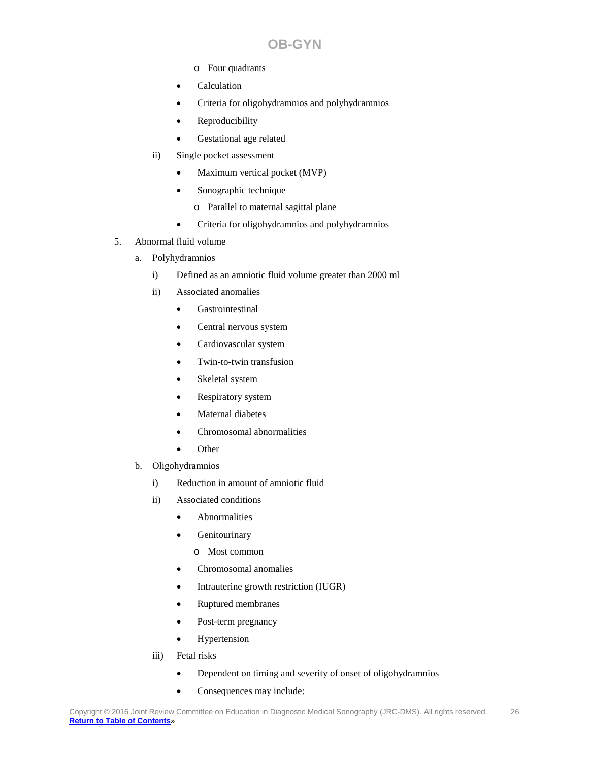- Four quadrants
    - Calculation
    - Criteria for oligohydramnios and polyhydramnios
    - Reproducibility
    - Gestational age related
  - ii) Single pocket assessment
    - Maximum vertical pocket (MVP)
    - Sonographic technique
      - Parallel to maternal sagittal plane
    - Criteria for oligohydramnios and polyhydramnios

5. Abnormal fluid volume
   - a. Polyhydramnios
     - i) Defined as an amniotic fluid volume greater than 2000 ml
     - ii) Associated anomalies
       - Gastrointestinal
       - Central nervous system
       - Cardiovascular system
       - Twin-to-twin transfusion
       - Skeletal system
       - Respiratory system
       - Maternal diabetes
       - Chromosomal abnormalities
       - Other
   - b. Oligohydramnios
     - i) Reduction in amount of amniotic fluid
     - ii) Associated conditions
       - Abnormalities
       - Genitourinary
         - Most common
       - Chromosomal anomalies
       - Intrauterine growth restriction (IUGR)
       - Ruptured membranes
       - Post-term pregnancy
       - Hypertension
     - iii) Fetal risks
       - Dependent on timing and severity of onset of oligohydramnios
       - Consequences may include: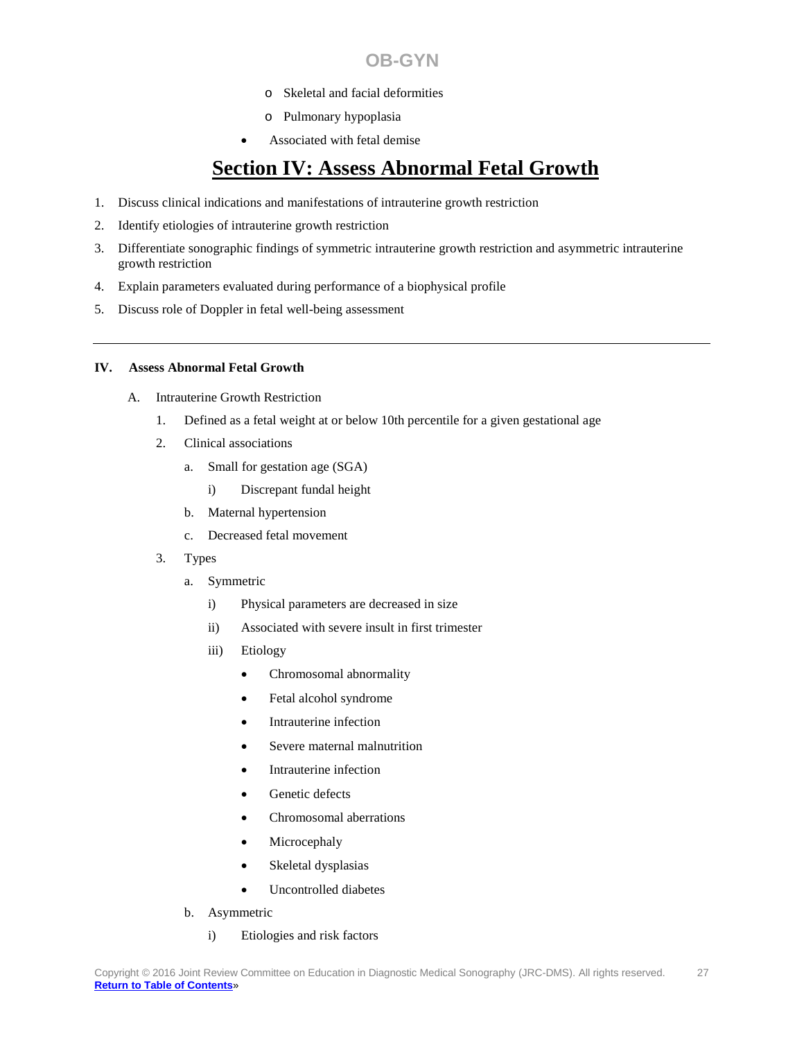- Skeletal and facial deformities
- Pulmonary hypoplasia

- Associated with fetal demise

# Section IV: Assess Abnormal Fetal Growth

1. Discuss clinical indications and manifestations of intrauterine growth restriction
2. Identify etiologies of intrauterine growth restriction
3. Differentiate sonographic findings of symmetric intrauterine growth restriction and asymmetric intrauterine growth restriction
4. Explain parameters evaluated during performance of a biophysical profile
5. Discuss role of Doppler in fetal well-being assessment

---

**IV. Assess Abnormal Fetal Growth**

A. Intrauterine Growth Restriction

1. Defined as a fetal weight at or below 10th percentile for a given gestational age
2. Clinical associations
   a. Small for gestation age (SGA)
      i) Discrepant fundal height
   b. Maternal hypertension
   c. Decreased fetal movement
3. Types
   a. Symmetric
      i) Physical parameters are decreased in size
      ii) Associated with severe insult in first trimester
      iii) Etiology
         - Chromosomal abnormality
         - Fetal alcohol syndrome
         - Intrauterine infection
         - Severe maternal malnutrition
         - Intrauterine infection
         - Genetic defects
         - Chromosomal aberrations
         - Microcephaly
         - Skeletal dysplasias
         - Uncontrolled diabetes
   b. Asymmetric
      i) Etiologies and risk factors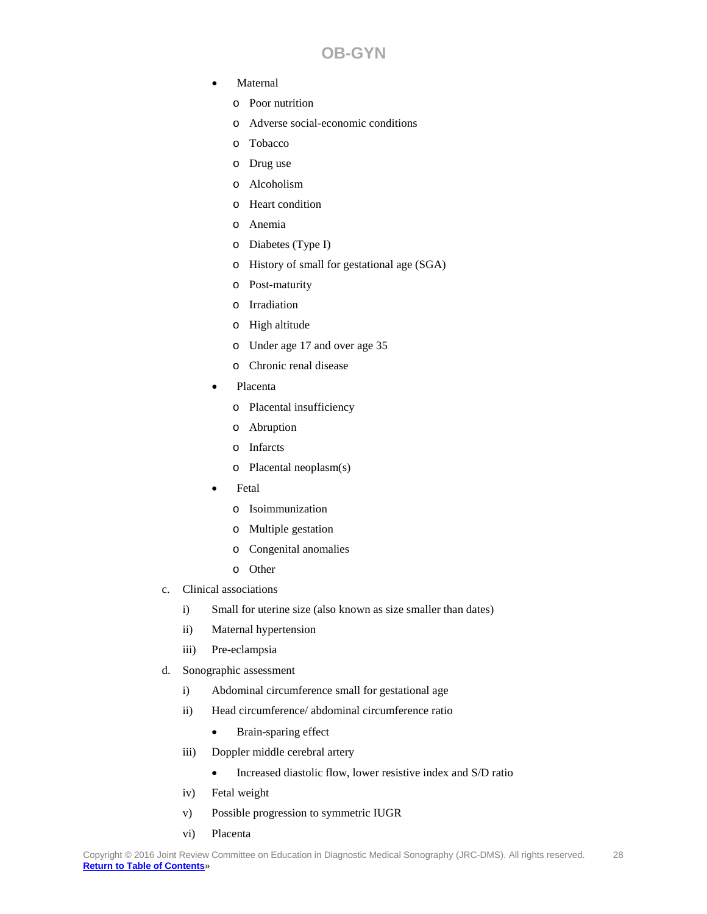- Maternal
    - Poor nutrition
    - Adverse social-economic conditions
    - Tobacco
    - Drug use
    - Alcoholism
    - Heart condition
    - Anemia
    - Diabetes (Type I)
    - History of small for gestational age (SGA)
    - Post-maturity
    - Irradiation
    - High altitude
    - Under age 17 and over age 35
    - Chronic renal disease
- Placenta
    - Placental insufficiency
    - Abruption
    - Infarcts
    - Placental neoplasm(s)
- Fetal
    - Isoimmunization
    - Multiple gestation
    - Congenital anomalies
    - Other

c. Clinical associations

i) Small for uterine size (also known as size smaller than dates)

ii) Maternal hypertension

iii) Pre-eclampsia

d. Sonographic assessment

i) Abdominal circumference small for gestational age

ii) Head circumference/ abdominal circumference ratio

- Brain-sparing effect

iii) Doppler middle cerebral artery

- Increased diastolic flow, lower resistive index and S/D ratio

iv) Fetal weight

v) Possible progression to symmetric IUGR

vi) Placenta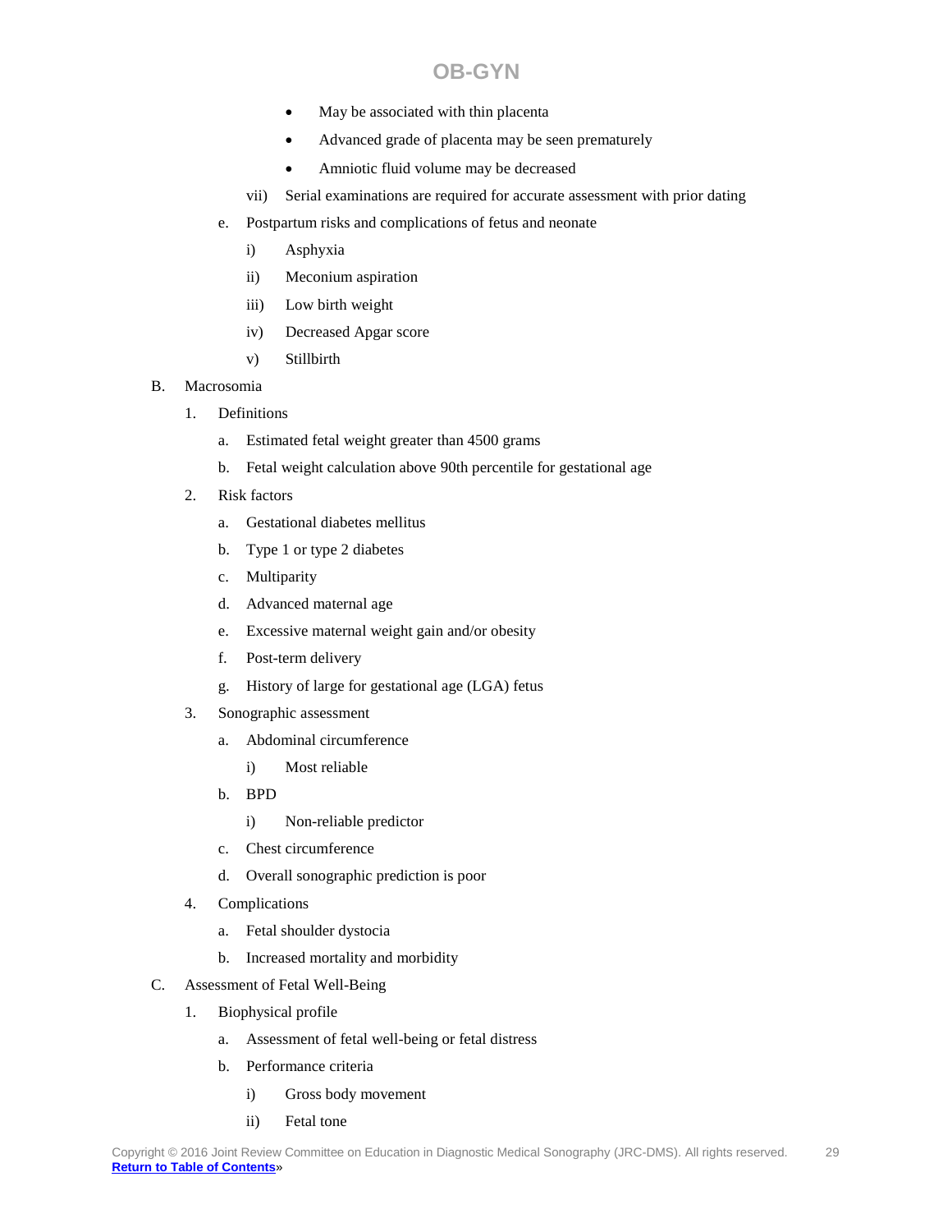- May be associated with thin placenta
- Advanced grade of placenta may be seen prematurely
- Amniotic fluid volume may be decreased

vii) Serial examinations are required for accurate assessment with prior dating

e. Postpartum risks and complications of fetus and neonate

i) Asphyxia

ii) Meconium aspiration

iii) Low birth weight

iv) Decreased Apgar score

v) Stillbirth

B. Macrosomia

1. Definitions

a. Estimated fetal weight greater than 4500 grams

b. Fetal weight calculation above 90th percentile for gestational age

2. Risk factors

a. Gestational diabetes mellitus

b. Type 1 or type 2 diabetes

c. Multiparity

d. Advanced maternal age

e. Excessive maternal weight gain and/or obesity

f. Post-term delivery

g. History of large for gestational age (LGA) fetus

3. Sonographic assessment

a. Abdominal circumference

i) Most reliable

b. BPD

i) Non-reliable predictor

c. Chest circumference

d. Overall sonographic prediction is poor

4. Complications

a. Fetal shoulder dystocia

b. Increased mortality and morbidity

C. Assessment of Fetal Well-Being

1. Biophysical profile

a. Assessment of fetal well-being or fetal distress

b. Performance criteria

i) Gross body movement

ii) Fetal tone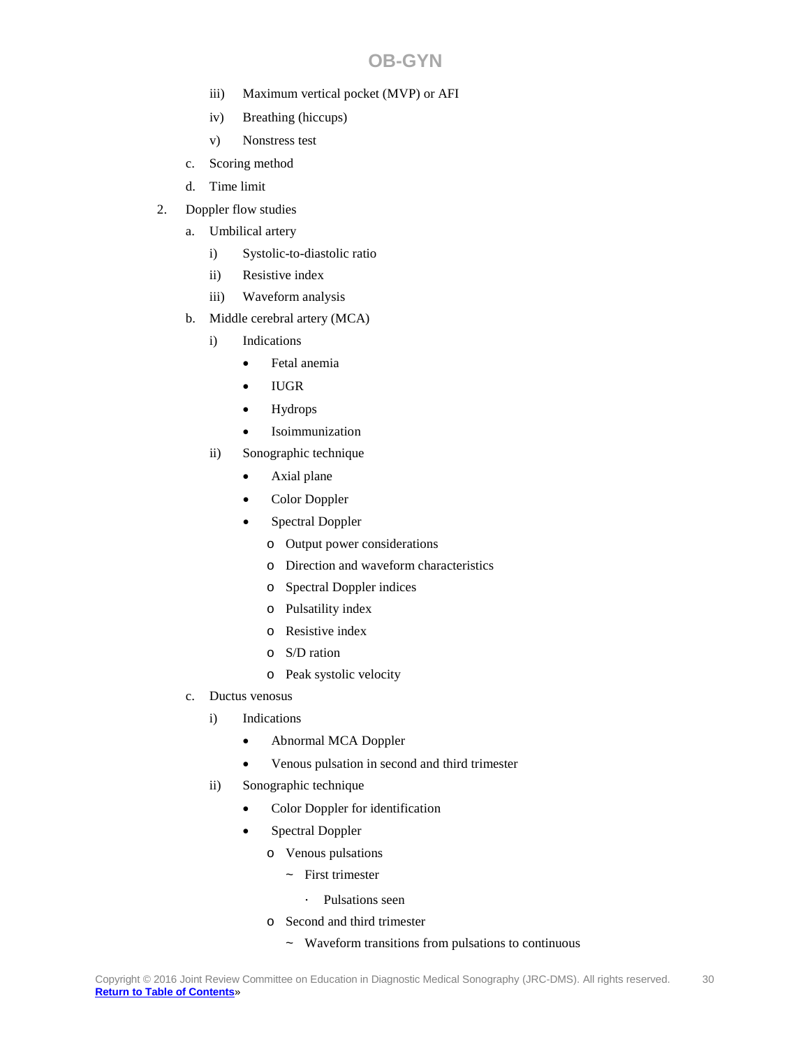- iii) Maximum vertical pocket (MVP) or AFI
- iv) Breathing (hiccups)
- v) Nonstress test

c. Scoring method

d. Time limit

2. Doppler flow studies

   a. Umbilical artery

      - i) Systolic-to-diastolic ratio
      - ii) Resistive index
      - iii) Waveform analysis

   b. Middle cerebral artery (MCA)

      - i) Indications
        - Fetal anemia
        - IUGR
        - Hydrops
        - Isoimmunization
      - ii) Sonographic technique
        - Axial plane
        - Color Doppler
        - Spectral Doppler
          - o Output power considerations
          - o Direction and waveform characteristics
          - o Spectral Doppler indices
          - o Pulsatility index
          - o Resistive index
          - o S/D ration
          - o Peak systolic velocity

   c. Ductus venosus

      - i) Indications
        - Abnormal MCA Doppler
        - Venous pulsation in second and third trimester
      - ii) Sonographic technique
        - Color Doppler for identification
        - Spectral Doppler
          - o Venous pulsations
            - ~ First trimester
              - · Pulsations seen
          - o Second and third trimester
            - ~ Waveform transitions from pulsations to continuous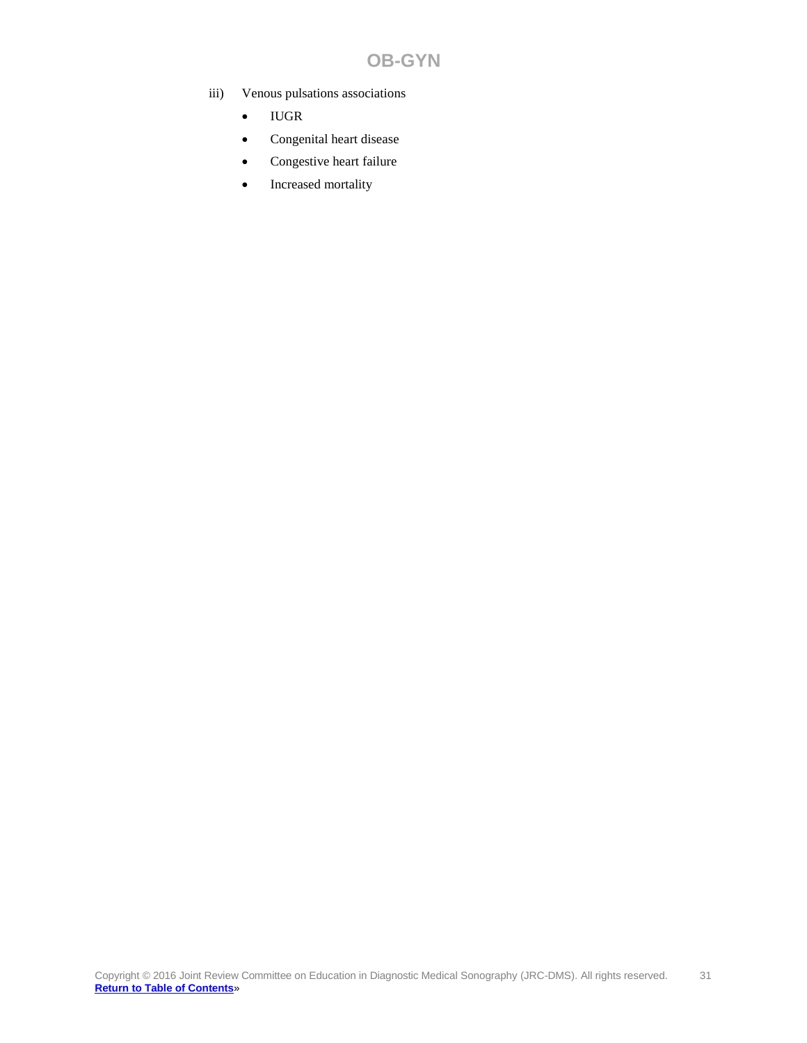iii) Venous pulsations associations

- IUGR
- Congenital heart disease
- Congestive heart failure
- Increased mortality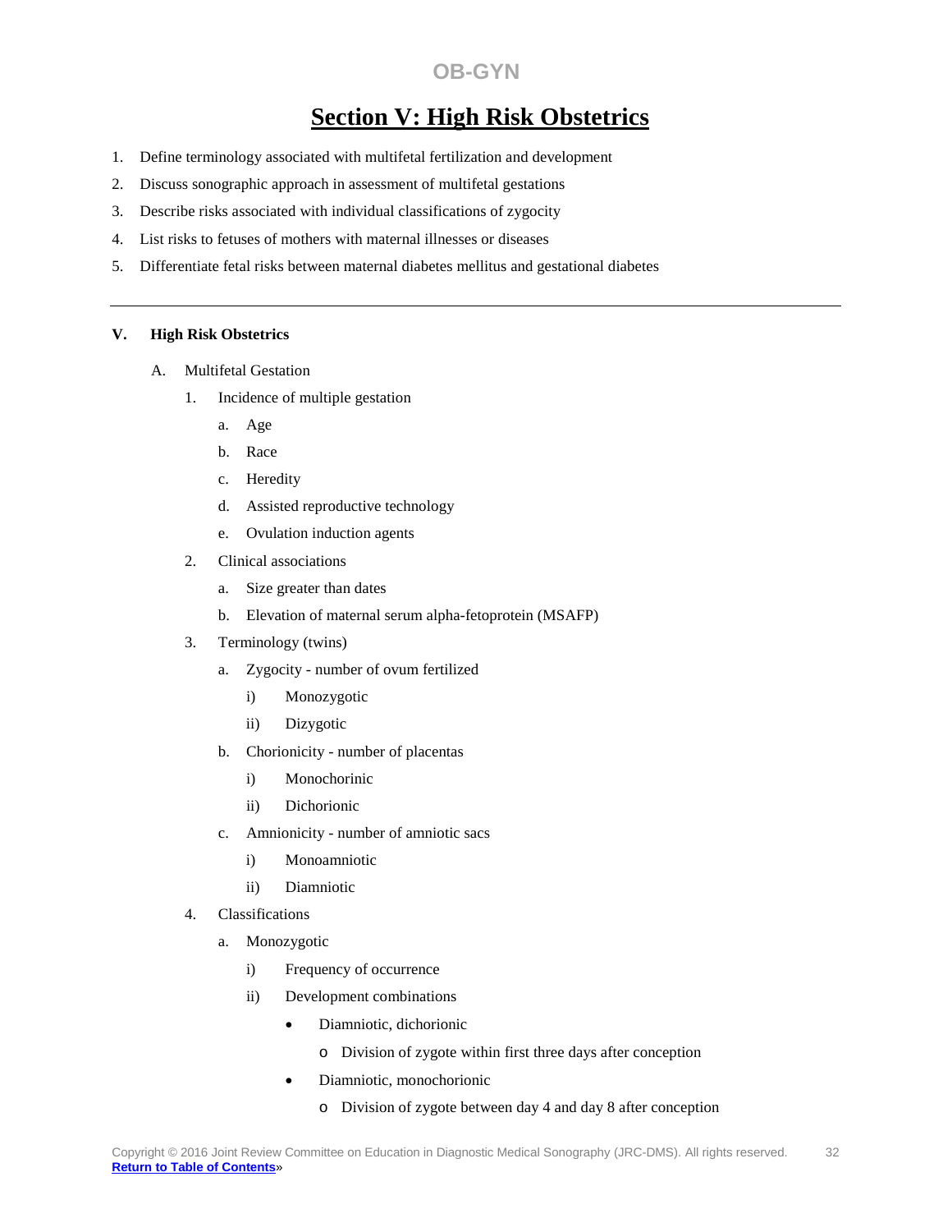**OB-GYN**

# Section V: High Risk Obstetrics

1. Define terminology associated with multifetal fertilization and development
2. Discuss sonographic approach in assessment of multifetal gestations
3. Describe risks associated with individual classifications of zygocity
4. List risks to fetuses of mothers with maternal illnesses or diseases
5. Differentiate fetal risks between maternal diabetes mellitus and gestational diabetes

---

**V. High Risk Obstetrics**

A. Multifetal Gestation

1. Incidence of multiple gestation
   a. Age
   b. Race
   c. Heredity
   d. Assisted reproductive technology
   e. Ovulation induction agents
2. Clinical associations
   a. Size greater than dates
   b. Elevation of maternal serum alpha-fetoprotein (MSAFP)
3. Terminology (twins)
   a. Zygocity - number of ovum fertilized
      i) Monozygotic
      ii) Dizygotic
   b. Chorionicity - number of placentas
      i) Monochorinic
      ii) Dichorionic
   c. Amnionicity - number of amniotic sacs
      i) Monoamniotic
      ii) Diamniotic
4. Classifications
   a. Monozygotic
      i) Frequency of occurrence
      ii) Development combinations
         - Diamniotic, dichorionic
            - Division of zygote within first three days after conception
         - Diamniotic, monochorionic
            - Division of zygote between day 4 and day 8 after conception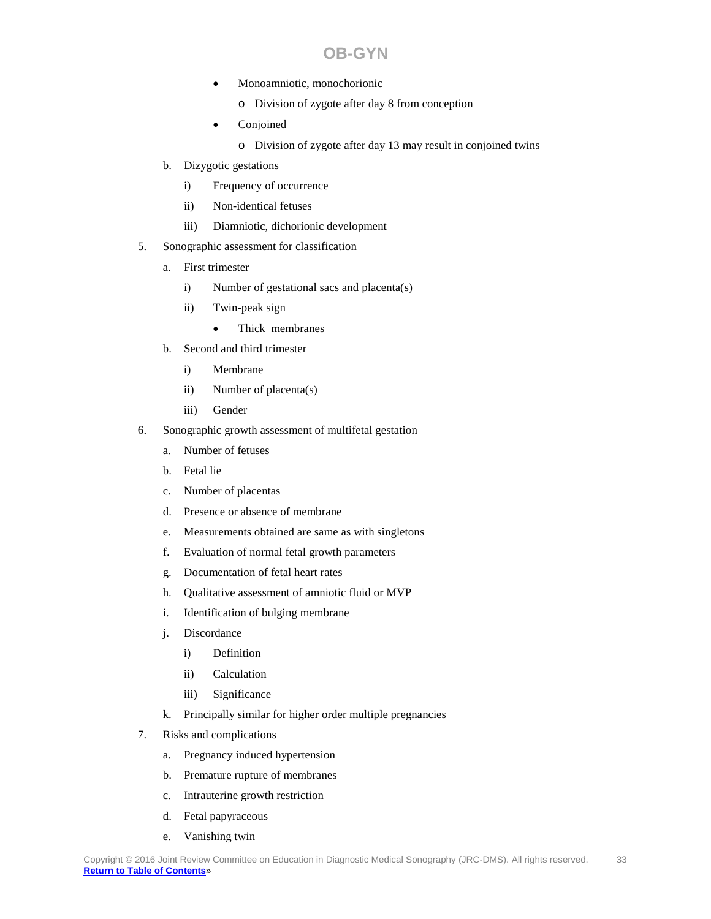- Monoamniotic, monochorionic
  - Division of zygote after day 8 from conception
- Conjoined
  - Division of zygote after day 13 may result in conjoined twins

b. Dizygotic gestations

   i) Frequency of occurrence

   ii) Non-identical fetuses

   iii) Diamniotic, dichorionic development

5. Sonographic assessment for classification

   a. First trimester

      i) Number of gestational sacs and placenta(s)

      ii) Twin-peak sign

         - Thick membranes

   b. Second and third trimester

      i) Membrane

      ii) Number of placenta(s)

      iii) Gender

6. Sonographic growth assessment of multifetal gestation

   a. Number of fetuses

   b. Fetal lie

   c. Number of placentas

   d. Presence or absence of membrane

   e. Measurements obtained are same as with singletons

   f. Evaluation of normal fetal growth parameters

   g. Documentation of fetal heart rates

   h. Qualitative assessment of amniotic fluid or MVP

   i. Identification of bulging membrane

   j. Discordance

      i) Definition

      ii) Calculation

      iii) Significance

   k. Principally similar for higher order multiple pregnancies

7. Risks and complications

   a. Pregnancy induced hypertension

   b. Premature rupture of membranes

   c. Intrauterine growth restriction

   d. Fetal papyraceous

   e. Vanishing twin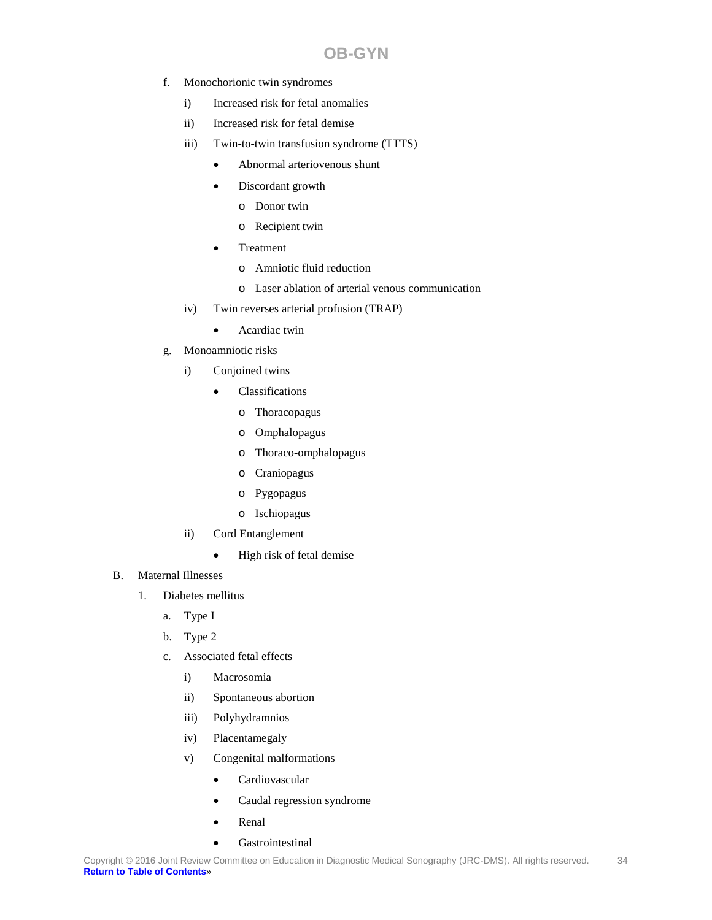f. Monochorionic twin syndromes
   i) Increased risk for fetal anomalies
   ii) Increased risk for fetal demise
   iii) Twin-to-twin transfusion syndrome (TTTS)
      - Abnormal arteriovenous shunt
      - Discordant growth
         - Donor twin
         - Recipient twin
      - Treatment
         - Amniotic fluid reduction
         - Laser ablation of arterial venous communication
   iv) Twin reverses arterial profusion (TRAP)
      - Acardiac twin

g. Monoamniotic risks
   i) Conjoined twins
      - Classifications
         - Thoracopagus
         - Omphalopagus
         - Thoraco-omphalopagus
         - Craniopagus
         - Pygopagus
         - Ischiopagus
   ii) Cord Entanglement
      - High risk of fetal demise

B. Maternal Illnesses

1. Diabetes mellitus
   a. Type I
   b. Type 2
   c. Associated fetal effects
      i) Macrosomia
      ii) Spontaneous abortion
      iii) Polyhydramnios
      iv) Placentamegaly
      v) Congenital malformations
         - Cardiovascular
         - Caudal regression syndrome
         - Renal
         - Gastrointestinal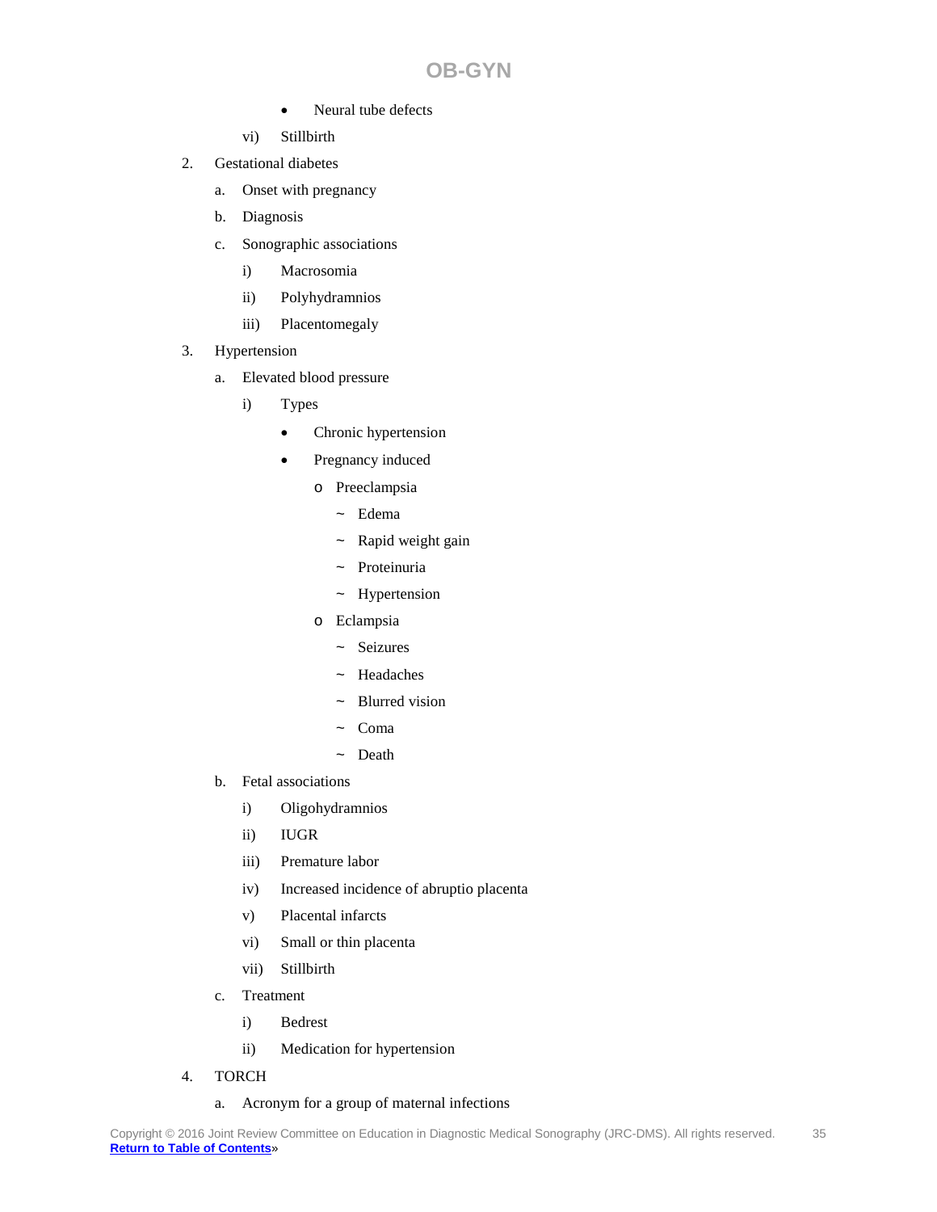- Neural tube defects

vi) Stillbirth

2. Gestational diabetes
   a. Onset with pregnancy
   b. Diagnosis
   c. Sonographic associations
      i) Macrosomia
      ii) Polyhydramnios
      iii) Placentomegaly
3. Hypertension
   a. Elevated blood pressure
      i) Types
         - Chronic hypertension
         - Pregnancy induced
           - Preeclampsia
             - ~ Edema
             - ~ Rapid weight gain
             - ~ Proteinuria
             - ~ Hypertension
           - Eclampsia
             - ~ Seizures
             - ~ Headaches
             - ~ Blurred vision
             - ~ Coma
             - ~ Death
   b. Fetal associations
      i) Oligohydramnios
      ii) IUGR
      iii) Premature labor
      iv) Increased incidence of abruptio placenta
      v) Placental infarcts
      vi) Small or thin placenta
      vii) Stillbirth
   c. Treatment
      i) Bedrest
      ii) Medication for hypertension
4. TORCH
   a. Acronym for a group of maternal infections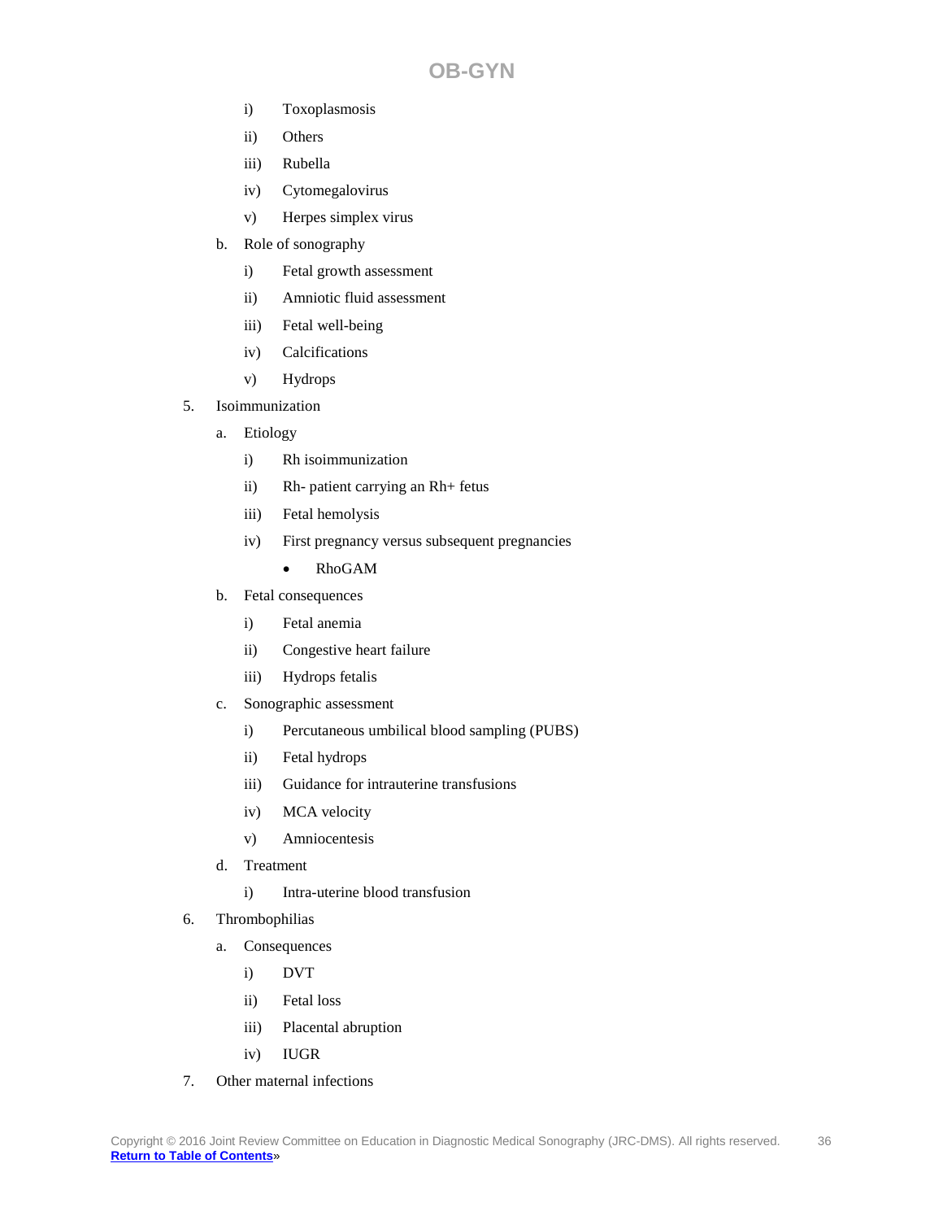- i) Toxoplasmosis
   - ii) Others
   - iii) Rubella
   - iv) Cytomegalovirus
   - v) Herpes simplex virus
  - b. Role of sonography
    - i) Fetal growth assessment
    - ii) Amniotic fluid assessment
    - iii) Fetal well-being
    - iv) Calcifications
    - v) Hydrops

5. Isoimmunization
   - a. Etiology
     - i) Rh isoimmunization
     - ii) Rh- patient carrying an Rh+ fetus
     - iii) Fetal hemolysis
     - iv) First pregnancy versus subsequent pregnancies
       - RhoGAM
   - b. Fetal consequences
     - i) Fetal anemia
     - ii) Congestive heart failure
     - iii) Hydrops fetalis
   - c. Sonographic assessment
     - i) Percutaneous umbilical blood sampling (PUBS)
     - ii) Fetal hydrops
     - iii) Guidance for intrauterine transfusions
     - iv) MCA velocity
     - v) Amniocentesis
   - d. Treatment
     - i) Intra-uterine blood transfusion

6. Thrombophilias
   - a. Consequences
     - i) DVT
     - ii) Fetal loss
     - iii) Placental abruption
     - iv) IUGR

7. Other maternal infections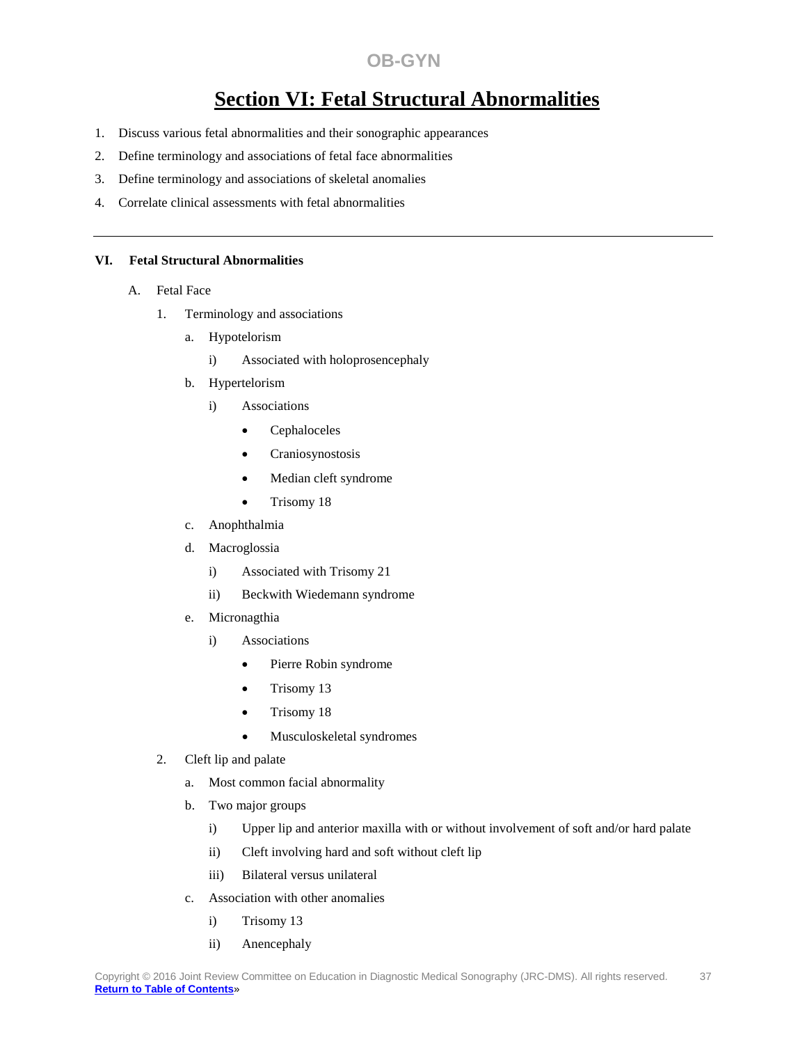OB-GYN

# Section VI: Fetal Structural Abnormalities

1. Discuss various fetal abnormalities and their sonographic appearances
2. Define terminology and associations of fetal face abnormalities
3. Define terminology and associations of skeletal anomalies
4. Correlate clinical assessments with fetal abnormalities

---

**VI. Fetal Structural Abnormalities**

- A. Fetal Face
  - 1. Terminology and associations
    - a. Hypotelorism
      - i) Associated with holoprosencephaly
    - b. Hypertelorism
      - i) Associations
        - Cephaloceles
        - Craniosynostosis
        - Median cleft syndrome
        - Trisomy 18
    - c. Anophthalmia
    - d. Macroglossia
      - i) Associated with Trisomy 21
      - ii) Beckwith Wiedemann syndrome
    - e. Micronagthia
      - i) Associations
        - Pierre Robin syndrome
        - Trisomy 13
        - Trisomy 18
        - Musculoskeletal syndromes
  - 2. Cleft lip and palate
    - a. Most common facial abnormality
    - b. Two major groups
      - i) Upper lip and anterior maxilla with or without involvement of soft and/or hard palate
      - ii) Cleft involving hard and soft without cleft lip
      - iii) Bilateral versus unilateral
    - c. Association with other anomalies
      - i) Trisomy 13
      - ii) Anencephaly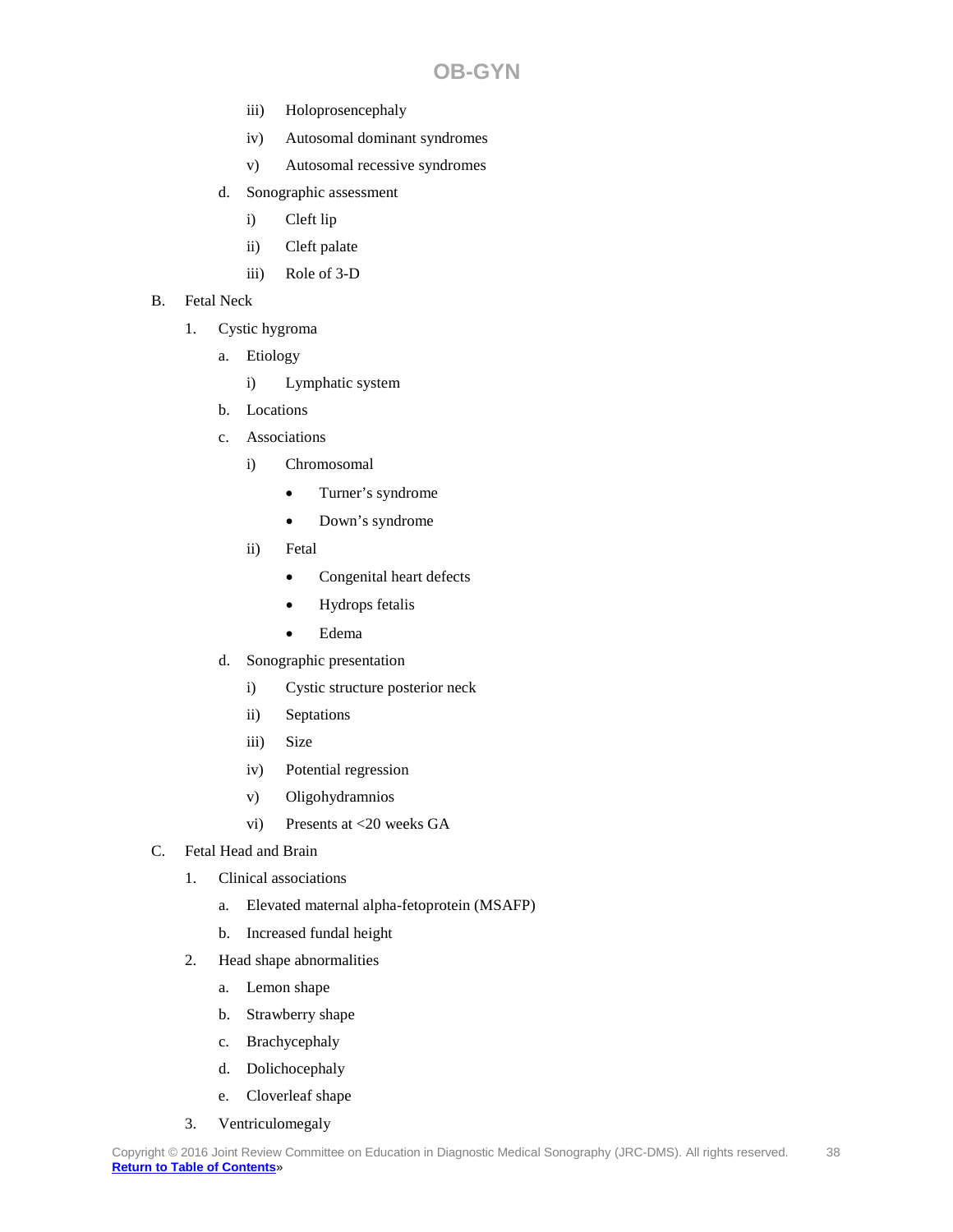- iii) Holoprosencephaly
- iv) Autosomal dominant syndromes
- v) Autosomal recessive syndromes

- d. Sonographic assessment
  - i) Cleft lip
  - ii) Cleft palate
  - iii) Role of 3-D

B. Fetal Neck

1. Cystic hygroma
   - a. Etiology
     - i) Lymphatic system
   - b. Locations
   - c. Associations
     - i) Chromosomal
       - Turner's syndrome
       - Down's syndrome
     - ii) Fetal
       - Congenital heart defects
       - Hydrops fetalis
       - Edema
   - d. Sonographic presentation
     - i) Cystic structure posterior neck
     - ii) Septations
     - iii) Size
     - iv) Potential regression
     - v) Oligohydramnios
     - vi) Presents at <20 weeks GA

C. Fetal Head and Brain

1. Clinical associations
   - a. Elevated maternal alpha-fetoprotein (MSAFP)
   - b. Increased fundal height
2. Head shape abnormalities
   - a. Lemon shape
   - b. Strawberry shape
   - c. Brachycephaly
   - d. Dolichocephaly
   - e. Cloverleaf shape
3. Ventriculomegaly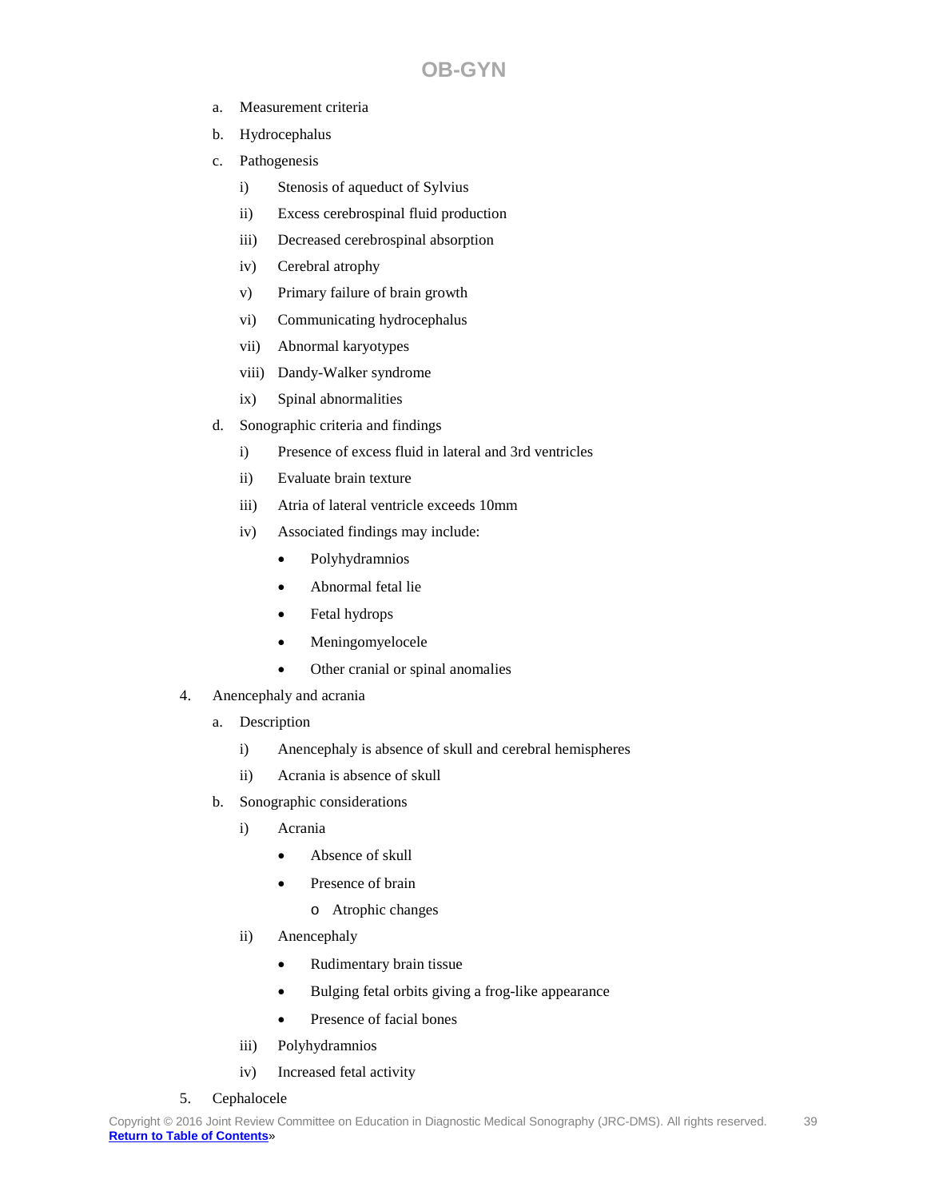a. Measurement criteria

b. Hydrocephalus

c. Pathogenesis

   i) Stenosis of aqueduct of Sylvius

   ii) Excess cerebrospinal fluid production

   iii) Decreased cerebrospinal absorption

   iv) Cerebral atrophy

   v) Primary failure of brain growth

   vi) Communicating hydrocephalus

   vii) Abnormal karyotypes

   viii) Dandy-Walker syndrome

   ix) Spinal abnormalities

d. Sonographic criteria and findings

   i) Presence of excess fluid in lateral and 3rd ventricles

   ii) Evaluate brain texture

   iii) Atria of lateral ventricle exceeds 10mm

   iv) Associated findings may include:

      - Polyhydramnios
      - Abnormal fetal lie
      - Fetal hydrops
      - Meningomyelocele
      - Other cranial or spinal anomalies

4. Anencephaly and acrania

   a. Description

      i) Anencephaly is absence of skull and cerebral hemispheres

      ii) Acrania is absence of skull

   b. Sonographic considerations

      i) Acrania

         - Absence of skull
         - Presence of brain
            - o Atrophic changes

      ii) Anencephaly

         - Rudimentary brain tissue
         - Bulging fetal orbits giving a frog-like appearance
         - Presence of facial bones

      iii) Polyhydramnios

      iv) Increased fetal activity

5. Cephalocele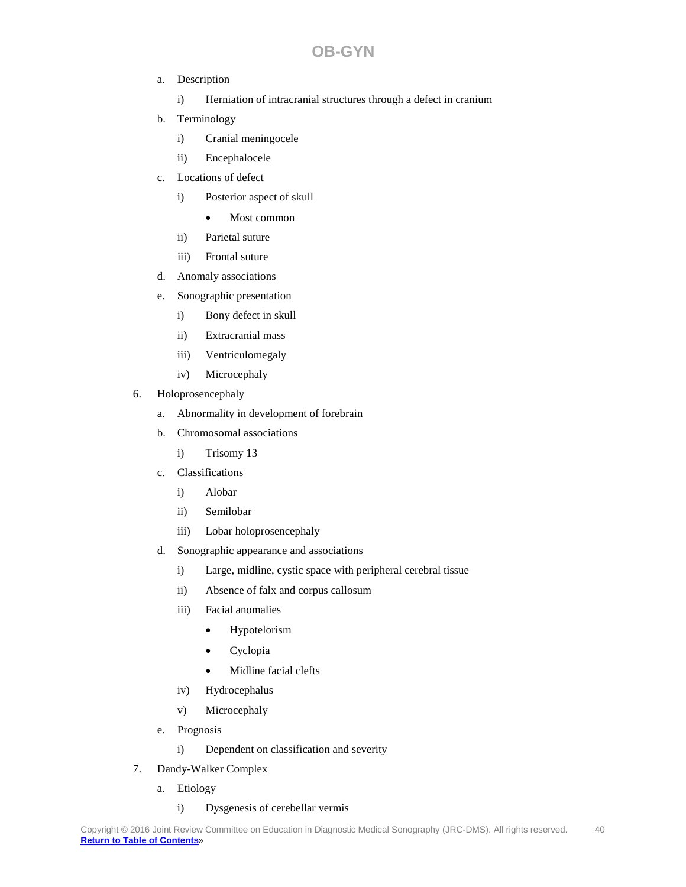- a. Description
    - i) Herniation of intracranial structures through a defect in cranium
- b. Terminology
    - i) Cranial meningocele
    - ii) Encephalocele
- c. Locations of defect
    - i) Posterior aspect of skull
        - Most common
    - ii) Parietal suture
    - iii) Frontal suture
- d. Anomaly associations
- e. Sonographic presentation
    - i) Bony defect in skull
    - ii) Extracranial mass
    - iii) Ventriculomegaly
    - iv) Microcephaly

6. Holoprosencephaly
    - a. Abnormality in development of forebrain
    - b. Chromosomal associations
        - i) Trisomy 13
    - c. Classifications
        - i) Alobar
        - ii) Semilobar
        - iii) Lobar holoprosencephaly
    - d. Sonographic appearance and associations
        - i) Large, midline, cystic space with peripheral cerebral tissue
        - ii) Absence of falx and corpus callosum
        - iii) Facial anomalies
            - Hypotelorism
            - Cyclopia
            - Midline facial clefts
        - iv) Hydrocephalus
        - v) Microcephaly
    - e. Prognosis
        - i) Dependent on classification and severity
7. Dandy-Walker Complex
    - a. Etiology
        - i) Dysgenesis of cerebellar vermis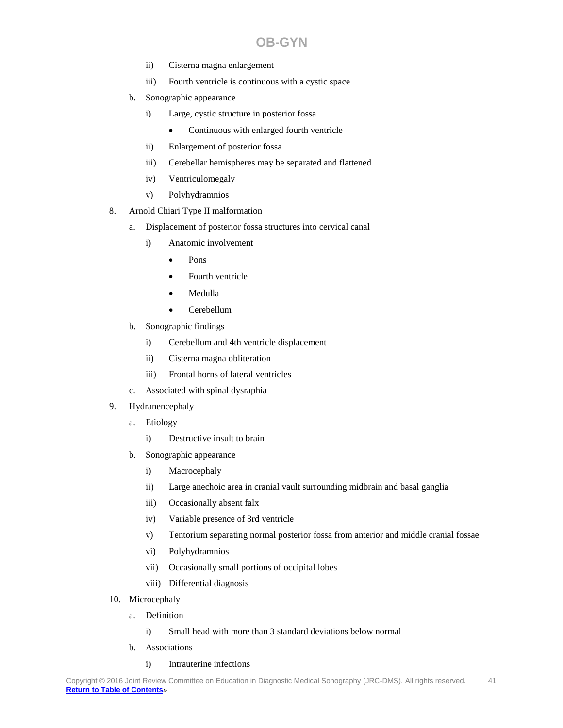- ii) Cisterna magna enlargement
        - iii) Fourth ventricle is continuous with a cystic space
    - b. Sonographic appearance
        - i) Large, cystic structure in posterior fossa
            - Continuous with enlarged fourth ventricle
        - ii) Enlargement of posterior fossa
        - iii) Cerebellar hemispheres may be separated and flattened
        - iv) Ventriculomegaly
        - v) Polyhydramnios

8. Arnold Chiari Type II malformation
    - a. Displacement of posterior fossa structures into cervical canal
        - i) Anatomic involvement
            - Pons
            - Fourth ventricle
            - Medulla
            - Cerebellum
    - b. Sonographic findings
        - i) Cerebellum and 4th ventricle displacement
        - ii) Cisterna magna obliteration
        - iii) Frontal horns of lateral ventricles
    - c. Associated with spinal dysraphia

9. Hydranencephaly
    - a. Etiology
        - i) Destructive insult to brain
    - b. Sonographic appearance
        - i) Macrocephaly
        - ii) Large anechoic area in cranial vault surrounding midbrain and basal ganglia
        - iii) Occasionally absent falx
        - iv) Variable presence of 3rd ventricle
        - v) Tentorium separating normal posterior fossa from anterior and middle cranial fossae
        - vi) Polyhydramnios
        - vii) Occasionally small portions of occipital lobes
        - viii) Differential diagnosis

10. Microcephaly
    - a. Definition
        - i) Small head with more than 3 standard deviations below normal
    - b. Associations
        - i) Intrauterine infections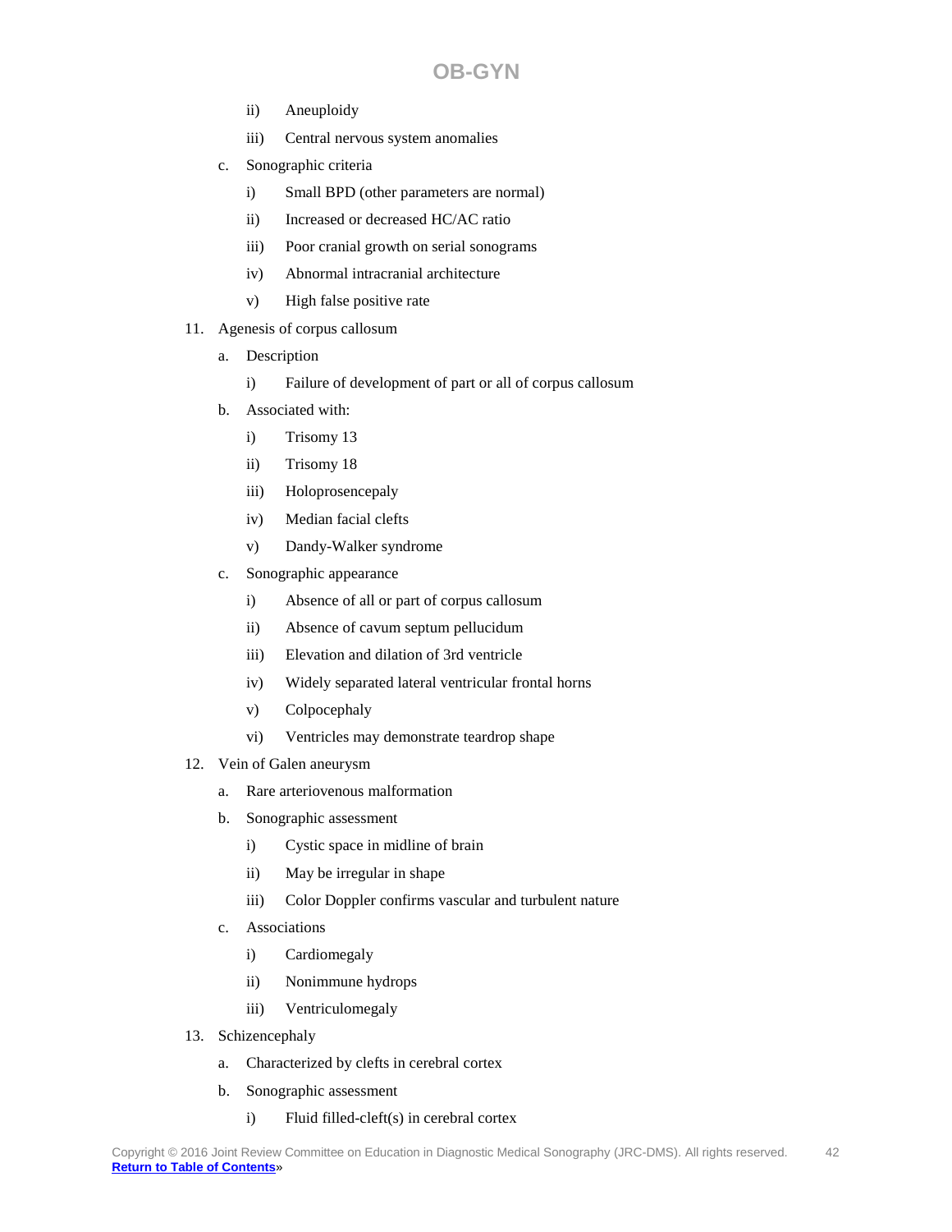- ii) Aneuploidy
   - iii) Central nervous system anomalies
- c. Sonographic criteria
   - i) Small BPD (other parameters are normal)
   - ii) Increased or decreased HC/AC ratio
   - iii) Poor cranial growth on serial sonograms
   - iv) Abnormal intracranial architecture
   - v) High false positive rate

11. Agenesis of corpus callosum
    - a. Description
       - i) Failure of development of part or all of corpus callosum
    - b. Associated with:
       - i) Trisomy 13
       - ii) Trisomy 18
       - iii) Holoprosencepaly
       - iv) Median facial clefts
       - v) Dandy-Walker syndrome
    - c. Sonographic appearance
       - i) Absence of all or part of corpus callosum
       - ii) Absence of cavum septum pellucidum
       - iii) Elevation and dilation of 3rd ventricle
       - iv) Widely separated lateral ventricular frontal horns
       - v) Colpocephaly
       - vi) Ventricles may demonstrate teardrop shape

12. Vein of Galen aneurysm
    - a. Rare arteriovenous malformation
    - b. Sonographic assessment
       - i) Cystic space in midline of brain
       - ii) May be irregular in shape
       - iii) Color Doppler confirms vascular and turbulent nature
    - c. Associations
       - i) Cardiomegaly
       - ii) Nonimmune hydrops
       - iii) Ventriculomegaly

13. Schizencephaly
    - a. Characterized by clefts in cerebral cortex
    - b. Sonographic assessment
       - i) Fluid filled-cleft(s) in cerebral cortex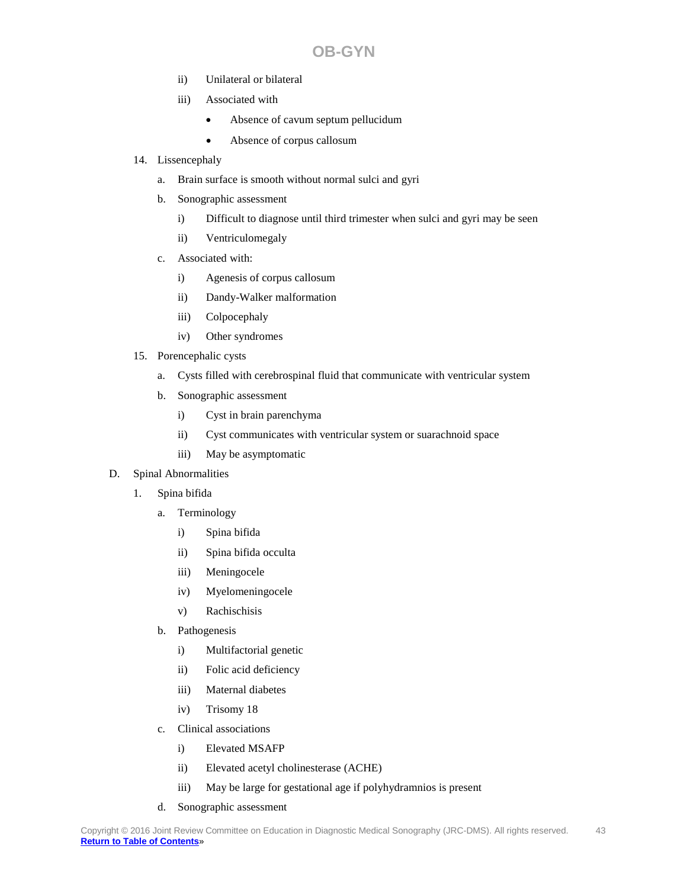- ii) Unilateral or bilateral
- iii) Associated with
  - Absence of cavum septum pellucidum
  - Absence of corpus callosum

14. Lissencephaly
    - a. Brain surface is smooth without normal sulci and gyri
    - b. Sonographic assessment
      - i) Difficult to diagnose until third trimester when sulci and gyri may be seen
      - ii) Ventriculomegaly
    - c. Associated with:
      - i) Agenesis of corpus callosum
      - ii) Dandy-Walker malformation
      - iii) Colpocephaly
      - iv) Other syndromes

15. Porencephalic cysts
    - a. Cysts filled with cerebrospinal fluid that communicate with ventricular system
    - b. Sonographic assessment
      - i) Cyst in brain parenchyma
      - ii) Cyst communicates with ventricular system or suarachnoid space
      - iii) May be asymptomatic

D. Spinal Abnormalities

1. Spina bifida
   - a. Terminology
     - i) Spina bifida
     - ii) Spina bifida occulta
     - iii) Meningocele
     - iv) Myelomeningocele
     - v) Rachischisis
   - b. Pathogenesis
     - i) Multifactorial genetic
     - ii) Folic acid deficiency
     - iii) Maternal diabetes
     - iv) Trisomy 18
   - c. Clinical associations
     - i) Elevated MSAFP
     - ii) Elevated acetyl cholinesterase (ACHE)
     - iii) May be large for gestational age if polyhydramnios is present
   - d. Sonographic assessment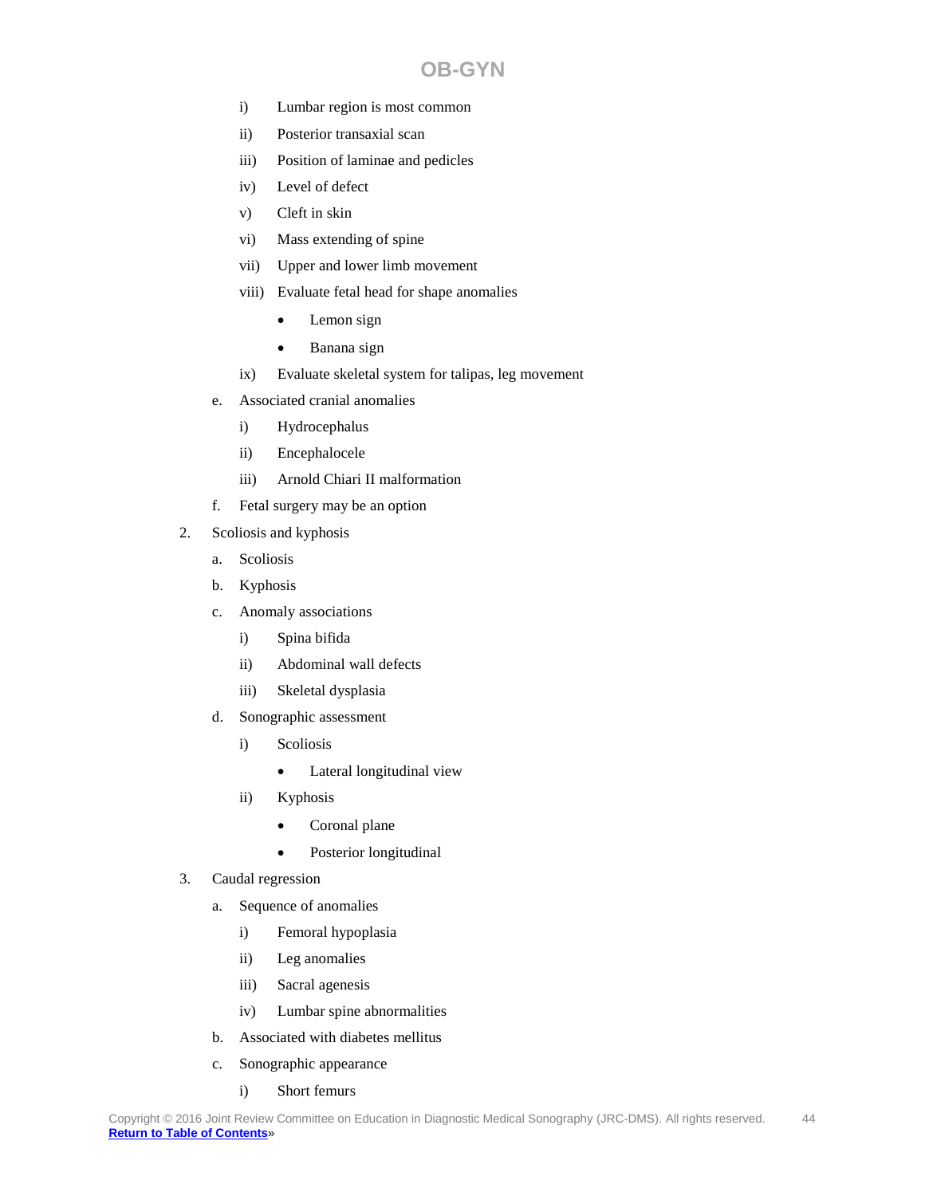- i) Lumbar region is most common
- ii) Posterior transaxial scan
- iii) Position of laminae and pedicles
- iv) Level of defect
- v) Cleft in skin
- vi) Mass extending of spine
- vii) Upper and lower limb movement
- viii) Evaluate fetal head for shape anomalies
  - Lemon sign
  - Banana sign
- ix) Evaluate skeletal system for talipas, leg movement

e. Associated cranial anomalies
- i) Hydrocephalus
- ii) Encephalocele
- iii) Arnold Chiari II malformation

f. Fetal surgery may be an option

2. Scoliosis and kyphosis

   a. Scoliosis

   b. Kyphosis

   c. Anomaly associations
   - i) Spina bifida
   - ii) Abdominal wall defects
   - iii) Skeletal dysplasia

   d. Sonographic assessment
   - i) Scoliosis
     - Lateral longitudinal view
   - ii) Kyphosis
     - Coronal plane
     - Posterior longitudinal

3. Caudal regression

   a. Sequence of anomalies
   - i) Femoral hypoplasia
   - ii) Leg anomalies
   - iii) Sacral agenesis
   - iv) Lumbar spine abnormalities

   b. Associated with diabetes mellitus

   c. Sonographic appearance
   - i) Short femurs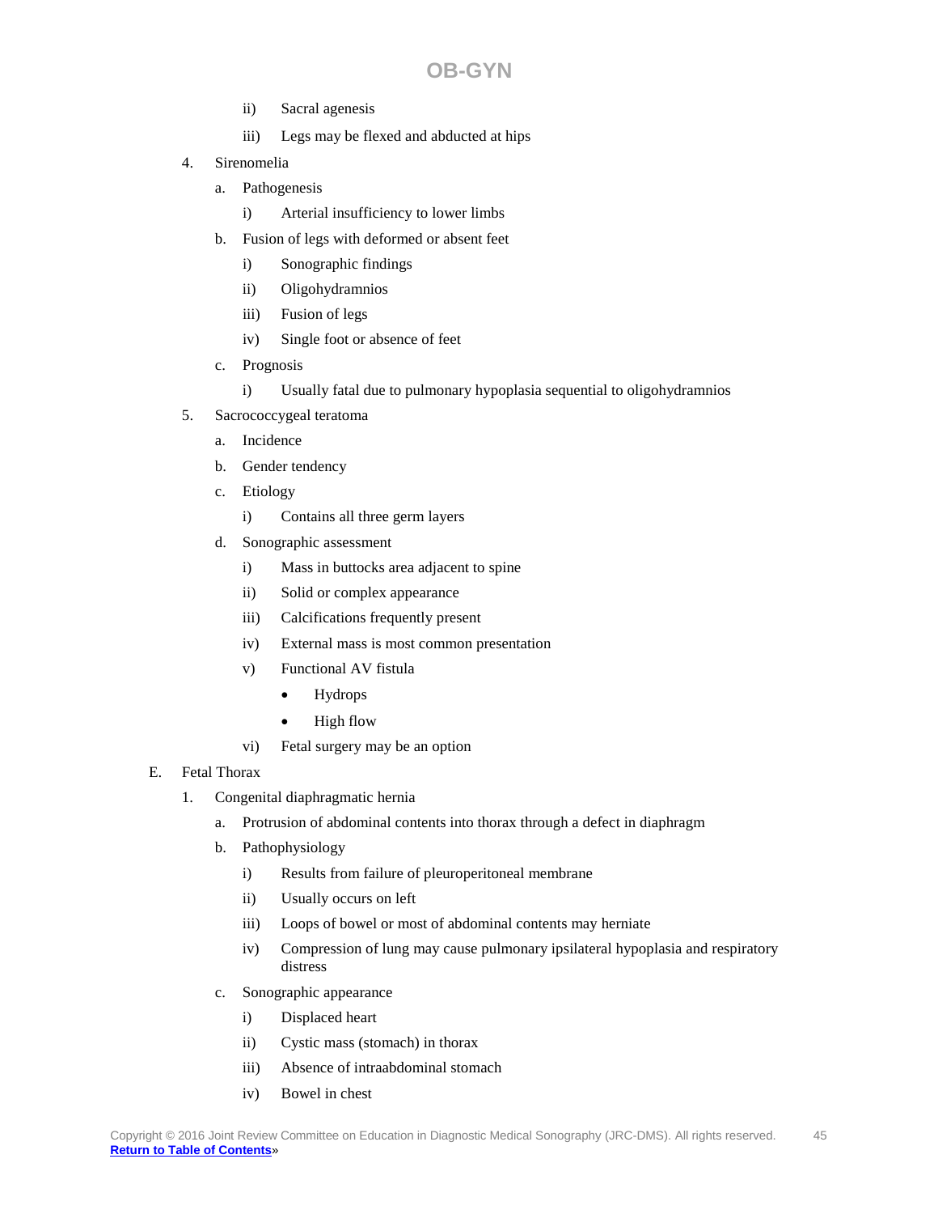- ii) Sacral agenesis
- iii) Legs may be flexed and abducted at hips

4. Sirenomelia
   - a. Pathogenesis
     - i) Arterial insufficiency to lower limbs
   - b. Fusion of legs with deformed or absent feet
     - i) Sonographic findings
     - ii) Oligohydramnios
     - iii) Fusion of legs
     - iv) Single foot or absence of feet
   - c. Prognosis
     - i) Usually fatal due to pulmonary hypoplasia sequential to oligohydramnios
5. Sacrococcygeal teratoma
   - a. Incidence
   - b. Gender tendency
   - c. Etiology
     - i) Contains all three germ layers
   - d. Sonographic assessment
     - i) Mass in buttocks area adjacent to spine
     - ii) Solid or complex appearance
     - iii) Calcifications frequently present
     - iv) External mass is most common presentation
     - v) Functional AV fistula
       - Hydrops
       - High flow
     - vi) Fetal surgery may be an option

E. Fetal Thorax

1. Congenital diaphragmatic hernia
   - a. Protrusion of abdominal contents into thorax through a defect in diaphragm
   - b. Pathophysiology
     - i) Results from failure of pleuroperitoneal membrane
     - ii) Usually occurs on left
     - iii) Loops of bowel or most of abdominal contents may herniate
     - iv) Compression of lung may cause pulmonary ipsilateral hypoplasia and respiratory distress
   - c. Sonographic appearance
     - i) Displaced heart
     - ii) Cystic mass (stomach) in thorax
     - iii) Absence of intraabdominal stomach
     - iv) Bowel in chest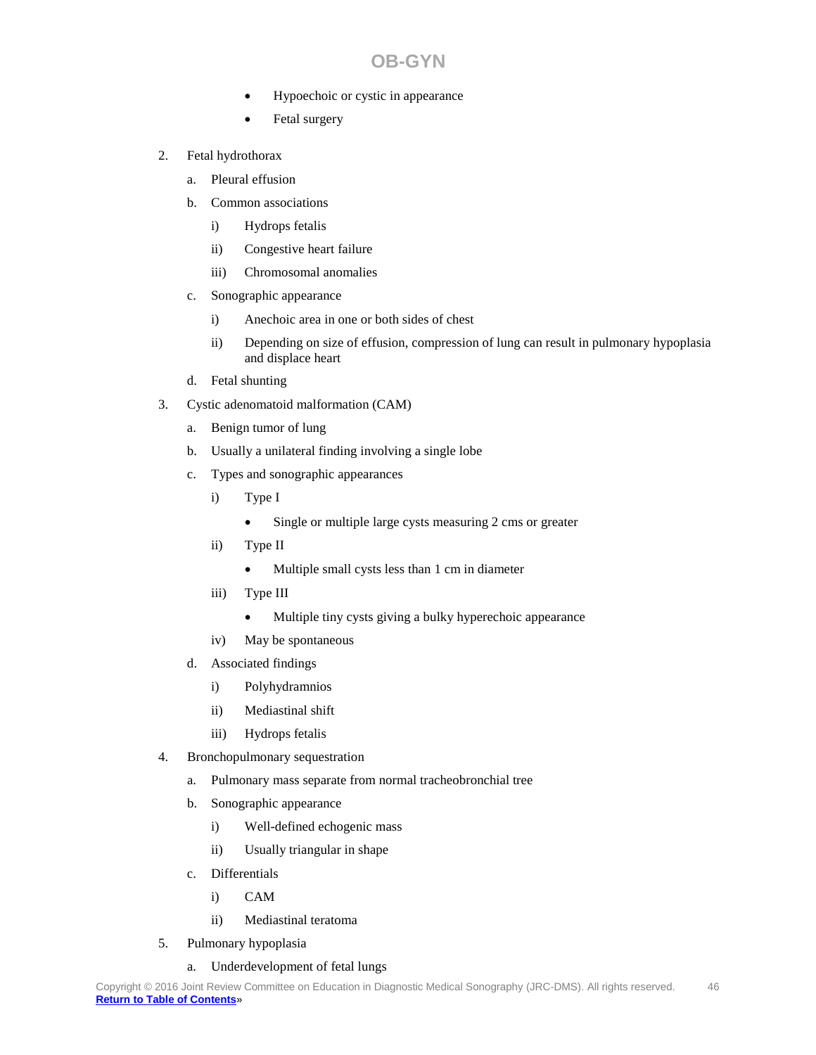- Hypoechoic or cystic in appearance
- Fetal surgery

2. Fetal hydrothorax
   a. Pleural effusion
   b. Common associations
      i) Hydrops fetalis
      ii) Congestive heart failure
      iii) Chromosomal anomalies
   c. Sonographic appearance
      i) Anechoic area in one or both sides of chest
      ii) Depending on size of effusion, compression of lung can result in pulmonary hypoplasia and displace heart
   d. Fetal shunting
3. Cystic adenomatoid malformation (CAM)
   a. Benign tumor of lung
   b. Usually a unilateral finding involving a single lobe
   c. Types and sonographic appearances
      i) Type I
         - Single or multiple large cysts measuring 2 cms or greater
      ii) Type II
         - Multiple small cysts less than 1 cm in diameter
      iii) Type III
         - Multiple tiny cysts giving a bulky hyperechoic appearance
      iv) May be spontaneous
   d. Associated findings
      i) Polyhydramnios
      ii) Mediastinal shift
      iii) Hydrops fetalis
4. Bronchopulmonary sequestration
   a. Pulmonary mass separate from normal tracheobronchial tree
   b. Sonographic appearance
      i) Well-defined echogenic mass
      ii) Usually triangular in shape
   c. Differentials
      i) CAM
      ii) Mediastinal teratoma
5. Pulmonary hypoplasia
   a. Underdevelopment of fetal lungs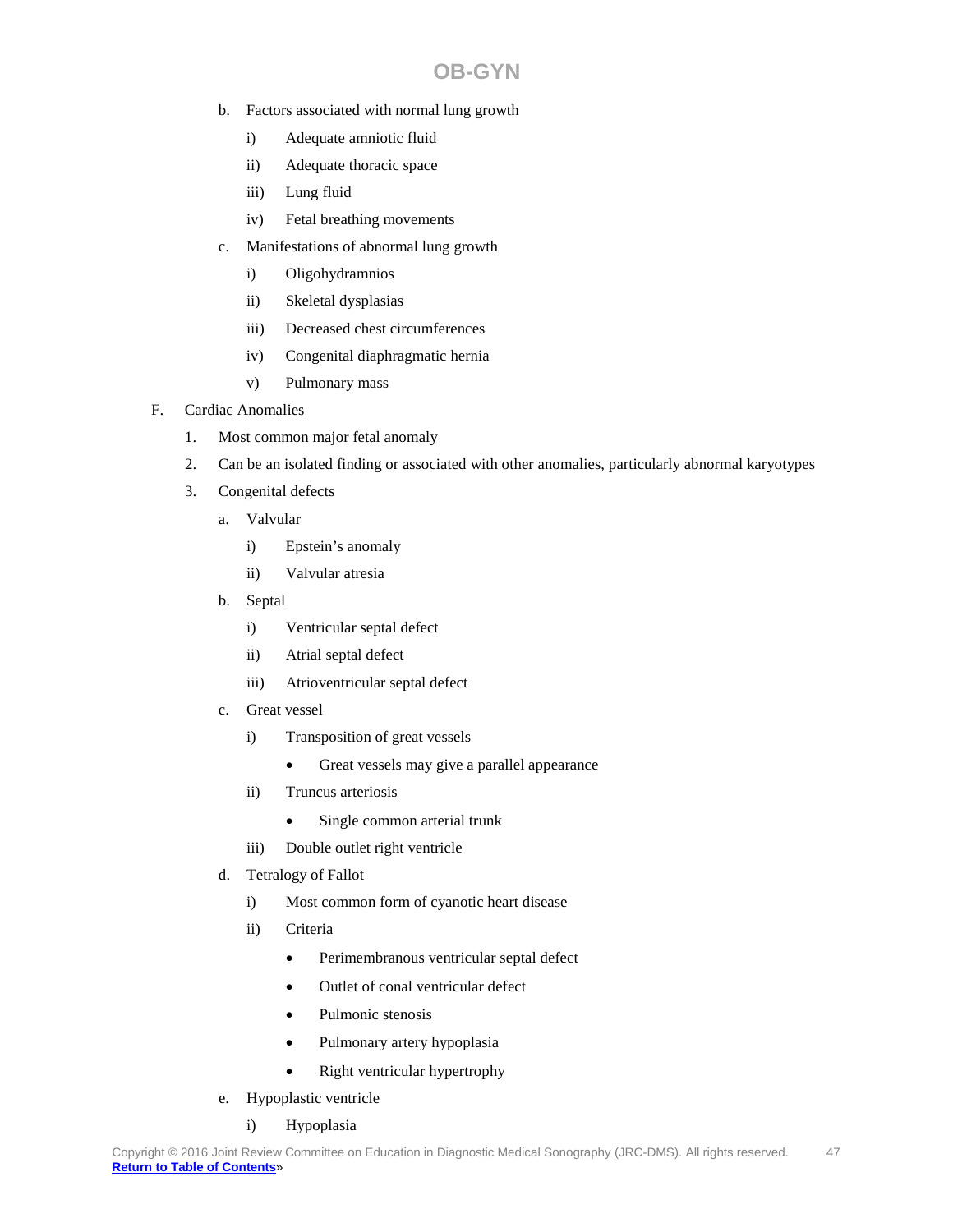b. Factors associated with normal lung growth

   i) Adequate amniotic fluid

   ii) Adequate thoracic space

   iii) Lung fluid

   iv) Fetal breathing movements

c. Manifestations of abnormal lung growth

   i) Oligohydramnios

   ii) Skeletal dysplasias

   iii) Decreased chest circumferences

   iv) Congenital diaphragmatic hernia

   v) Pulmonary mass

F. Cardiac Anomalies

1. Most common major fetal anomaly

2. Can be an isolated finding or associated with other anomalies, particularly abnormal karyotypes

3. Congenital defects

   a. Valvular

      i) Epstein's anomaly

      ii) Valvular atresia

   b. Septal

      i) Ventricular septal defect

      ii) Atrial septal defect

      iii) Atrioventricular septal defect

   c. Great vessel

      i) Transposition of great vessels

         - Great vessels may give a parallel appearance

      ii) Truncus arteriosis

         - Single common arterial trunk

      iii) Double outlet right ventricle

   d. Tetralogy of Fallot

      i) Most common form of cyanotic heart disease

      ii) Criteria

         - Perimembranous ventricular septal defect
         - Outlet of conal ventricular defect
         - Pulmonic stenosis
         - Pulmonary artery hypoplasia
         - Right ventricular hypertrophy

   e. Hypoplastic ventricle

      i) Hypoplasia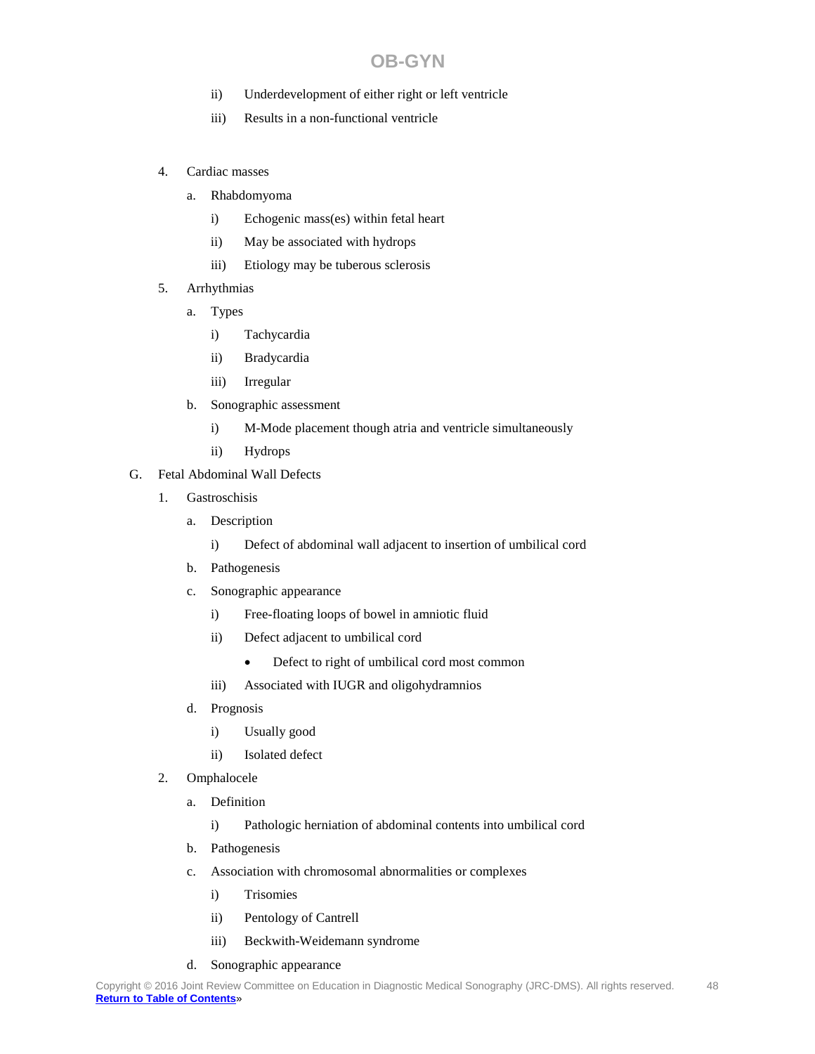- ii) Underdevelopment of either right or left ventricle
   - iii) Results in a non-functional ventricle

4. Cardiac masses
   - a. Rhabdomyoma
     - i) Echogenic mass(es) within fetal heart
     - ii) May be associated with hydrops
     - iii) Etiology may be tuberous sclerosis
5. Arrhythmias
   - a. Types
     - i) Tachycardia
     - ii) Bradycardia
     - iii) Irregular
   - b. Sonographic assessment
     - i) M-Mode placement though atria and ventricle simultaneously
     - ii) Hydrops

G. Fetal Abdominal Wall Defects

1. Gastroschisis
   - a. Description
     - i) Defect of abdominal wall adjacent to insertion of umbilical cord
   - b. Pathogenesis
   - c. Sonographic appearance
     - i) Free-floating loops of bowel in amniotic fluid
     - ii) Defect adjacent to umbilical cord
       - Defect to right of umbilical cord most common
     - iii) Associated with IUGR and oligohydramnios
   - d. Prognosis
     - i) Usually good
     - ii) Isolated defect
2. Omphalocele
   - a. Definition
     - i) Pathologic herniation of abdominal contents into umbilical cord
   - b. Pathogenesis
   - c. Association with chromosomal abnormalities or complexes
     - i) Trisomies
     - ii) Pentology of Cantrell
     - iii) Beckwith-Weidemann syndrome
   - d. Sonographic appearance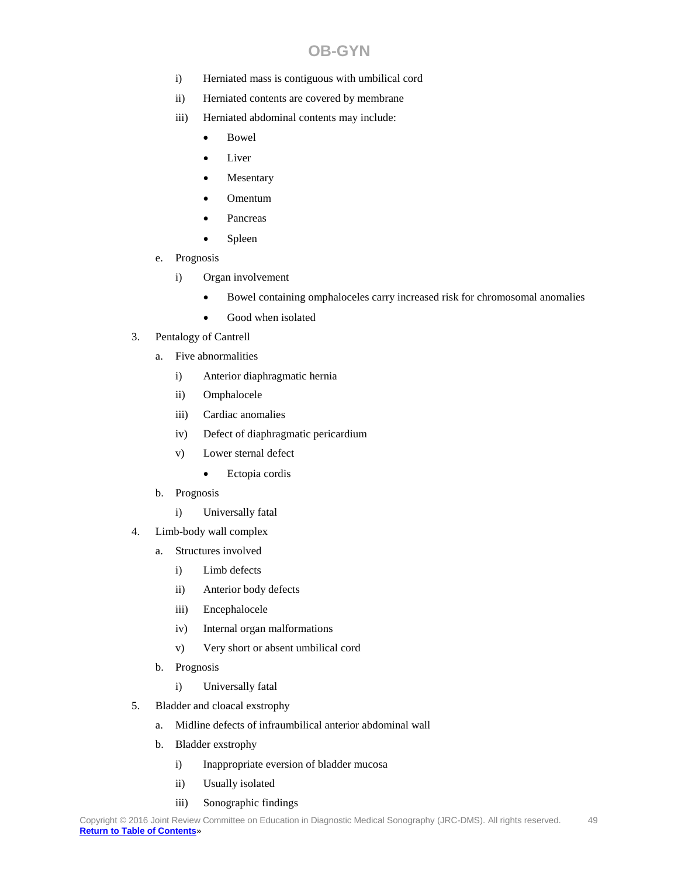i) Herniated mass is contiguous with umbilical cord
        ii) Herniated contents are covered by membrane
        iii) Herniated abdominal contents may include:
            - Bowel
            - Liver
            - Mesentary
            - Omentum
            - Pancreas
            - Spleen
    e. Prognosis
        i) Organ involvement
            - Bowel containing omphaloceles carry increased risk for chromosomal anomalies
            - Good when isolated

3. Pentalogy of Cantrell
    a. Five abnormalities
        i) Anterior diaphragmatic hernia
        ii) Omphalocele
        iii) Cardiac anomalies
        iv) Defect of diaphragmatic pericardium
        v) Lower sternal defect
            - Ectopia cordis
    b. Prognosis
        i) Universally fatal

4. Limb-body wall complex
    a. Structures involved
        i) Limb defects
        ii) Anterior body defects
        iii) Encephalocele
        iv) Internal organ malformations
        v) Very short or absent umbilical cord
    b. Prognosis
        i) Universally fatal

5. Bladder and cloacal exstrophy
    a. Midline defects of infraumbilical anterior abdominal wall
    b. Bladder exstrophy
        i) Inappropriate eversion of bladder mucosa
        ii) Usually isolated
        iii) Sonographic findings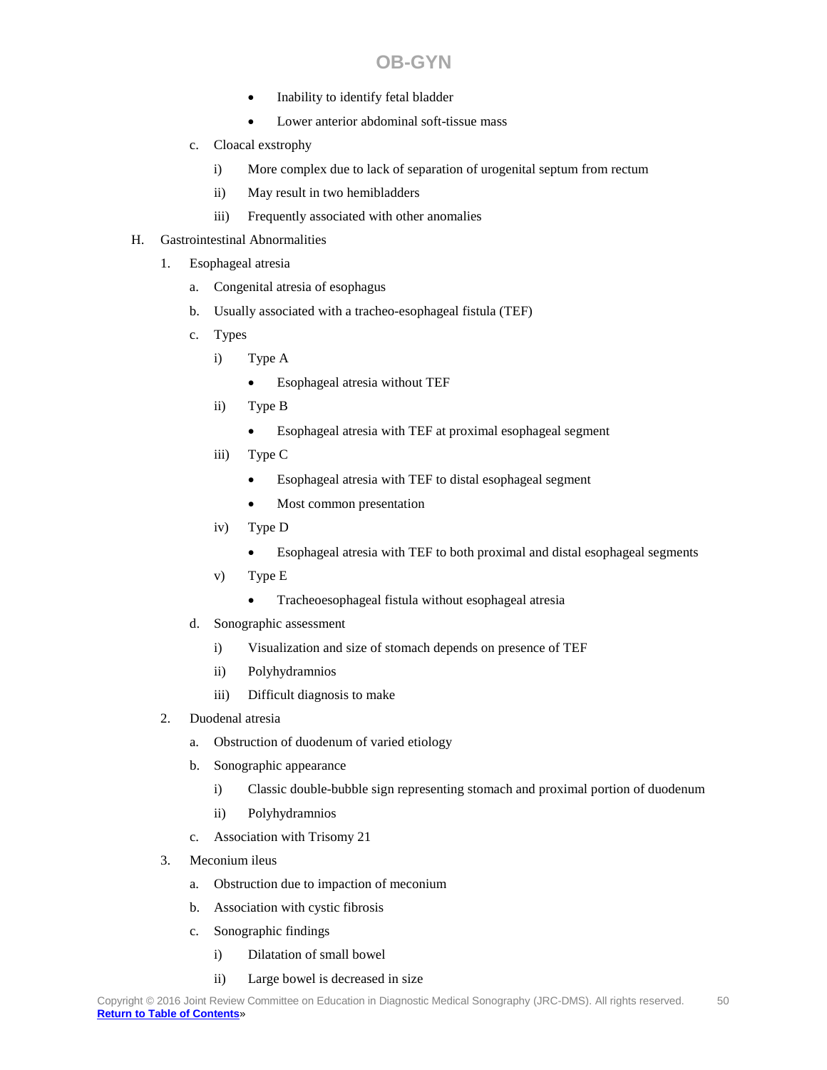- Inability to identify fetal bladder
- Lower anterior abdominal soft-tissue mass

c. Cloacal exstrophy

i) More complex due to lack of separation of urogenital septum from rectum

ii) May result in two hemibladders

iii) Frequently associated with other anomalies

H. Gastrointestinal Abnormalities

1. Esophageal atresia

a. Congenital atresia of esophagus

b. Usually associated with a tracheo-esophageal fistula (TEF)

c. Types

i) Type A

- Esophageal atresia without TEF

ii) Type B

- Esophageal atresia with TEF at proximal esophageal segment

iii) Type C

- Esophageal atresia with TEF to distal esophageal segment
- Most common presentation

iv) Type D

- Esophageal atresia with TEF to both proximal and distal esophageal segments

v) Type E

- Tracheoesophageal fistula without esophageal atresia

d. Sonographic assessment

i) Visualization and size of stomach depends on presence of TEF

ii) Polyhydramnios

iii) Difficult diagnosis to make

2. Duodenal atresia

a. Obstruction of duodenum of varied etiology

b. Sonographic appearance

i) Classic double-bubble sign representing stomach and proximal portion of duodenum

ii) Polyhydramnios

c. Association with Trisomy 21

3. Meconium ileus

a. Obstruction due to impaction of meconium

b. Association with cystic fibrosis

c. Sonographic findings

i) Dilatation of small bowel

ii) Large bowel is decreased in size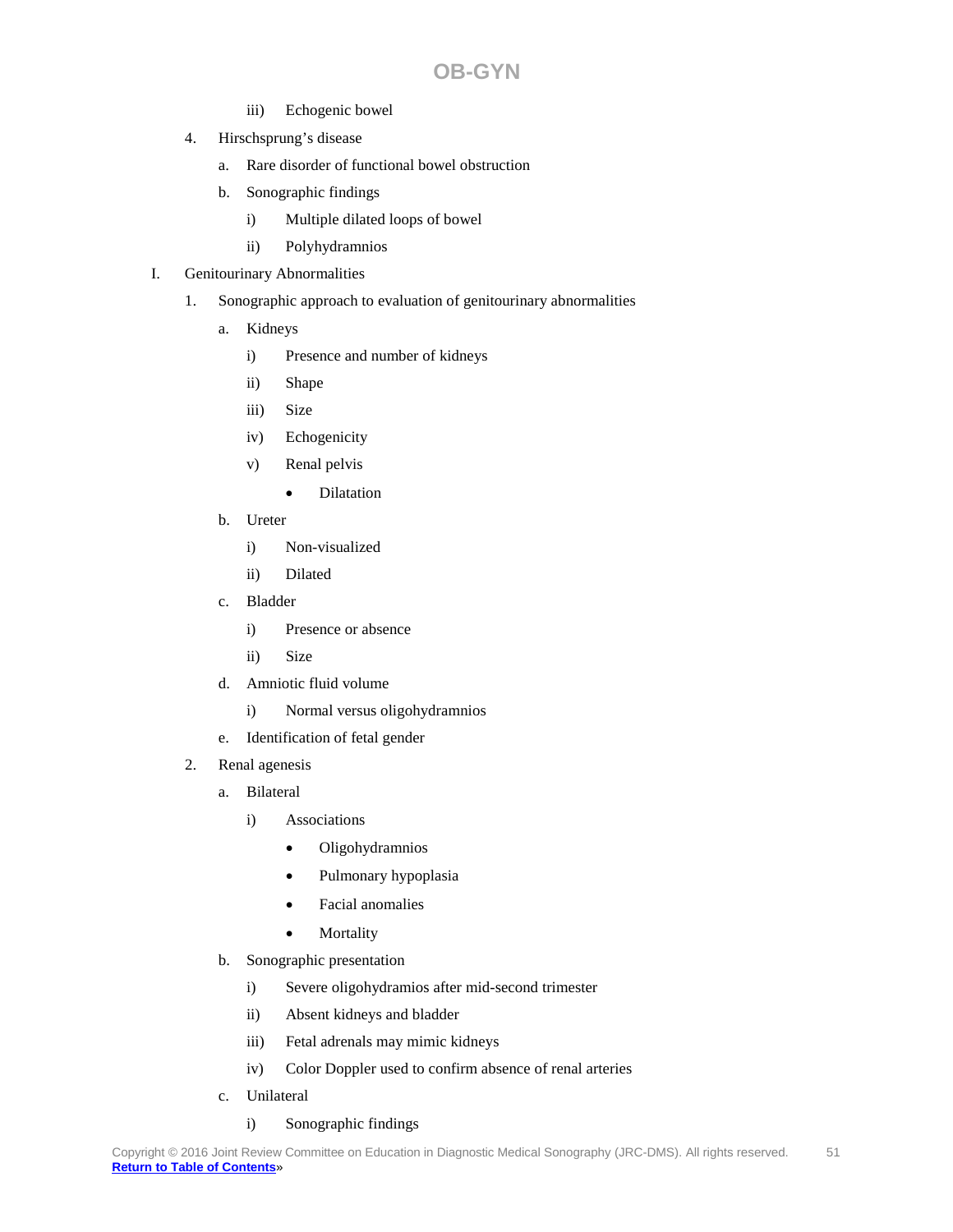- iii) Echogenic bowel

4. Hirschsprung's disease
   - a. Rare disorder of functional bowel obstruction
   - b. Sonographic findings
     - i) Multiple dilated loops of bowel
     - ii) Polyhydramnios

I. Genitourinary Abnormalities

1. Sonographic approach to evaluation of genitourinary abnormalities
   - a. Kidneys
     - i) Presence and number of kidneys
     - ii) Shape
     - iii) Size
     - iv) Echogenicity
     - v) Renal pelvis
       - Dilatation
   - b. Ureter
     - i) Non-visualized
     - ii) Dilated
   - c. Bladder
     - i) Presence or absence
     - ii) Size
   - d. Amniotic fluid volume
     - i) Normal versus oligohydramnios
   - e. Identification of fetal gender

2. Renal agenesis
   - a. Bilateral
     - i) Associations
       - Oligohydramnios
       - Pulmonary hypoplasia
       - Facial anomalies
       - Mortality
   - b. Sonographic presentation
     - i) Severe oligohydramios after mid-second trimester
     - ii) Absent kidneys and bladder
     - iii) Fetal adrenals may mimic kidneys
     - iv) Color Doppler used to confirm absence of renal arteries
   - c. Unilateral
     - i) Sonographic findings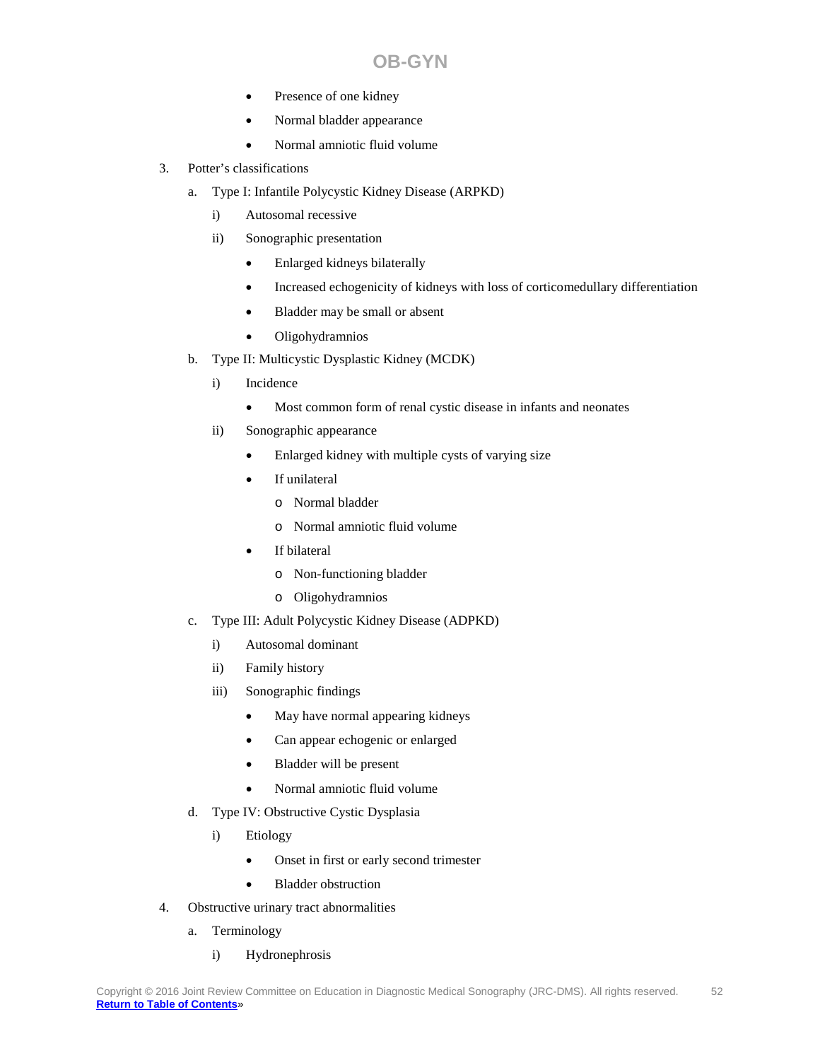- Presence of one kidney
- Normal bladder appearance
- Normal amniotic fluid volume

3. Potter's classifications
   a. Type I: Infantile Polycystic Kidney Disease (ARPKD)
      i) Autosomal recessive
      ii) Sonographic presentation
         - Enlarged kidneys bilaterally
         - Increased echogenicity of kidneys with loss of corticomedullary differentiation
         - Bladder may be small or absent
         - Oligohydramnios
   b. Type II: Multicystic Dysplastic Kidney (MCDK)
      i) Incidence
         - Most common form of renal cystic disease in infants and neonates
      ii) Sonographic appearance
         - Enlarged kidney with multiple cysts of varying size
         - If unilateral
           - Normal bladder
           - Normal amniotic fluid volume
         - If bilateral
           - Non-functioning bladder
           - Oligohydramnios
   c. Type III: Adult Polycystic Kidney Disease (ADPKD)
      i) Autosomal dominant
      ii) Family history
      iii) Sonographic findings
         - May have normal appearing kidneys
         - Can appear echogenic or enlarged
         - Bladder will be present
         - Normal amniotic fluid volume
   d. Type IV: Obstructive Cystic Dysplasia
      i) Etiology
         - Onset in first or early second trimester
         - Bladder obstruction
4. Obstructive urinary tract abnormalities
   a. Terminology
      i) Hydronephrosis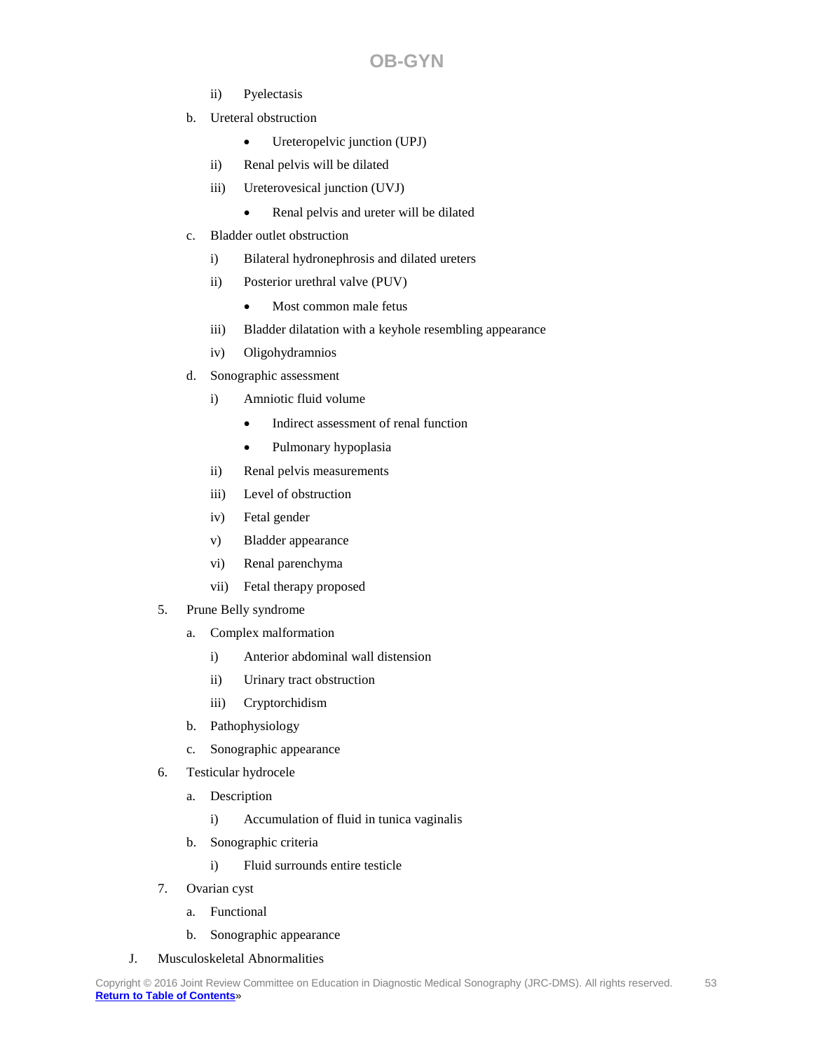- ii) Pyelectasis

b. Ureteral obstruction

- • Ureteropelvic junction (UPJ)
- ii) Renal pelvis will be dilated
- iii) Ureterovesical junction (UVJ)
  - • Renal pelvis and ureter will be dilated

c. Bladder outlet obstruction

- i) Bilateral hydronephrosis and dilated ureters
- ii) Posterior urethral valve (PUV)
  - • Most common male fetus
- iii) Bladder dilatation with a keyhole resembling appearance
- iv) Oligohydramnios

d. Sonographic assessment

- i) Amniotic fluid volume
  - • Indirect assessment of renal function
  - • Pulmonary hypoplasia
- ii) Renal pelvis measurements
- iii) Level of obstruction
- iv) Fetal gender
- v) Bladder appearance
- vi) Renal parenchyma
- vii) Fetal therapy proposed

5. Prune Belly syndrome

a. Complex malformation

- i) Anterior abdominal wall distension
- ii) Urinary tract obstruction
- iii) Cryptorchidism

b. Pathophysiology

c. Sonographic appearance

6. Testicular hydrocele

a. Description

- i) Accumulation of fluid in tunica vaginalis

b. Sonographic criteria

- i) Fluid surrounds entire testicle

7. Ovarian cyst

a. Functional

b. Sonographic appearance

J. Musculoskeletal Abnormalities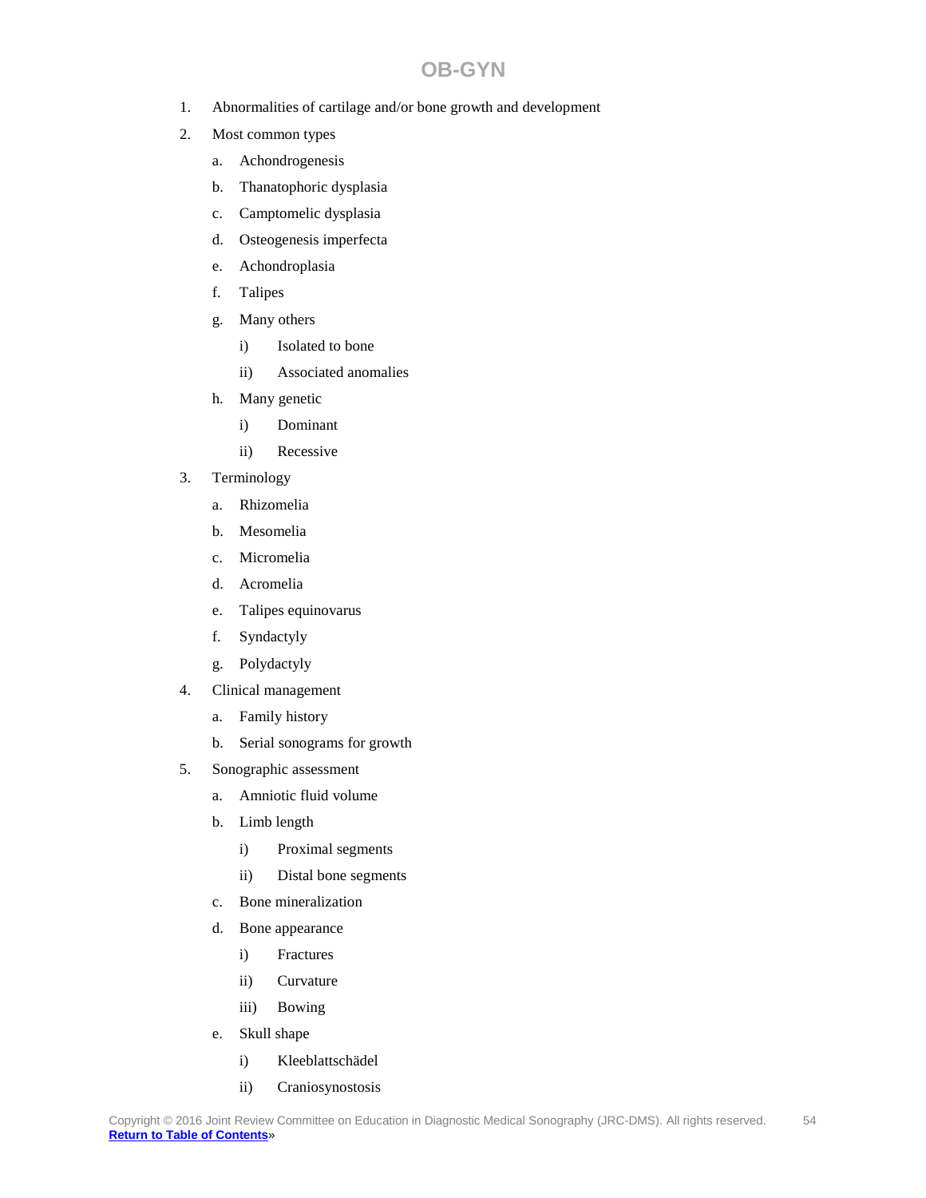## OB-GYN

1. Abnormalities of cartilage and/or bone growth and development
2. Most common types
    a. Achondrogenesis
    b. Thanatophoric dysplasia
    c. Camptomelic dysplasia
    d. Osteogenesis imperfecta
    e. Achondroplasia
    f. Talipes
    g. Many others
        i) Isolated to bone
        ii) Associated anomalies
    h. Many genetic
        i) Dominant
        ii) Recessive
3. Terminology
    a. Rhizomelia
    b. Mesomelia
    c. Micromelia
    d. Acromelia
    e. Talipes equinovarus
    f. Syndactyly
    g. Polydactyly
4. Clinical management
    a. Family history
    b. Serial sonograms for growth
5. Sonographic assessment
    a. Amniotic fluid volume
    b. Limb length
        i) Proximal segments
        ii) Distal bone segments
    c. Bone mineralization
    d. Bone appearance
        i) Fractures
        ii) Curvature
        iii) Bowing
    e. Skull shape
        i) Kleeblattschädel
        ii) Craniosynostosis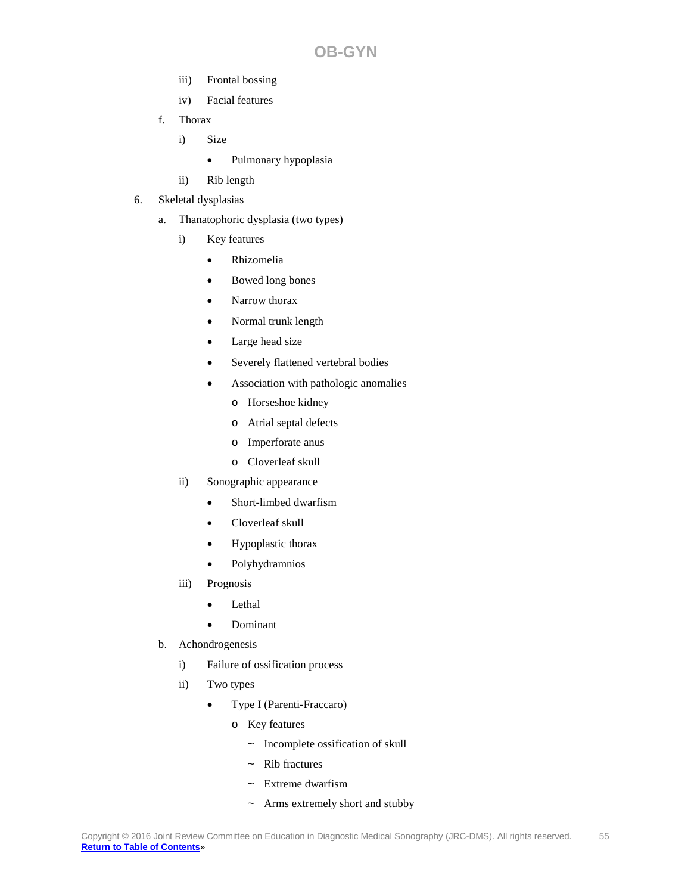- iii) Frontal bossing
- iv) Facial features

f. Thorax

- i) Size
  - Pulmonary hypoplasia
- ii) Rib length

6. Skeletal dysplasias

a. Thanatophoric dysplasia (two types)

- i) Key features
  - Rhizomelia
  - Bowed long bones
  - Narrow thorax
  - Normal trunk length
  - Large head size
  - Severely flattened vertebral bodies
  - Association with pathologic anomalies
    - o Horseshoe kidney
    - o Atrial septal defects
    - o Imperforate anus
    - o Cloverleaf skull
- ii) Sonographic appearance
  - Short-limbed dwarfism
  - Cloverleaf skull
  - Hypoplastic thorax
  - Polyhydramnios
- iii) Prognosis
  - Lethal
  - Dominant

b. Achondrogenesis

- i) Failure of ossification process
- ii) Two types
  - Type I (Parenti-Fraccaro)
    - o Key features
      - ~ Incomplete ossification of skull
      - ~ Rib fractures
      - ~ Extreme dwarfism
      - ~ Arms extremely short and stubby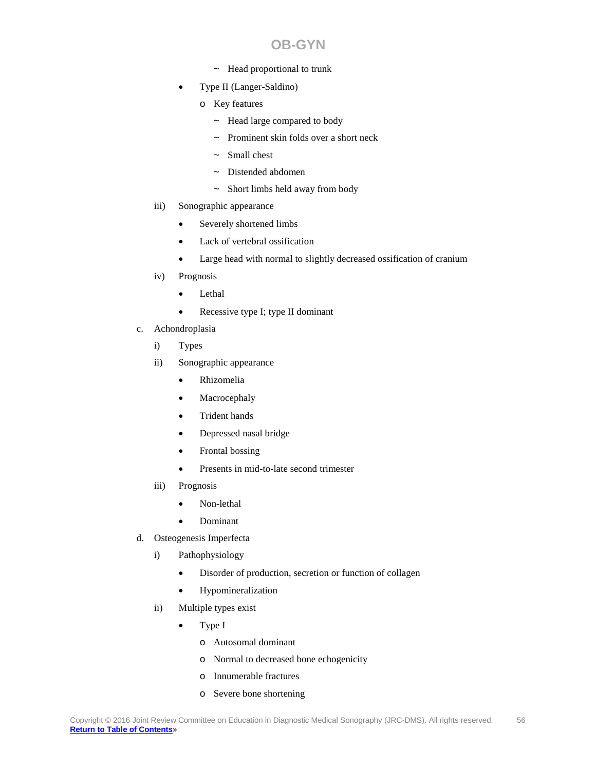- ~ Head proportional to trunk

- Type II (Langer-Saldino)
  - o Key features
    - ~ Head large compared to body
    - ~ Prominent skin folds over a short neck
    - ~ Small chest
    - ~ Distended abdomen
    - ~ Short limbs held away from body

iii) Sonographic appearance

- Severely shortened limbs
- Lack of vertebral ossification
- Large head with normal to slightly decreased ossification of cranium

iv) Prognosis

- Lethal
- Recessive type I; type II dominant

c. Achondroplasia

i) Types

ii) Sonographic appearance

- Rhizomelia
- Macrocephaly
- Trident hands
- Depressed nasal bridge
- Frontal bossing
- Presents in mid-to-late second trimester

iii) Prognosis

- Non-lethal
- Dominant

d. Osteogenesis Imperfecta

i) Pathophysiology

- Disorder of production, secretion or function of collagen
- Hypomineralization

ii) Multiple types exist

- Type I
  - o Autosomal dominant
  - o Normal to decreased bone echogenicity
  - o Innumerable fractures
  - o Severe bone shortening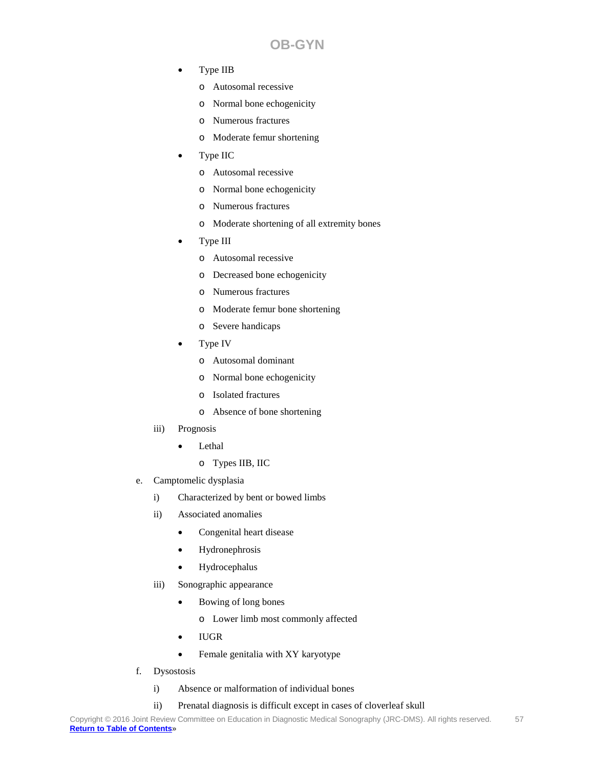- Type IIB
  - Autosomal recessive
  - Normal bone echogenicity
  - Numerous fractures
  - Moderate femur shortening
- Type IIC
  - Autosomal recessive
  - Normal bone echogenicity
  - Numerous fractures
  - Moderate shortening of all extremity bones
- Type III
  - Autosomal recessive
  - Decreased bone echogenicity
  - Numerous fractures
  - Moderate femur bone shortening
  - Severe handicaps
- Type IV
  - Autosomal dominant
  - Normal bone echogenicity
  - Isolated fractures
  - Absence of bone shortening

iii) Prognosis

- Lethal
  - Types IIB, IIC

e. Camptomelic dysplasia

i) Characterized by bent or bowed limbs

ii) Associated anomalies

- Congenital heart disease
- Hydronephrosis
- Hydrocephalus

iii) Sonographic appearance

- Bowing of long bones
  - Lower limb most commonly affected
- IUGR
- Female genitalia with XY karyotype

f. Dysostosis

i) Absence or malformation of individual bones

ii) Prenatal diagnosis is difficult except in cases of cloverleaf skull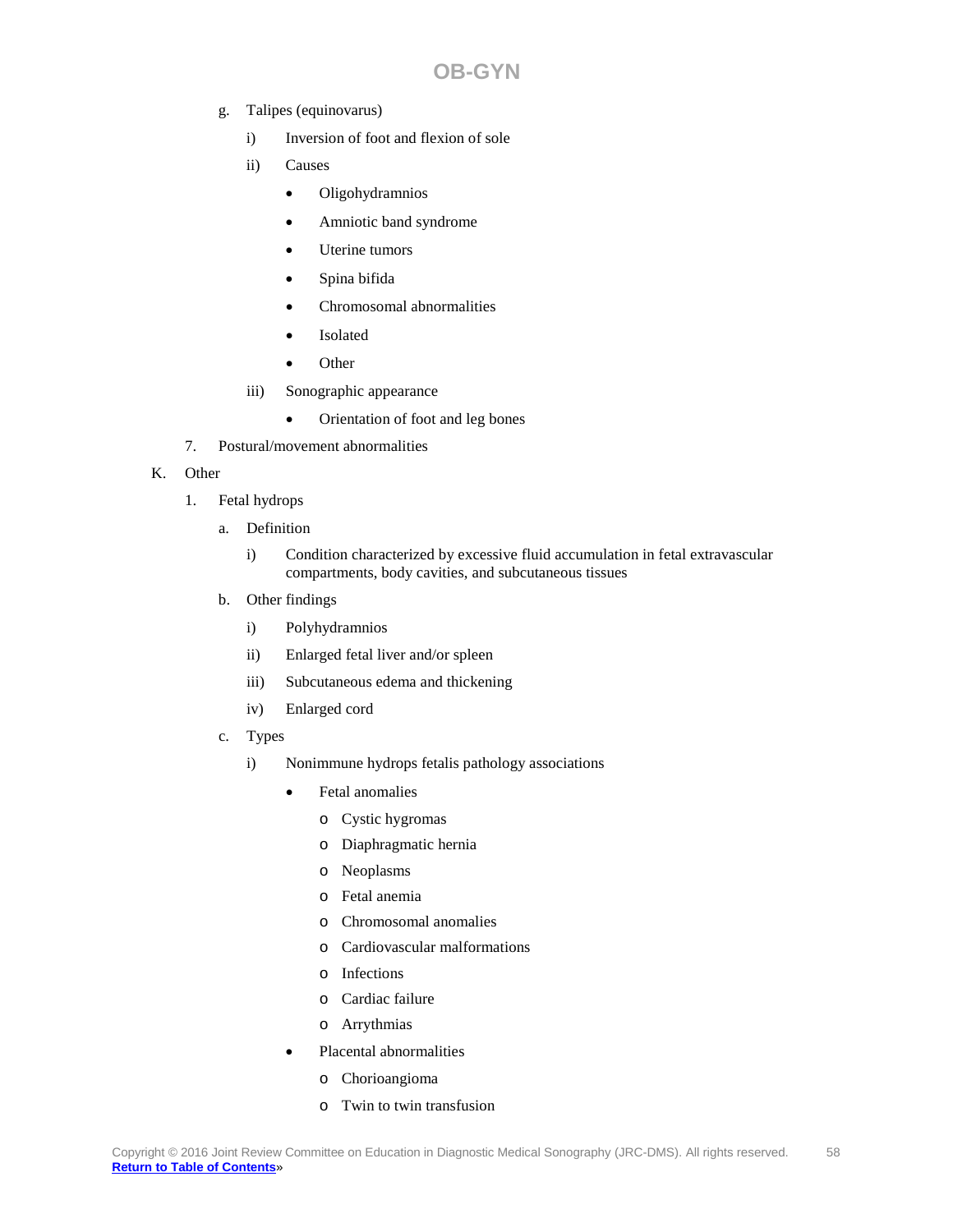g. Talipes (equinovarus)

   i) Inversion of foot and flexion of sole

   ii) Causes

      - Oligohydramnios
      - Amniotic band syndrome
      - Uterine tumors
      - Spina bifida
      - Chromosomal abnormalities
      - Isolated
      - Other

   iii) Sonographic appearance

      - Orientation of foot and leg bones

7. Postural/movement abnormalities

K. Other

1. Fetal hydrops

   a. Definition

      i) Condition characterized by excessive fluid accumulation in fetal extravascular compartments, body cavities, and subcutaneous tissues

   b. Other findings

      i) Polyhydramnios

      ii) Enlarged fetal liver and/or spleen

      iii) Subcutaneous edema and thickening

      iv) Enlarged cord

   c. Types

      i) Nonimmune hydrops fetalis pathology associations

         - Fetal anomalies
            - Cystic hygromas
            - Diaphragmatic hernia
            - Neoplasms
            - Fetal anemia
            - Chromosomal anomalies
            - Cardiovascular malformations
            - Infections
            - Cardiac failure
            - Arrythmias
         - Placental abnormalities
            - Chorioangioma
            - Twin to twin transfusion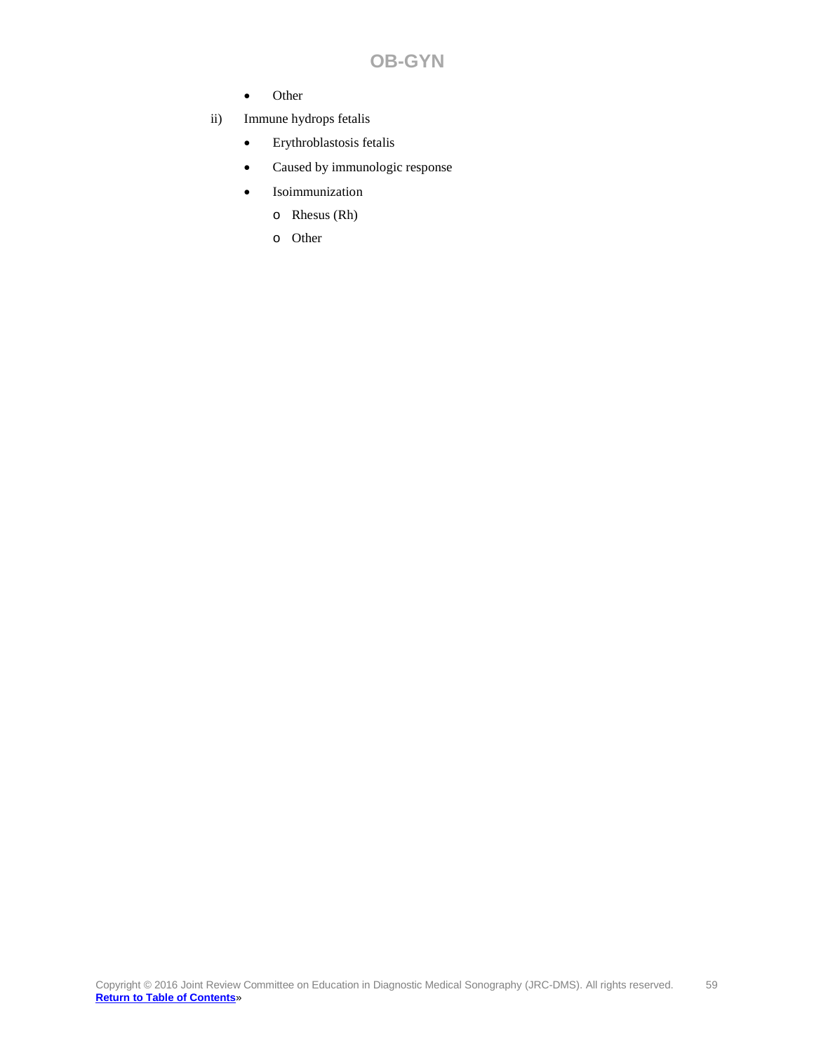- Other

ii) Immune hydrops fetalis

- Erythroblastosis fetalis
- Caused by immunologic response
- Isoimmunization
  - Rhesus (Rh)
  - Other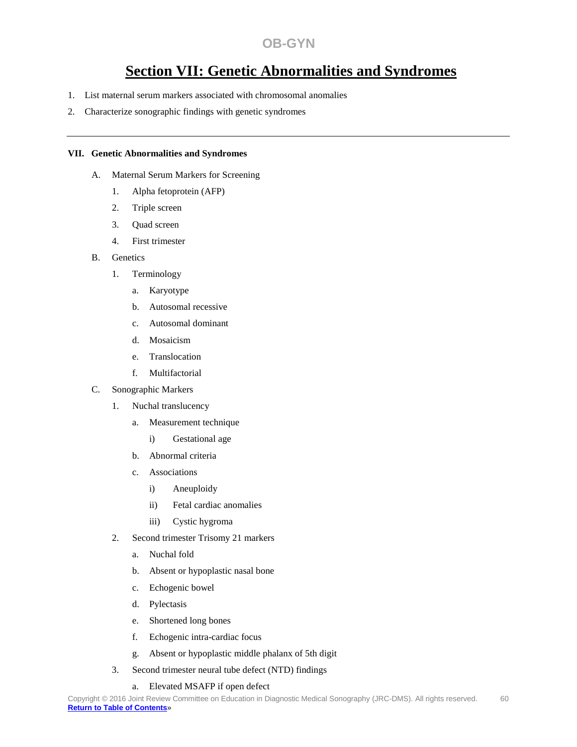# Section VII: Genetic Abnormalities and Syndromes

1. List maternal serum markers associated with chromosomal anomalies
2. Characterize sonographic findings with genetic syndromes

---

**VII. Genetic Abnormalities and Syndromes**

- A. Maternal Serum Markers for Screening
  1. Alpha fetoprotein (AFP)
  2. Triple screen
  3. Quad screen
  4. First trimester
- B. Genetics
  1. Terminology
     - a. Karyotype
     - b. Autosomal recessive
     - c. Autosomal dominant
     - d. Mosaicism
     - e. Translocation
     - f. Multifactorial
- C. Sonographic Markers
  1. Nuchal translucency
     - a. Measurement technique
       - i) Gestational age
     - b. Abnormal criteria
     - c. Associations
       - i) Aneuploidy
       - ii) Fetal cardiac anomalies
       - iii) Cystic hygroma
  2. Second trimester Trisomy 21 markers
     - a. Nuchal fold
     - b. Absent or hypoplastic nasal bone
     - c. Echogenic bowel
     - d. Pylectasis
     - e. Shortened long bones
     - f. Echogenic intra-cardiac focus
     - g. Absent or hypoplastic middle phalanx of 5th digit
  3. Second trimester neural tube defect (NTD) findings
     - a. Elevated MSAFP if open defect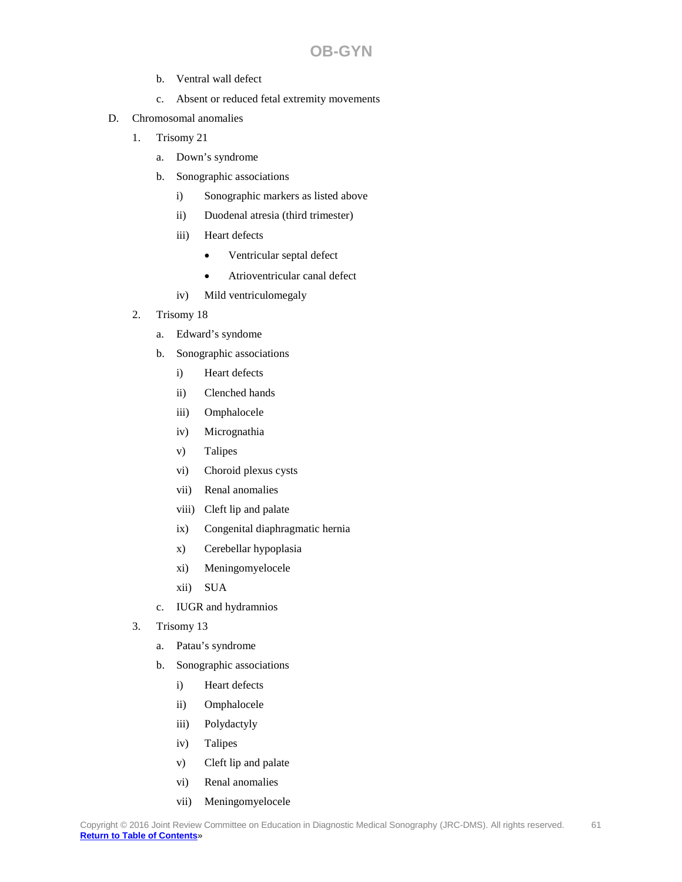b. Ventral wall defect

c. Absent or reduced fetal extremity movements

D. Chromosomal anomalies

1. Trisomy 21

   a. Down's syndrome

   b. Sonographic associations

      i) Sonographic markers as listed above

      ii) Duodenal atresia (third trimester)

      iii) Heart defects

         - Ventricular septal defect
         - Atrioventricular canal defect

      iv) Mild ventriculomegaly

2. Trisomy 18

   a. Edward's syndome

   b. Sonographic associations

      i) Heart defects

      ii) Clenched hands

      iii) Omphalocele

      iv) Micrognathia

      v) Talipes

      vi) Choroid plexus cysts

      vii) Renal anomalies

      viii) Cleft lip and palate

      ix) Congenital diaphragmatic hernia

      x) Cerebellar hypoplasia

      xi) Meningomyelocele

      xii) SUA

   c. IUGR and hydramnios

3. Trisomy 13

   a. Patau's syndrome

   b. Sonographic associations

      i) Heart defects

      ii) Omphalocele

      iii) Polydactyly

      iv) Talipes

      v) Cleft lip and palate

      vi) Renal anomalies

      vii) Meningomyelocele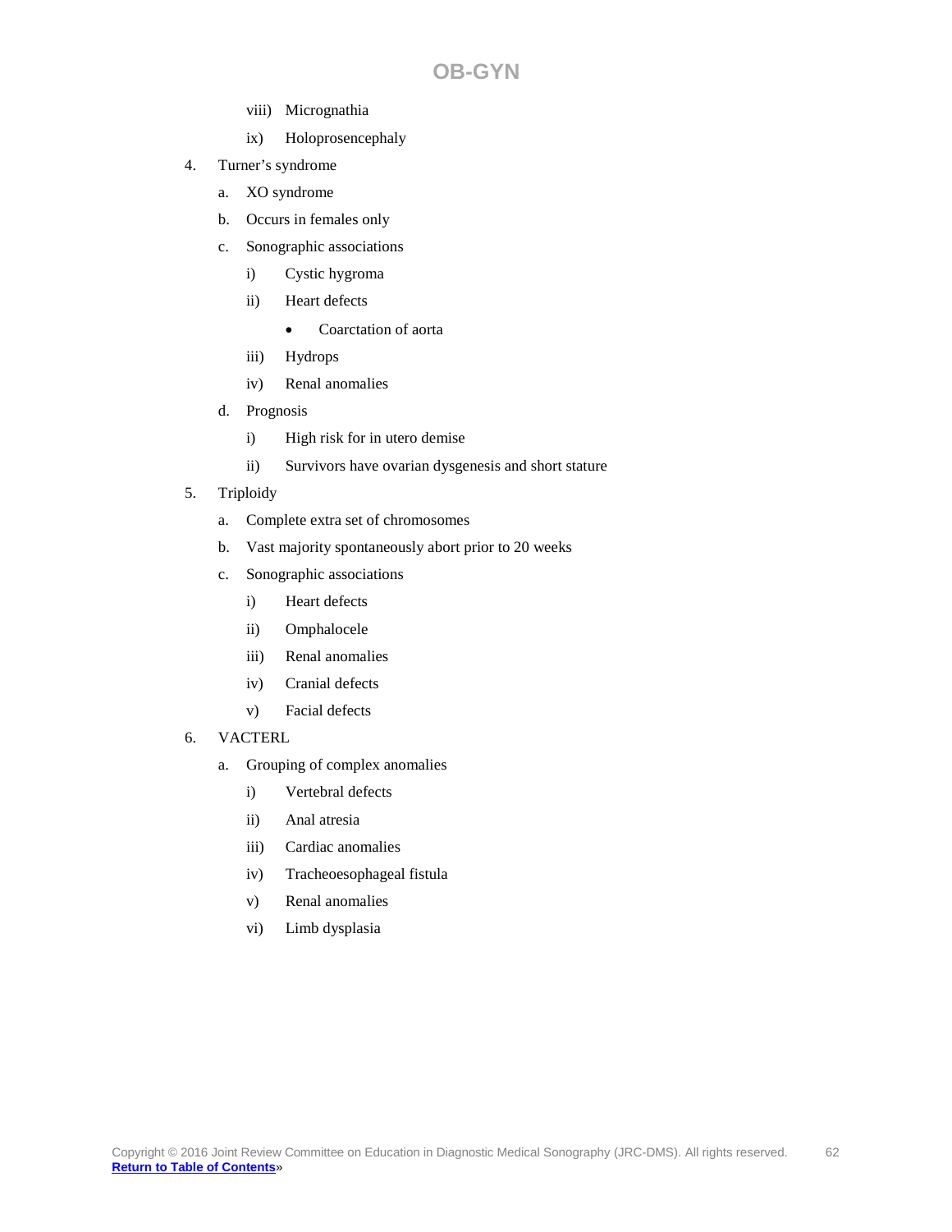- viii) Micrognathia
    - ix) Holoprosencephaly

4. Turner's syndrome
   - a. XO syndrome
   - b. Occurs in females only
   - c. Sonographic associations
     - i) Cystic hygroma
     - ii) Heart defects
       - Coarctation of aorta
     - iii) Hydrops
     - iv) Renal anomalies
   - d. Prognosis
     - i) High risk for in utero demise
     - ii) Survivors have ovarian dysgenesis and short stature

5. Triploidy
   - a. Complete extra set of chromosomes
   - b. Vast majority spontaneously abort prior to 20 weeks
   - c. Sonographic associations
     - i) Heart defects
     - ii) Omphalocele
     - iii) Renal anomalies
     - iv) Cranial defects
     - v) Facial defects

6. VACTERL
   - a. Grouping of complex anomalies
     - i) Vertebral defects
     - ii) Anal atresia
     - iii) Cardiac anomalies
     - iv) Tracheoesophageal fistula
     - v) Renal anomalies
     - vi) Limb dysplasia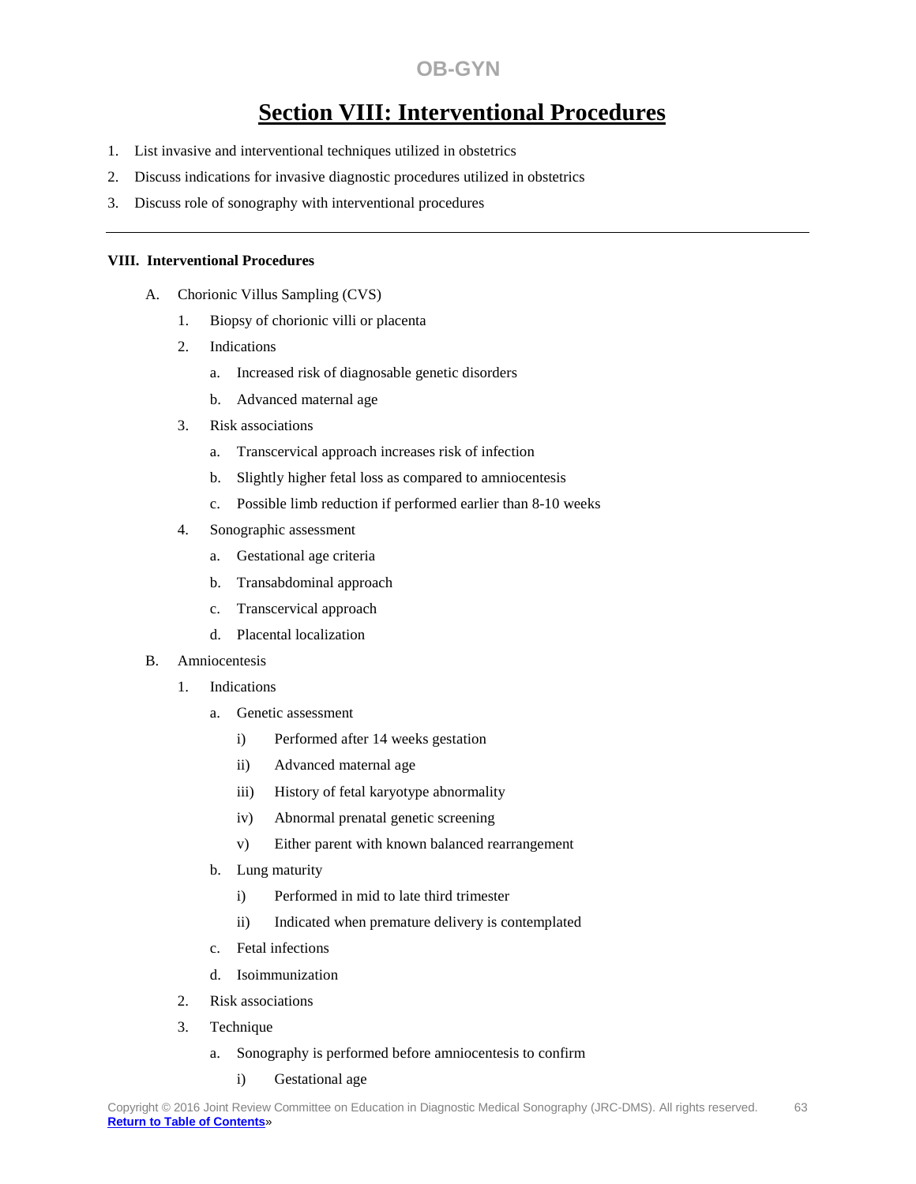OB-GYN

# Section VIII: Interventional Procedures

1. List invasive and interventional techniques utilized in obstetrics
2. Discuss indications for invasive diagnostic procedures utilized in obstetrics
3. Discuss role of sonography with interventional procedures

---

**VIII. Interventional Procedures**

- A. Chorionic Villus Sampling (CVS)
  - 1. Biopsy of chorionic villi or placenta
  - 2. Indications
    - a. Increased risk of diagnosable genetic disorders
    - b. Advanced maternal age
  - 3. Risk associations
    - a. Transcervical approach increases risk of infection
    - b. Slightly higher fetal loss as compared to amniocentesis
    - c. Possible limb reduction if performed earlier than 8-10 weeks
  - 4. Sonographic assessment
    - a. Gestational age criteria
    - b. Transabdominal approach
    - c. Transcervical approach
    - d. Placental localization
- B. Amniocentesis
  - 1. Indications
    - a. Genetic assessment
      - i) Performed after 14 weeks gestation
      - ii) Advanced maternal age
      - iii) History of fetal karyotype abnormality
      - iv) Abnormal prenatal genetic screening
      - v) Either parent with known balanced rearrangement
    - b. Lung maturity
      - i) Performed in mid to late third trimester
      - ii) Indicated when premature delivery is contemplated
    - c. Fetal infections
    - d. Isoimmunization
  - 2. Risk associations
  - 3. Technique
    - a. Sonography is performed before amniocentesis to confirm
      - i) Gestational age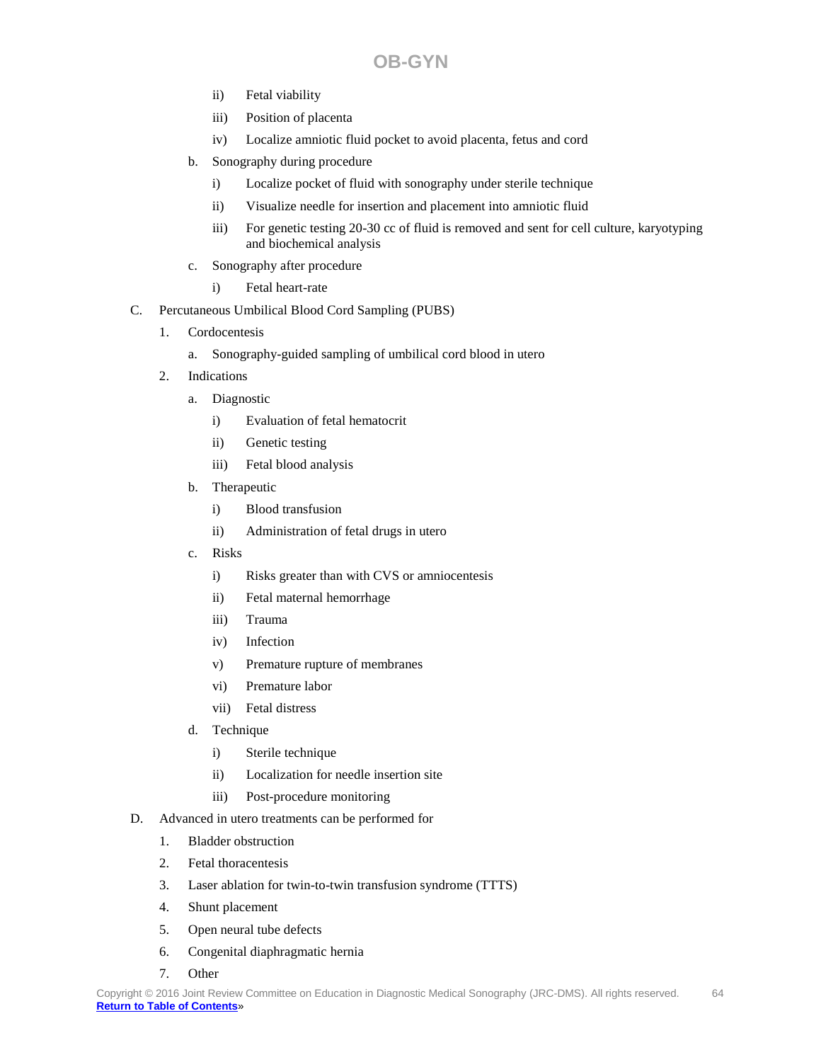- ii) Fetal viability
- iii) Position of placenta
- iv) Localize amniotic fluid pocket to avoid placenta, fetus and cord

- b. Sonography during procedure
  - i) Localize pocket of fluid with sonography under sterile technique
  - ii) Visualize needle for insertion and placement into amniotic fluid
  - iii) For genetic testing 20-30 cc of fluid is removed and sent for cell culture, karyotyping and biochemical analysis
- c. Sonography after procedure
  - i) Fetal heart-rate

C. Percutaneous Umbilical Blood Cord Sampling (PUBS)

1. Cordocentesis
   - a. Sonography-guided sampling of umbilical cord blood in utero
2. Indications
   - a. Diagnostic
     - i) Evaluation of fetal hematocrit
     - ii) Genetic testing
     - iii) Fetal blood analysis
   - b. Therapeutic
     - i) Blood transfusion
     - ii) Administration of fetal drugs in utero
   - c. Risks
     - i) Risks greater than with CVS or amniocentesis
     - ii) Fetal maternal hemorrhage
     - iii) Trauma
     - iv) Infection
     - v) Premature rupture of membranes
     - vi) Premature labor
     - vii) Fetal distress
   - d. Technique
     - i) Sterile technique
     - ii) Localization for needle insertion site
     - iii) Post-procedure monitoring

D. Advanced in utero treatments can be performed for

1. Bladder obstruction
2. Fetal thoracentesis
3. Laser ablation for twin-to-twin transfusion syndrome (TTTS)
4. Shunt placement
5. Open neural tube defects
6. Congenital diaphragmatic hernia
7. Other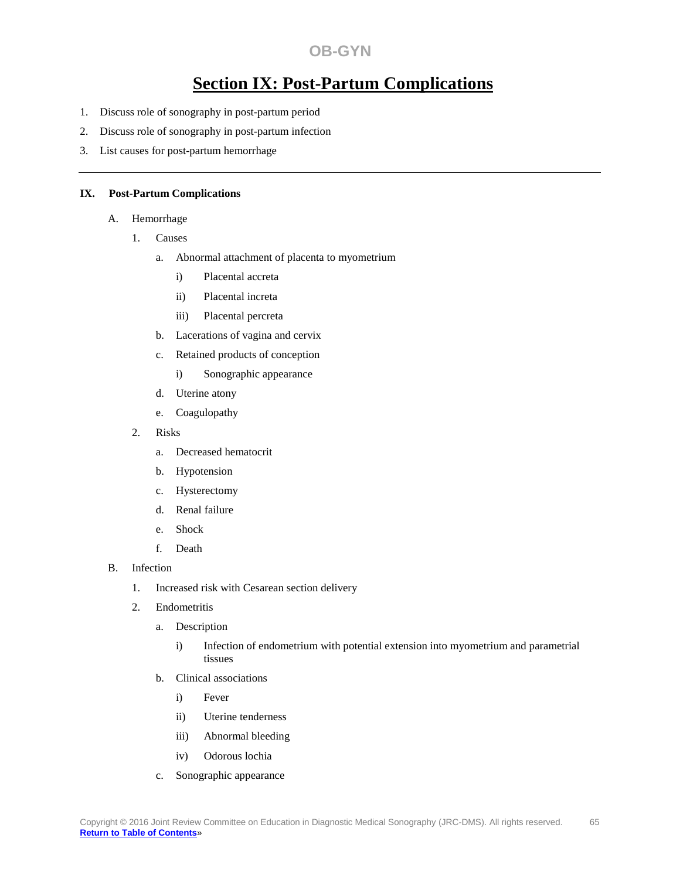## Section IX: Post-Partum Complications

1. Discuss role of sonography in post-partum period
2. Discuss role of sonography in post-partum infection
3. List causes for post-partum hemorrhage

---

**IX. Post-Partum Complications**

- A. Hemorrhage
  - 1. Causes
    - a. Abnormal attachment of placenta to myometrium
      - i) Placental accreta
      - ii) Placental increta
      - iii) Placental percreta
    - b. Lacerations of vagina and cervix
    - c. Retained products of conception
      - i) Sonographic appearance
    - d. Uterine atony
    - e. Coagulopathy
  - 2. Risks
    - a. Decreased hematocrit
    - b. Hypotension
    - c. Hysterectomy
    - d. Renal failure
    - e. Shock
    - f. Death
- B. Infection
  - 1. Increased risk with Cesarean section delivery
  - 2. Endometritis
    - a. Description
      - i) Infection of endometrium with potential extension into myometrium and parametrial tissues
    - b. Clinical associations
      - i) Fever
      - ii) Uterine tenderness
      - iii) Abnormal bleeding
      - iv) Odorous lochia
    - c. Sonographic appearance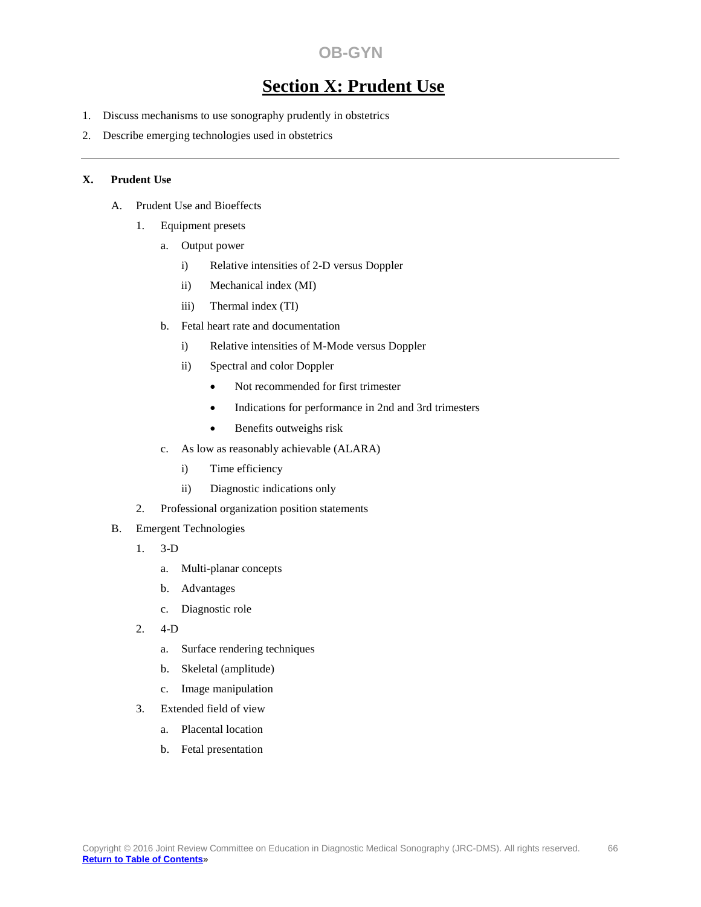OB-GYN

# Section X: Prudent Use

1. Discuss mechanisms to use sonography prudently in obstetrics
2. Describe emerging technologies used in obstetrics

---

**X. Prudent Use**

- A. Prudent Use and Bioeffects
  - 1. Equipment presets
    - a. Output power
      - i) Relative intensities of 2-D versus Doppler
      - ii) Mechanical index (MI)
      - iii) Thermal index (TI)
    - b. Fetal heart rate and documentation
      - i) Relative intensities of M-Mode versus Doppler
      - ii) Spectral and color Doppler
        - Not recommended for first trimester
        - Indications for performance in 2nd and 3rd trimesters
        - Benefits outweighs risk
    - c. As low as reasonably achievable (ALARA)
      - i) Time efficiency
      - ii) Diagnostic indications only
  - 2. Professional organization position statements
- B. Emergent Technologies
  - 1. 3-D
    - a. Multi-planar concepts
    - b. Advantages
    - c. Diagnostic role
  - 2. 4-D
    - a. Surface rendering techniques
    - b. Skeletal (amplitude)
    - c. Image manipulation
  - 3. Extended field of view
    - a. Placental location
    - b. Fetal presentation

Copyright © 2016 Joint Review Committee on Education in Diagnostic Medical Sonography (JRC-DMS). All rights reserved.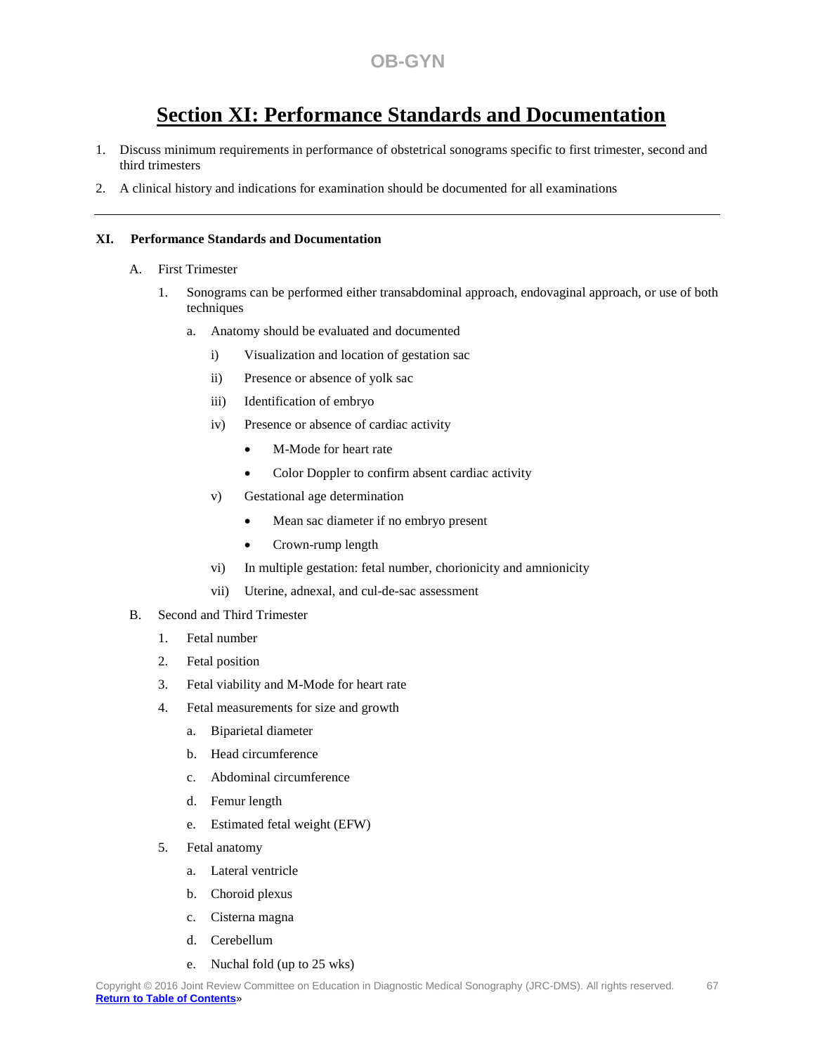# Section XI: Performance Standards and Documentation

1. Discuss minimum requirements in performance of obstetrical sonograms specific to first trimester, second and third trimesters
2. A clinical history and indications for examination should be documented for all examinations

---

**XI. Performance Standards and Documentation**

A. First Trimester

1. Sonograms can be performed either transabdominal approach, endovaginal approach, or use of both techniques

   a. Anatomy should be evaluated and documented

      i) Visualization and location of gestation sac

      ii) Presence or absence of yolk sac

      iii) Identification of embryo

      iv) Presence or absence of cardiac activity

         - M-Mode for heart rate
         - Color Doppler to confirm absent cardiac activity

      v) Gestational age determination

         - Mean sac diameter if no embryo present
         - Crown-rump length

      vi) In multiple gestation: fetal number, chorionicity and amnionicity

      vii) Uterine, adnexal, and cul-de-sac assessment

B. Second and Third Trimester

1. Fetal number
2. Fetal position
3. Fetal viability and M-Mode for heart rate
4. Fetal measurements for size and growth
   a. Biparietal diameter
   b. Head circumference
   c. Abdominal circumference
   d. Femur length
   e. Estimated fetal weight (EFW)
5. Fetal anatomy
   a. Lateral ventricle
   b. Choroid plexus
   c. Cisterna magna
   d. Cerebellum
   e. Nuchal fold (up to 25 wks)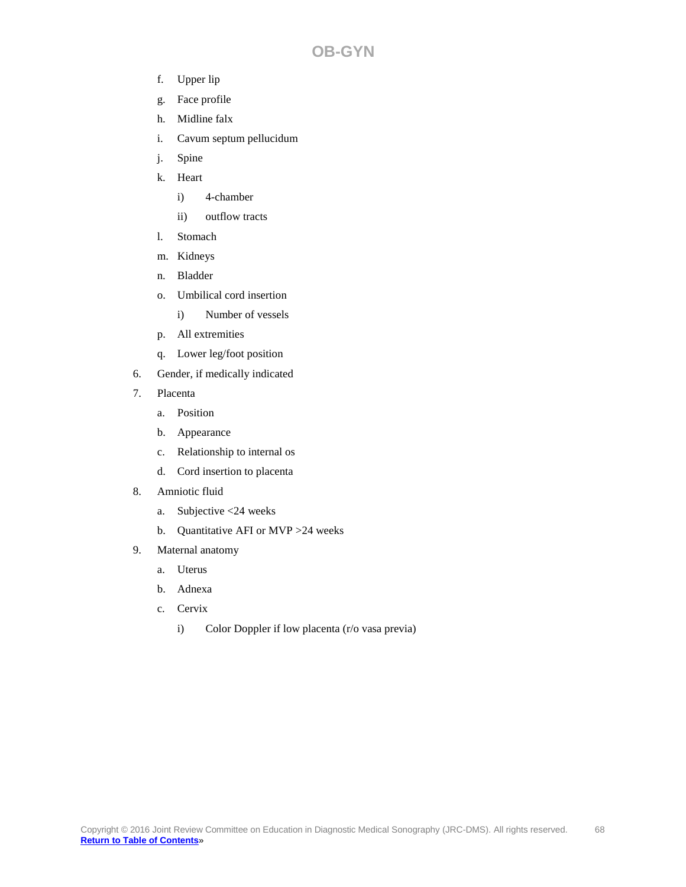f. Upper lip

g. Face profile

h. Midline falx

i. Cavum septum pellucidum

j. Spine

k. Heart

   i) 4-chamber

   ii) outflow tracts

l. Stomach

m. Kidneys

n. Bladder

o. Umbilical cord insertion

   i) Number of vessels

p. All extremities

q. Lower leg/foot position

6. Gender, if medically indicated

7. Placenta

   a. Position

   b. Appearance

   c. Relationship to internal os

   d. Cord insertion to placenta

8. Amniotic fluid

   a. Subjective <24 weeks

   b. Quantitative AFI or MVP >24 weeks

9. Maternal anatomy

   a. Uterus

   b. Adnexa

   c. Cervix

      i) Color Doppler if low placenta (r/o vasa previa)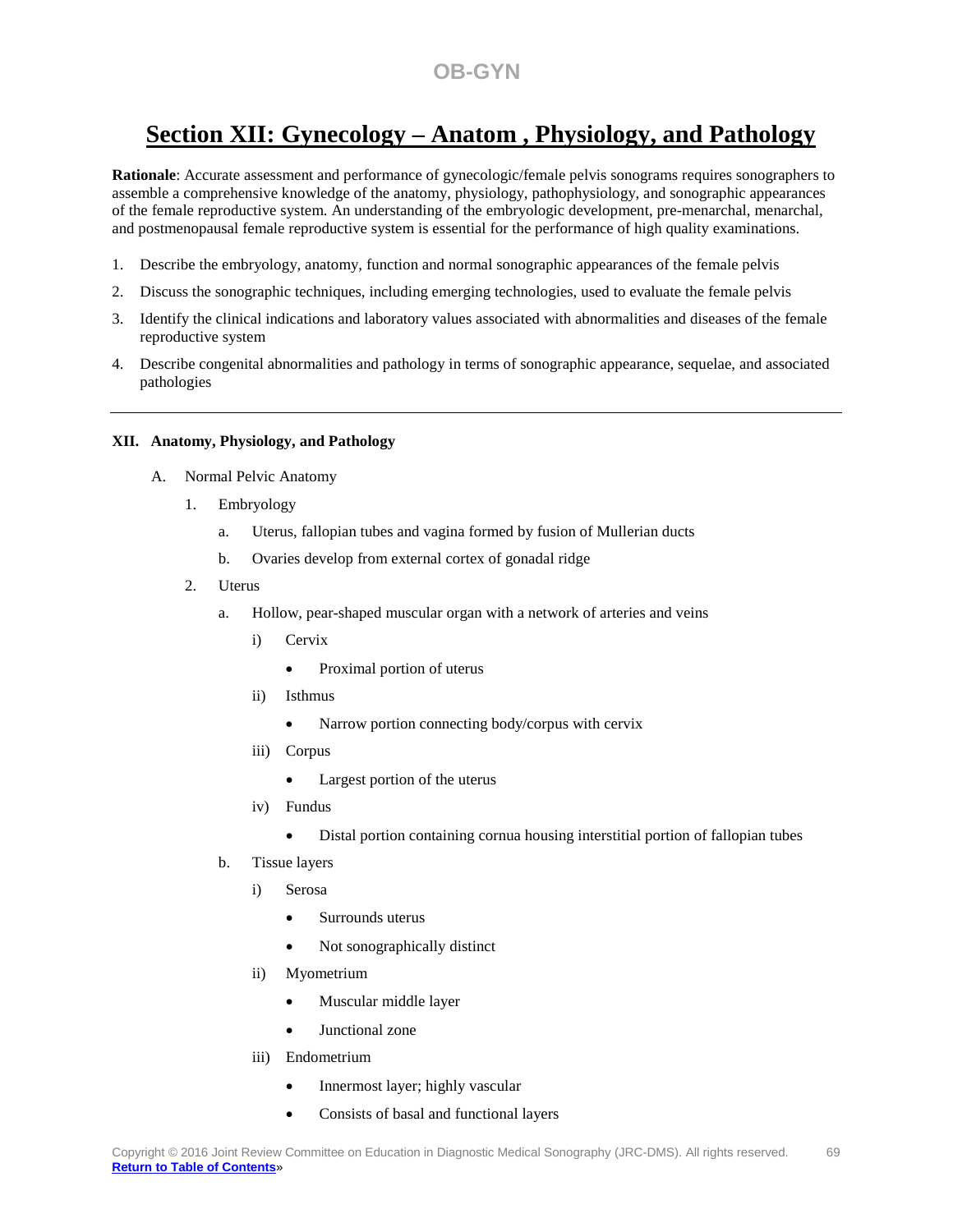## Section XII: Gynecology – Anatom , Physiology, and Pathology

**Rationale**: Accurate assessment and performance of gynecologic/female pelvis sonograms requires sonographers to assemble a comprehensive knowledge of the anatomy, physiology, pathophysiology, and sonographic appearances of the female reproductive system. An understanding of the embryologic development, pre-menarchal, menarchal, and postmenopausal female reproductive system is essential for the performance of high quality examinations.

1. Describe the embryology, anatomy, function and normal sonographic appearances of the female pelvis
2. Discuss the sonographic techniques, including emerging technologies, used to evaluate the female pelvis
3. Identify the clinical indications and laboratory values associated with abnormalities and diseases of the female reproductive system
4. Describe congenital abnormalities and pathology in terms of sonographic appearance, sequelae, and associated pathologies

---

**XII. Anatomy, Physiology, and Pathology**

A. Normal Pelvic Anatomy

1. Embryology
   a. Uterus, fallopian tubes and vagina formed by fusion of Mullerian ducts
   b. Ovaries develop from external cortex of gonadal ridge
2. Uterus
   a. Hollow, pear-shaped muscular organ with a network of arteries and veins
      i) Cervix
         - Proximal portion of uterus
      ii) Isthmus
         - Narrow portion connecting body/corpus with cervix
      iii) Corpus
         - Largest portion of the uterus
      iv) Fundus
         - Distal portion containing cornua housing interstitial portion of fallopian tubes
   b. Tissue layers
      i) Serosa
         - Surrounds uterus
         - Not sonographically distinct
      ii) Myometrium
         - Muscular middle layer
         - Junctional zone
      iii) Endometrium
         - Innermost layer; highly vascular
         - Consists of basal and functional layers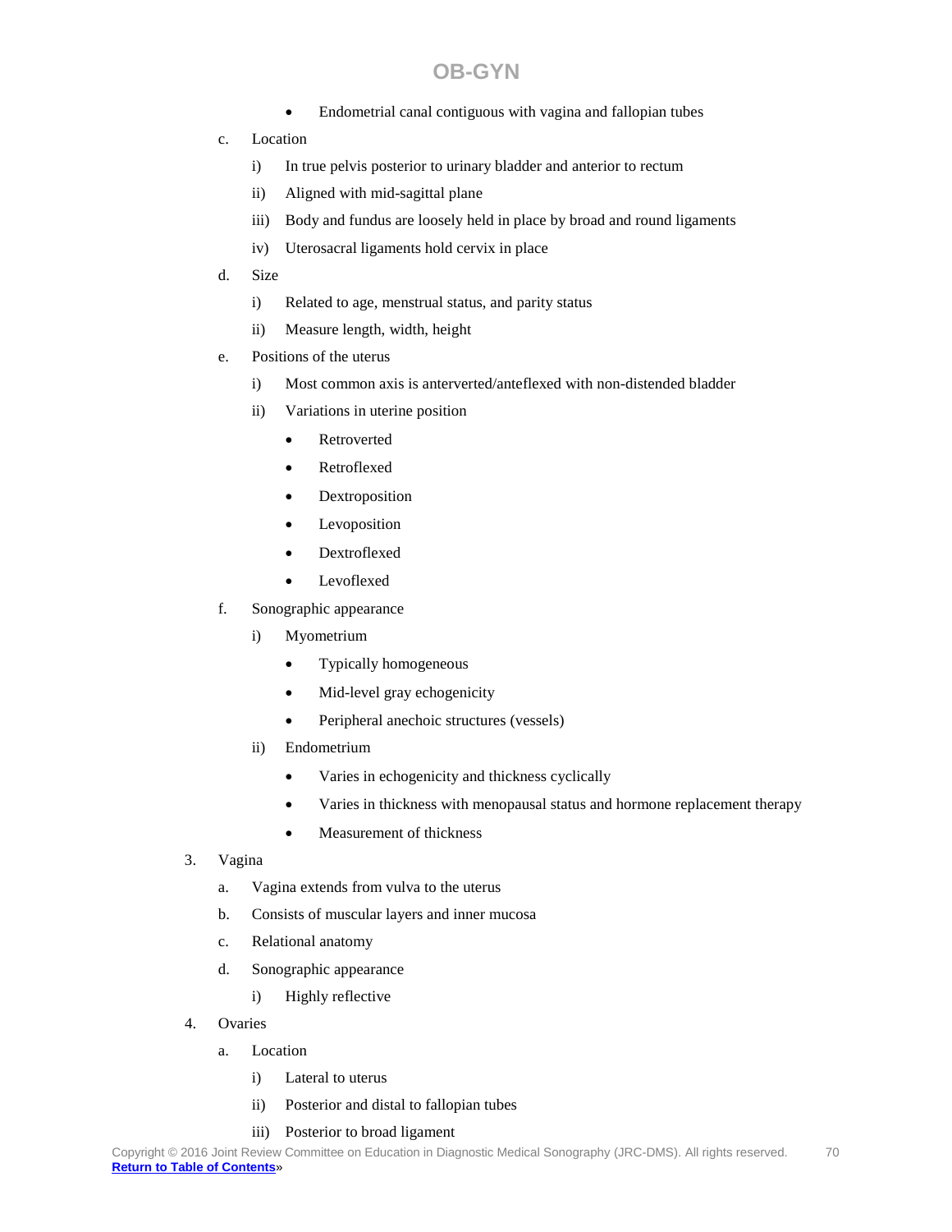- Endometrial canal contiguous with vagina and fallopian tubes

c. Location

   i) In true pelvis posterior to urinary bladder and anterior to rectum

   ii) Aligned with mid-sagittal plane

   iii) Body and fundus are loosely held in place by broad and round ligaments

   iv) Uterosacral ligaments hold cervix in place

d. Size

   i) Related to age, menstrual status, and parity status

   ii) Measure length, width, height

e. Positions of the uterus

   i) Most common axis is anterverted/anteflexed with non-distended bladder

   ii) Variations in uterine position

   - Retroverted
   - Retroflexed
   - Dextroposition
   - Levoposition
   - Dextroflexed
   - Levoflexed

f. Sonographic appearance

   i) Myometrium

   - Typically homogeneous
   - Mid-level gray echogenicity
   - Peripheral anechoic structures (vessels)

   ii) Endometrium

   - Varies in echogenicity and thickness cyclically
   - Varies in thickness with menopausal status and hormone replacement therapy
   - Measurement of thickness

3. Vagina

   a. Vagina extends from vulva to the uterus

   b. Consists of muscular layers and inner mucosa

   c. Relational anatomy

   d. Sonographic appearance

      i) Highly reflective

4. Ovaries

   a. Location

      i) Lateral to uterus

      ii) Posterior and distal to fallopian tubes

      iii) Posterior to broad ligament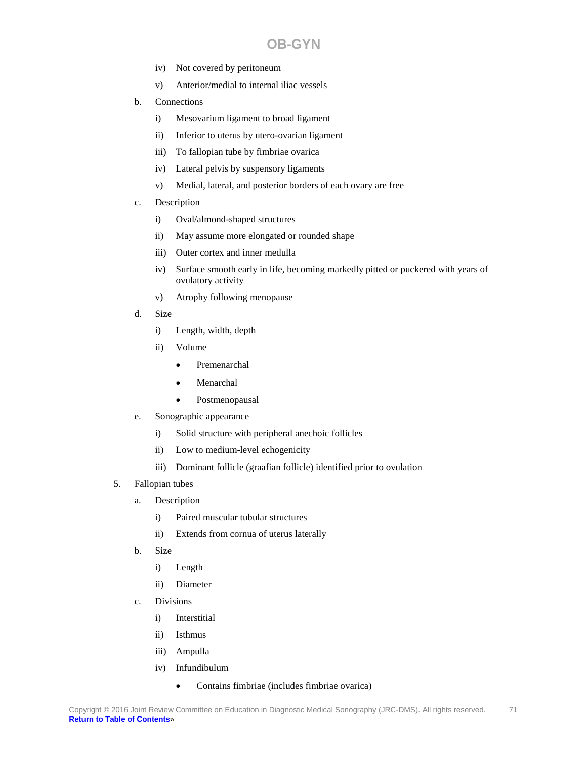- iv) Not covered by peritoneum
- v) Anterior/medial to internal iliac vessels

b. Connections

- i) Mesovarium ligament to broad ligament
- ii) Inferior to uterus by utero-ovarian ligament
- iii) To fallopian tube by fimbriae ovarica
- iv) Lateral pelvis by suspensory ligaments
- v) Medial, lateral, and posterior borders of each ovary are free

c. Description

- i) Oval/almond-shaped structures
- ii) May assume more elongated or rounded shape
- iii) Outer cortex and inner medulla
- iv) Surface smooth early in life, becoming markedly pitted or puckered with years of ovulatory activity
- v) Atrophy following menopause

d. Size

- i) Length, width, depth
- ii) Volume
  - Premenarchal
  - Menarchal
  - Postmenopausal

e. Sonographic appearance

- i) Solid structure with peripheral anechoic follicles
- ii) Low to medium-level echogenicity
- iii) Dominant follicle (graafian follicle) identified prior to ovulation

5. Fallopian tubes

a. Description

- i) Paired muscular tubular structures
- ii) Extends from cornua of uterus laterally

b. Size

- i) Length
- ii) Diameter

c. Divisions

- i) Interstitial
- ii) Isthmus
- iii) Ampulla
- iv) Infundibulum
  - Contains fimbriae (includes fimbriae ovarica)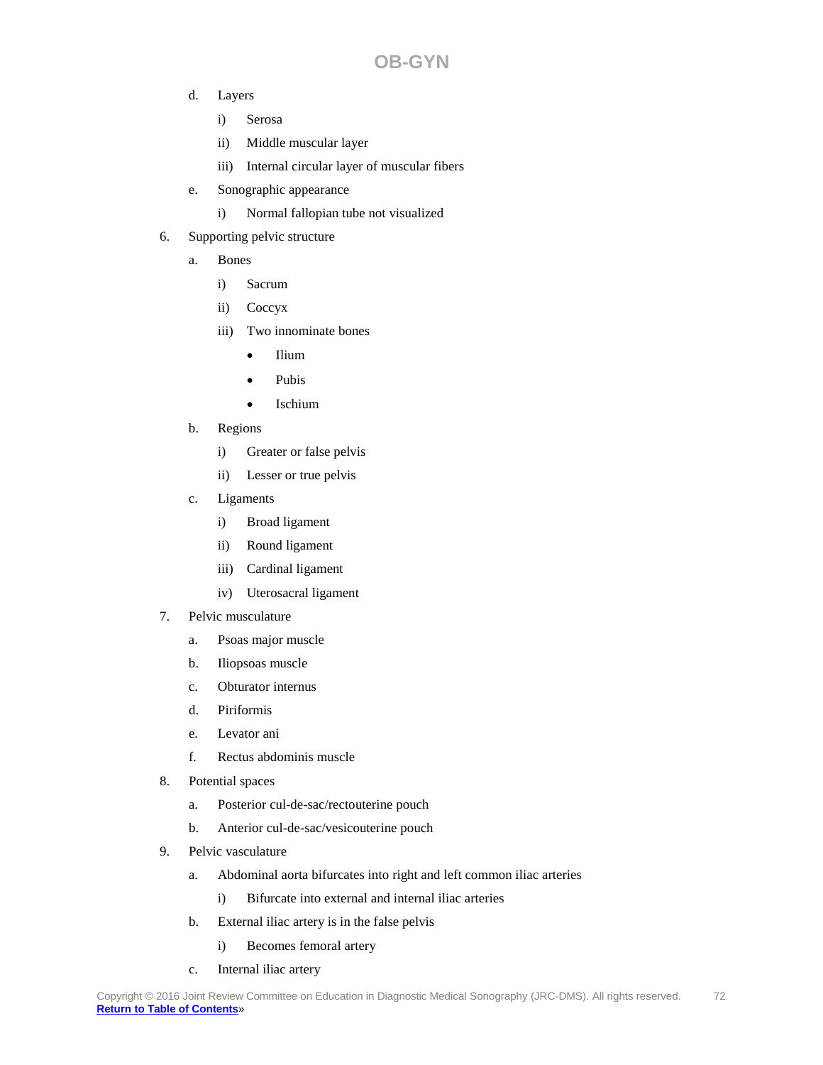d. Layers
   i) Serosa
   ii) Middle muscular layer
   iii) Internal circular layer of muscular fibers
e. Sonographic appearance
   i) Normal fallopian tube not visualized

6. Supporting pelvic structure
   a. Bones
      i) Sacrum
      ii) Coccyx
      iii) Two innominate bones
         - Ilium
         - Pubis
         - Ischium
   b. Regions
      i) Greater or false pelvis
      ii) Lesser or true pelvis
   c. Ligaments
      i) Broad ligament
      ii) Round ligament
      iii) Cardinal ligament
      iv) Uterosacral ligament
7. Pelvic musculature
   a. Psoas major muscle
   b. Iliopsoas muscle
   c. Obturator internus
   d. Piriformis
   e. Levator ani
   f. Rectus abdominis muscle
8. Potential spaces
   a. Posterior cul-de-sac/rectouterine pouch
   b. Anterior cul-de-sac/vesicouterine pouch
9. Pelvic vasculature
   a. Abdominal aorta bifurcates into right and left common iliac arteries
      i) Bifurcate into external and internal iliac arteries
   b. External iliac artery is in the false pelvis
      i) Becomes femoral artery
   c. Internal iliac artery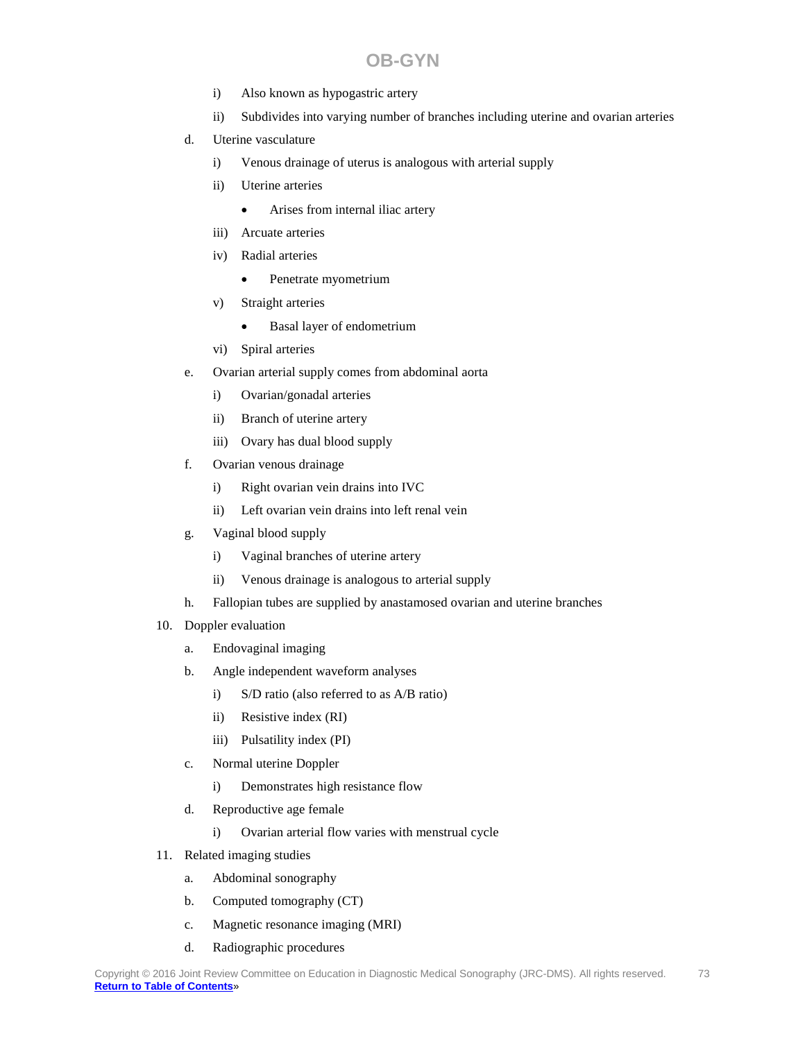i) Also known as hypogastric artery
   ii) Subdivides into varying number of branches including uterine and ovarian arteries

d. Uterine vasculature
   i) Venous drainage of uterus is analogous with arterial supply
   ii) Uterine arteries
      - Arises from internal iliac artery
   iii) Arcuate arteries
   iv) Radial arteries
      - Penetrate myometrium
   v) Straight arteries
      - Basal layer of endometrium
   vi) Spiral arteries

e. Ovarian arterial supply comes from abdominal aorta
   i) Ovarian/gonadal arteries
   ii) Branch of uterine artery
   iii) Ovary has dual blood supply

f. Ovarian venous drainage
   i) Right ovarian vein drains into IVC
   ii) Left ovarian vein drains into left renal vein

g. Vaginal blood supply
   i) Vaginal branches of uterine artery
   ii) Venous drainage is analogous to arterial supply

h. Fallopian tubes are supplied by anastamosed ovarian and uterine branches

10. Doppler evaluation
    a. Endovaginal imaging
    b. Angle independent waveform analyses
       i) S/D ratio (also referred to as A/B ratio)
       ii) Resistive index (RI)
       iii) Pulsatility index (PI)
    c. Normal uterine Doppler
       i) Demonstrates high resistance flow
    d. Reproductive age female
       i) Ovarian arterial flow varies with menstrual cycle

11. Related imaging studies
    a. Abdominal sonography
    b. Computed tomography (CT)
    c. Magnetic resonance imaging (MRI)
    d. Radiographic procedures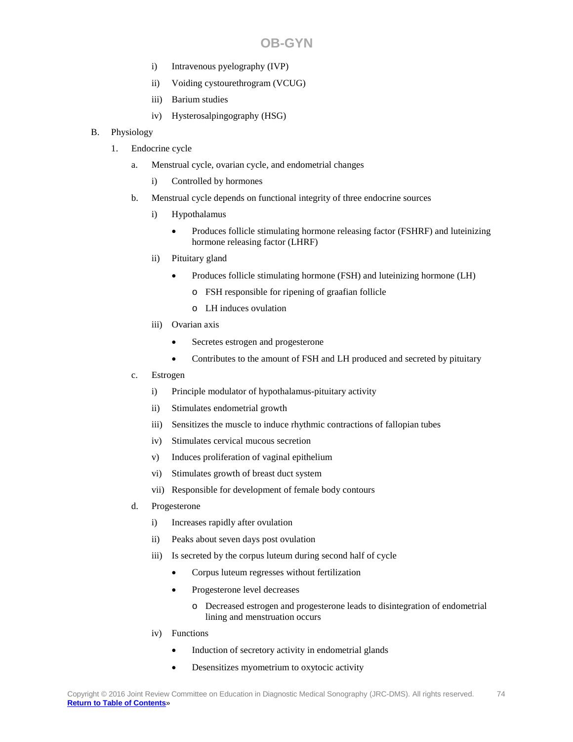- i) Intravenous pyelography (IVP)
- ii) Voiding cystourethrogram (VCUG)
- iii) Barium studies
- iv) Hysterosalpingography (HSG)

B. Physiology

1. Endocrine cycle
   - a. Menstrual cycle, ovarian cycle, and endometrial changes
     - i) Controlled by hormones
   - b. Menstrual cycle depends on functional integrity of three endocrine sources
     - i) Hypothalamus
       - Produces follicle stimulating hormone releasing factor (FSHRF) and luteinizing hormone releasing factor (LHRF)
     - ii) Pituitary gland
       - Produces follicle stimulating hormone (FSH) and luteinizing hormone (LH)
         - o FSH responsible for ripening of graafian follicle
         - o LH induces ovulation
     - iii) Ovarian axis
       - Secretes estrogen and progesterone
       - Contributes to the amount of FSH and LH produced and secreted by pituitary
   - c. Estrogen
     - i) Principle modulator of hypothalamus-pituitary activity
     - ii) Stimulates endometrial growth
     - iii) Sensitizes the muscle to induce rhythmic contractions of fallopian tubes
     - iv) Stimulates cervical mucous secretion
     - v) Induces proliferation of vaginal epithelium
     - vi) Stimulates growth of breast duct system
     - vii) Responsible for development of female body contours
   - d. Progesterone
     - i) Increases rapidly after ovulation
     - ii) Peaks about seven days post ovulation
     - iii) Is secreted by the corpus luteum during second half of cycle
       - Corpus luteum regresses without fertilization
       - Progesterone level decreases
         - o Decreased estrogen and progesterone leads to disintegration of endometrial lining and menstruation occurs
     - iv) Functions
       - Induction of secretory activity in endometrial glands
       - Desensitizes myometrium to oxytocic activity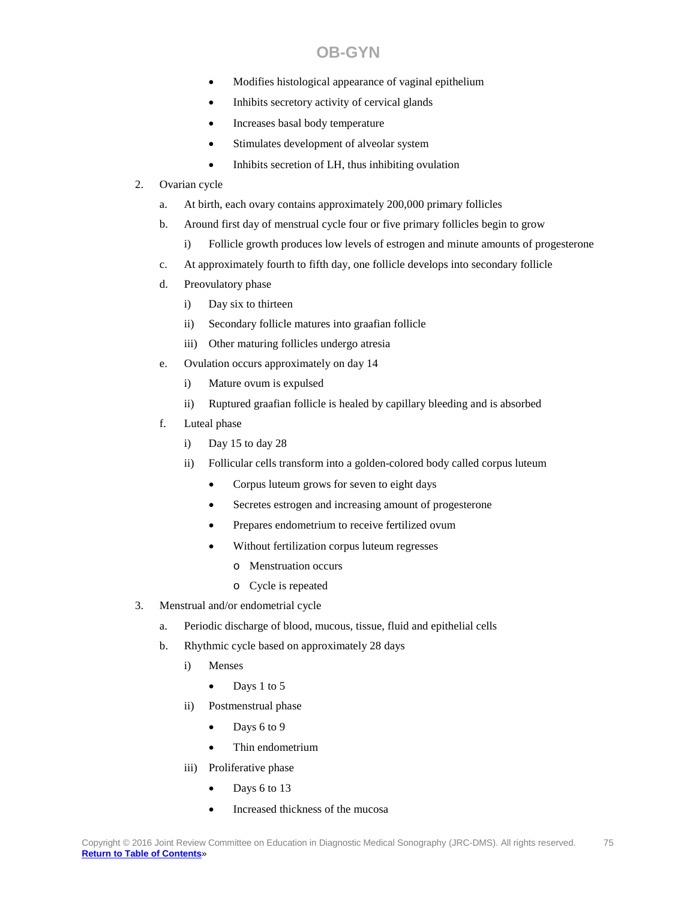- Modifies histological appearance of vaginal epithelium
- Inhibits secretory activity of cervical glands
- Increases basal body temperature
- Stimulates development of alveolar system
- Inhibits secretion of LH, thus inhibiting ovulation

2. Ovarian cycle
   a. At birth, each ovary contains approximately 200,000 primary follicles
   b. Around first day of menstrual cycle four or five primary follicles begin to grow
      i) Follicle growth produces low levels of estrogen and minute amounts of progesterone
   c. At approximately fourth to fifth day, one follicle develops into secondary follicle
   d. Preovulatory phase
      i) Day six to thirteen
      ii) Secondary follicle matures into graafian follicle
      iii) Other maturing follicles undergo atresia
   e. Ovulation occurs approximately on day 14
      i) Mature ovum is expulsed
      ii) Ruptured graafian follicle is healed by capillary bleeding and is absorbed
   f. Luteal phase
      i) Day 15 to day 28
      ii) Follicular cells transform into a golden-colored body called corpus luteum
         - Corpus luteum grows for seven to eight days
         - Secretes estrogen and increasing amount of progesterone
         - Prepares endometrium to receive fertilized ovum
         - Without fertilization corpus luteum regresses
            - Menstruation occurs
            - Cycle is repeated
3. Menstrual and/or endometrial cycle
   a. Periodic discharge of blood, mucous, tissue, fluid and epithelial cells
   b. Rhythmic cycle based on approximately 28 days
      i) Menses
         - Days 1 to 5
      ii) Postmenstrual phase
         - Days 6 to 9
         - Thin endometrium
      iii) Proliferative phase
         - Days 6 to 13
         - Increased thickness of the mucosa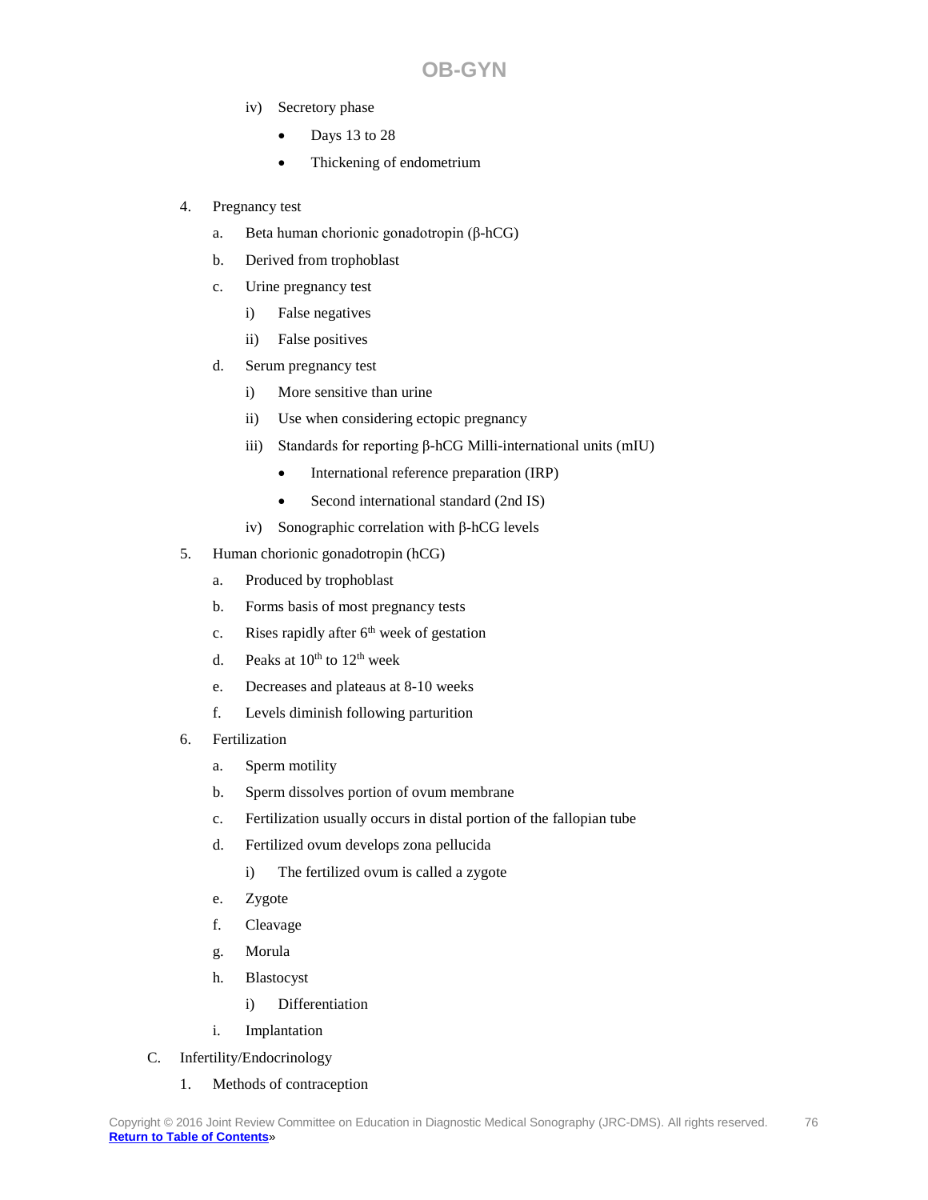iv) Secretory phase

- Days 13 to 28
- Thickening of endometrium

4. Pregnancy test
    a. Beta human chorionic gonadotropin (β-hCG)
    b. Derived from trophoblast
    c. Urine pregnancy test
        i) False negatives
        ii) False positives
    d. Serum pregnancy test
        i) More sensitive than urine
        ii) Use when considering ectopic pregnancy
        iii) Standards for reporting β-hCG Milli-international units (mIU)
            - International reference preparation (IRP)
            - Second international standard (2nd IS)
        iv) Sonographic correlation with β-hCG levels
5. Human chorionic gonadotropin (hCG)
    a. Produced by trophoblast
    b. Forms basis of most pregnancy tests
    c. Rises rapidly after $6^{th}$ week of gestation
    d. Peaks at $10^{th}$ to $12^{th}$ week
    e. Decreases and plateaus at 8-10 weeks
    f. Levels diminish following parturition
6. Fertilization
    a. Sperm motility
    b. Sperm dissolves portion of ovum membrane
    c. Fertilization usually occurs in distal portion of the fallopian tube
    d. Fertilized ovum develops zona pellucida
        i) The fertilized ovum is called a zygote
    e. Zygote
    f. Cleavage
    g. Morula
    h. Blastocyst
        i) Differentiation
    i. Implantation

C. Infertility/Endocrinology

1. Methods of contraception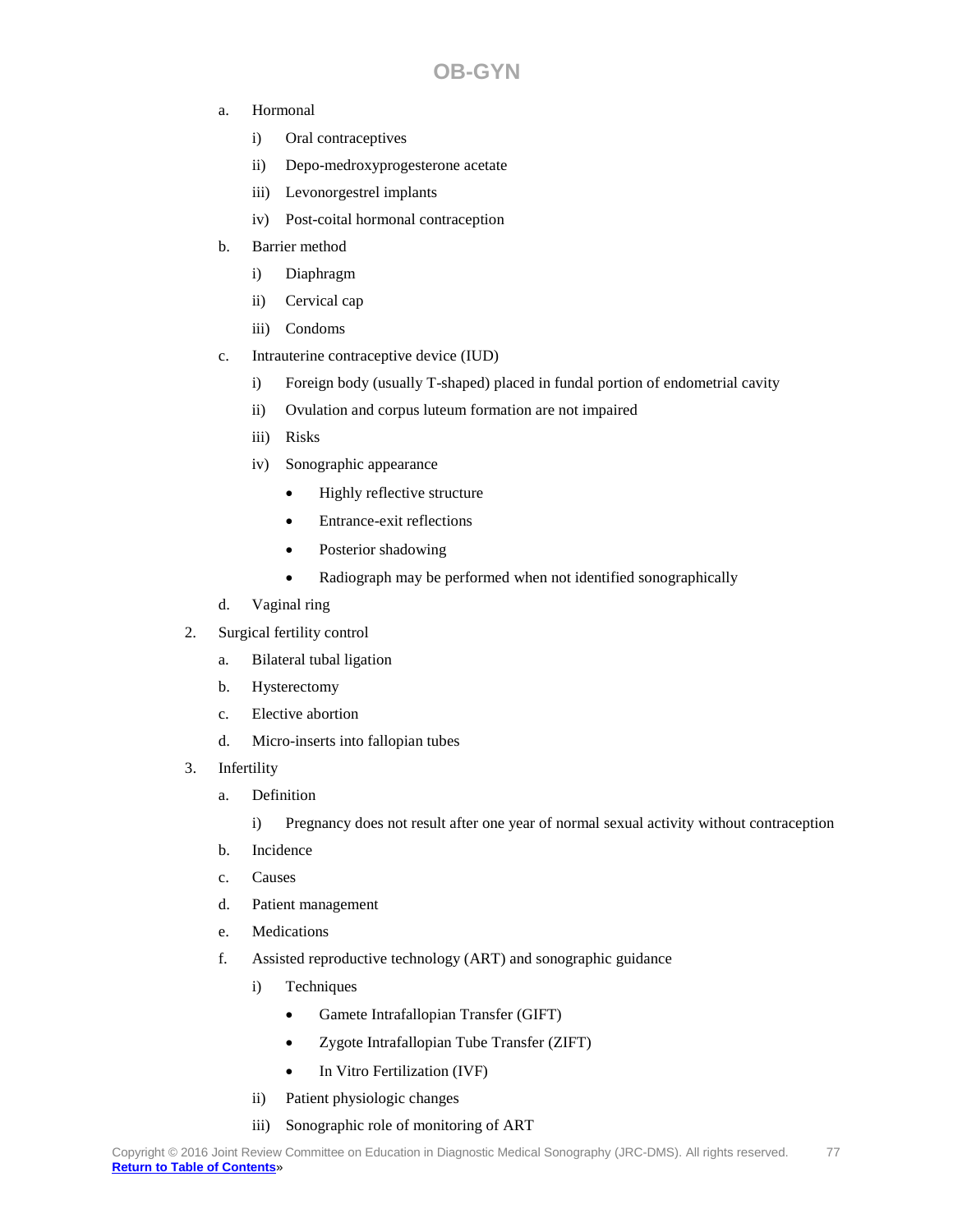a. Hormonal
    i) Oral contraceptives
    ii) Depo-medroxyprogesterone acetate
    iii) Levonorgestrel implants
    iv) Post-coital hormonal contraception
b. Barrier method
    i) Diaphragm
    ii) Cervical cap
    iii) Condoms
c. Intrauterine contraceptive device (IUD)
    i) Foreign body (usually T-shaped) placed in fundal portion of endometrial cavity
    ii) Ovulation and corpus luteum formation are not impaired
    iii) Risks
    iv) Sonographic appearance
        - Highly reflective structure
        - Entrance-exit reflections
        - Posterior shadowing
        - Radiograph may be performed when not identified sonographically
d. Vaginal ring

2. Surgical fertility control
    a. Bilateral tubal ligation
    b. Hysterectomy
    c. Elective abortion
    d. Micro-inserts into fallopian tubes

3. Infertility
    a. Definition
        i) Pregnancy does not result after one year of normal sexual activity without contraception
    b. Incidence
    c. Causes
    d. Patient management
    e. Medications
    f. Assisted reproductive technology (ART) and sonographic guidance
        i) Techniques
            - Gamete Intrafallopian Transfer (GIFT)
            - Zygote Intrafallopian Tube Transfer (ZIFT)
            - In Vitro Fertilization (IVF)
        ii) Patient physiologic changes
        iii) Sonographic role of monitoring of ART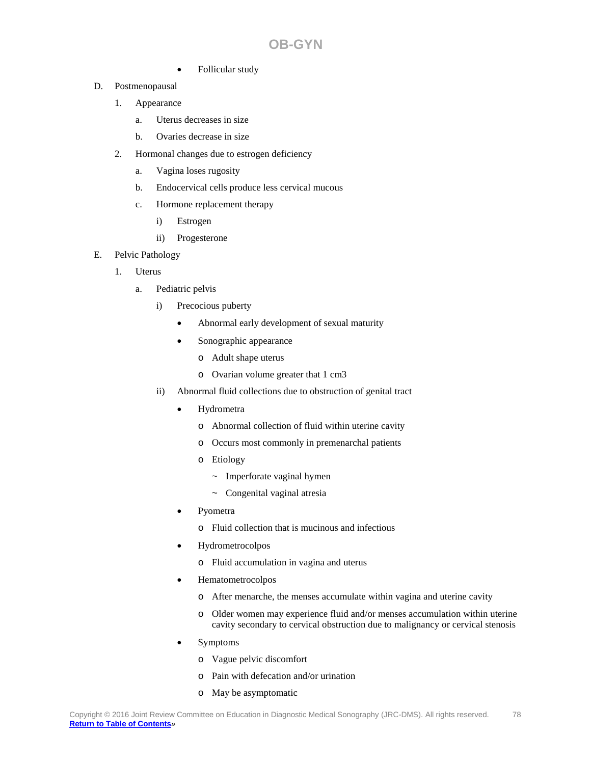- Follicular study

D. Postmenopausal

1. Appearance
    a. Uterus decreases in size
    b. Ovaries decrease in size
2. Hormonal changes due to estrogen deficiency
    a. Vagina loses rugosity
    b. Endocervical cells produce less cervical mucous
    c. Hormone replacement therapy
        i) Estrogen
        ii) Progesterone

E. Pelvic Pathology

1. Uterus
    a. Pediatric pelvis
        i) Precocious puberty
            - Abnormal early development of sexual maturity
            - Sonographic appearance
                - Adult shape uterus
                - Ovarian volume greater that 1 cm3
        ii) Abnormal fluid collections due to obstruction of genital tract
            - Hydrometra
                - Abnormal collection of fluid within uterine cavity
                - Occurs most commonly in premenarchal patients
                - Etiology
                    - ~ Imperforate vaginal hymen
                    - ~ Congenital vaginal atresia
            - Pyometra
                - Fluid collection that is mucinous and infectious
            - Hydrometrocolpos
                - Fluid accumulation in vagina and uterus
            - Hematometrocolpos
                - After menarche, the menses accumulate within vagina and uterine cavity
                - Older women may experience fluid and/or menses accumulation within uterine cavity secondary to cervical obstruction due to malignancy or cervical stenosis
            - Symptoms
                - Vague pelvic discomfort
                - Pain with defecation and/or urination
                - May be asymptomatic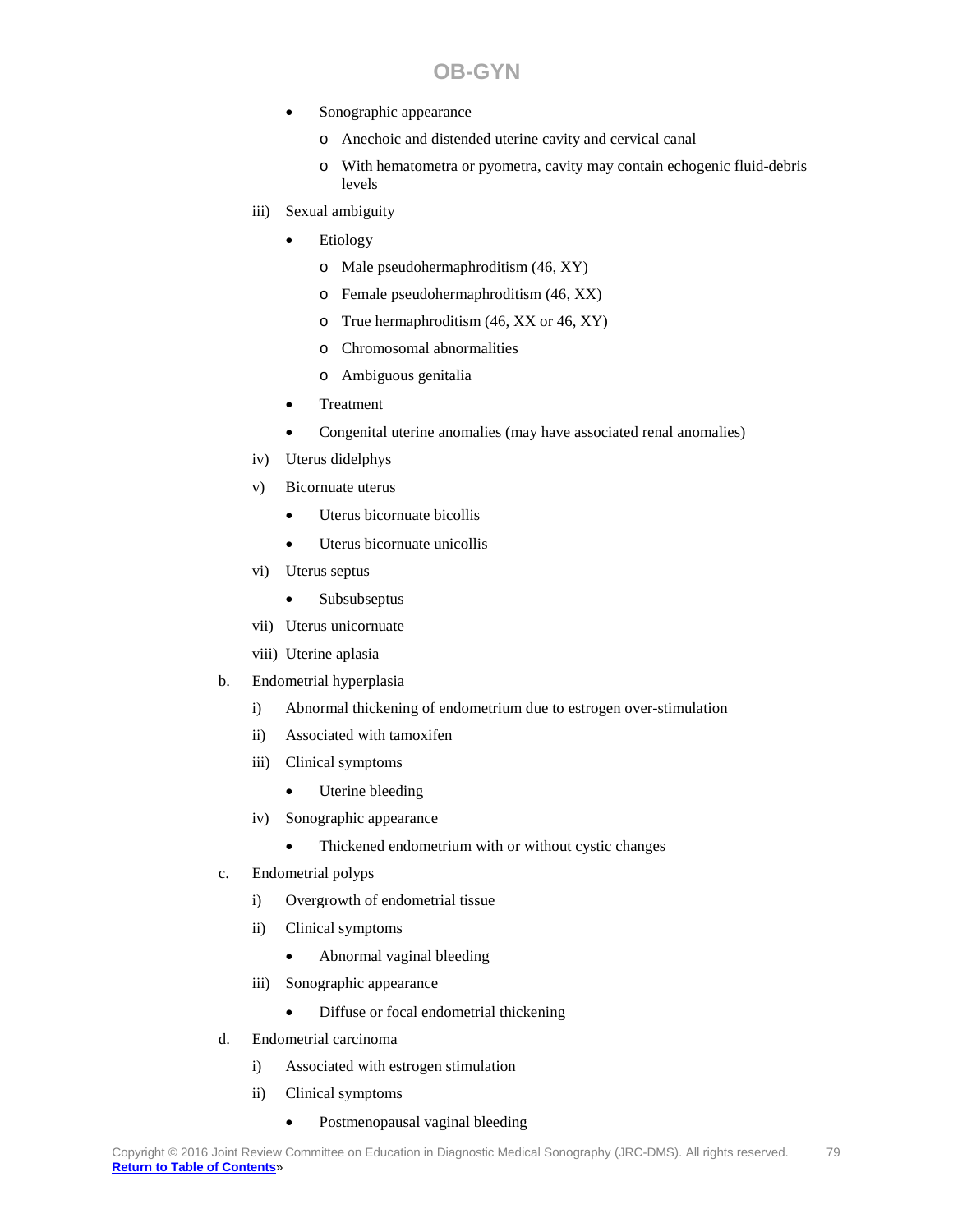- Sonographic appearance
  - Anechoic and distended uterine cavity and cervical canal
  - With hematometra or pyometra, cavity may contain echogenic fluid-debris levels

iii) Sexual ambiguity

- Etiology
  - Male pseudohermaphroditism (46, XY)
  - Female pseudohermaphroditism (46, XX)
  - True hermaphroditism (46, XX or 46, XY)
  - Chromosomal abnormalities
  - Ambiguous genitalia
- Treatment
- Congenital uterine anomalies (may have associated renal anomalies)

iv) Uterus didelphys

v) Bicornuate uterus

- Uterus bicornuate bicollis
- Uterus bicornuate unicollis

vi) Uterus septus

- Subsubseptus

vii) Uterus unicornuate

viii) Uterine aplasia

b. Endometrial hyperplasia

i) Abnormal thickening of endometrium due to estrogen over-stimulation

ii) Associated with tamoxifen

iii) Clinical symptoms

- Uterine bleeding

iv) Sonographic appearance

- Thickened endometrium with or without cystic changes

c. Endometrial polyps

i) Overgrowth of endometrial tissue

ii) Clinical symptoms

- Abnormal vaginal bleeding

iii) Sonographic appearance

- Diffuse or focal endometrial thickening

d. Endometrial carcinoma

i) Associated with estrogen stimulation

ii) Clinical symptoms

- Postmenopausal vaginal bleeding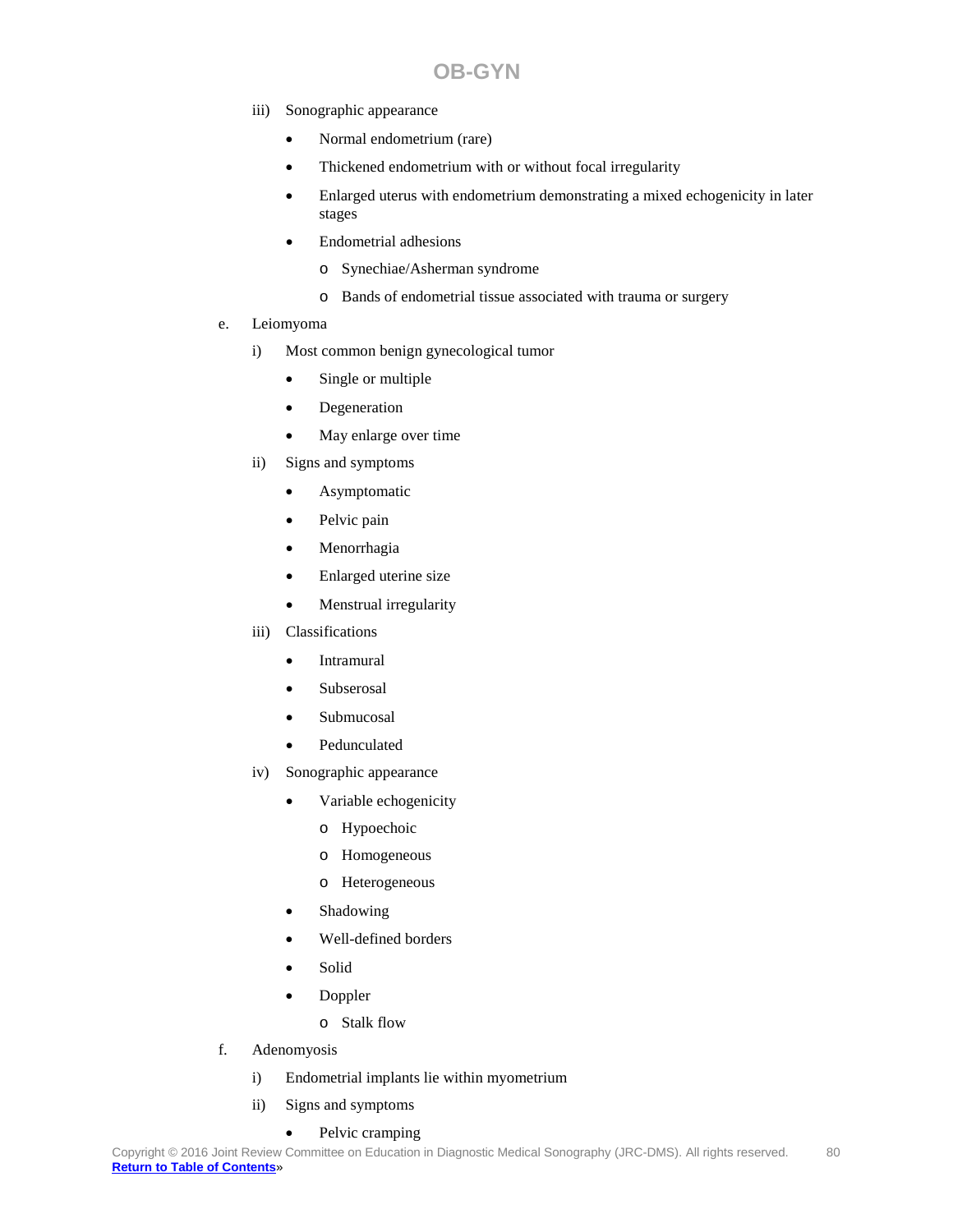iii) Sonographic appearance

- Normal endometrium (rare)
- Thickened endometrium with or without focal irregularity
- Enlarged uterus with endometrium demonstrating a mixed echogenicity in later stages
- Endometrial adhesions
    - Synechiae/Asherman syndrome
    - Bands of endometrial tissue associated with trauma or surgery

e. Leiomyoma

i) Most common benign gynecological tumor

- Single or multiple
- Degeneration
- May enlarge over time

ii) Signs and symptoms

- Asymptomatic
- Pelvic pain
- Menorrhagia
- Enlarged uterine size
- Menstrual irregularity

iii) Classifications

- Intramural
- Subserosal
- Submucosal
- Pedunculated

iv) Sonographic appearance

- Variable echogenicity
    - Hypoechoic
    - Homogeneous
    - Heterogeneous
- Shadowing
- Well-defined borders
- Solid
- Doppler
    - Stalk flow

f. Adenomyosis

i) Endometrial implants lie within myometrium

ii) Signs and symptoms

- Pelvic cramping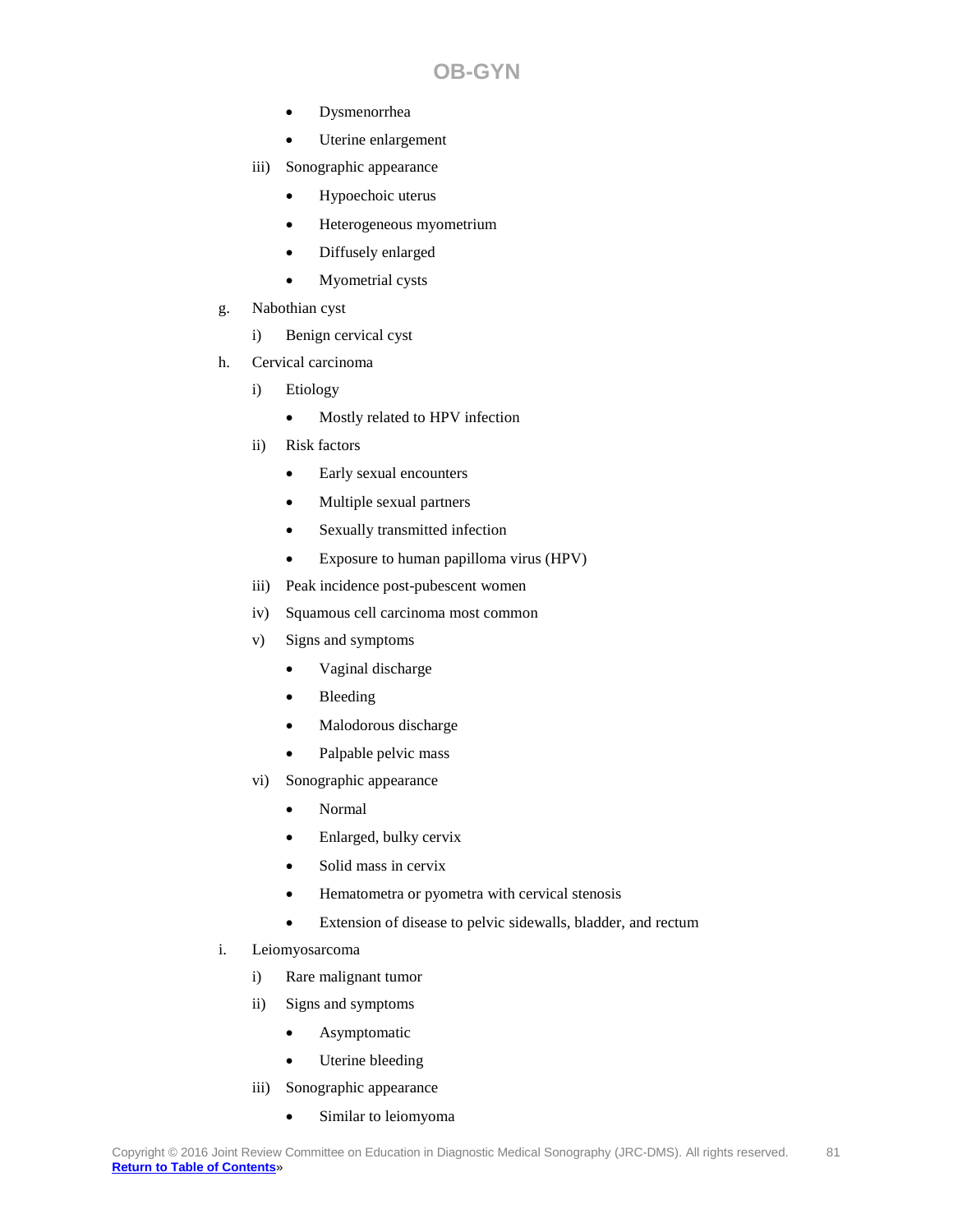- Dysmenorrhea
- Uterine enlargement

iii) Sonographic appearance

- Hypoechoic uterus
- Heterogeneous myometrium
- Diffusely enlarged
- Myometrial cysts

g. Nabothian cyst

i) Benign cervical cyst

h. Cervical carcinoma

i) Etiology

- Mostly related to HPV infection

ii) Risk factors

- Early sexual encounters
- Multiple sexual partners
- Sexually transmitted infection
- Exposure to human papilloma virus (HPV)

iii) Peak incidence post-pubescent women

iv) Squamous cell carcinoma most common

v) Signs and symptoms

- Vaginal discharge
- Bleeding
- Malodorous discharge
- Palpable pelvic mass

vi) Sonographic appearance

- Normal
- Enlarged, bulky cervix
- Solid mass in cervix
- Hematometra or pyometra with cervical stenosis
- Extension of disease to pelvic sidewalls, bladder, and rectum

i. Leiomyosarcoma

i) Rare malignant tumor

ii) Signs and symptoms

- Asymptomatic
- Uterine bleeding

iii) Sonographic appearance

- Similar to leiomyoma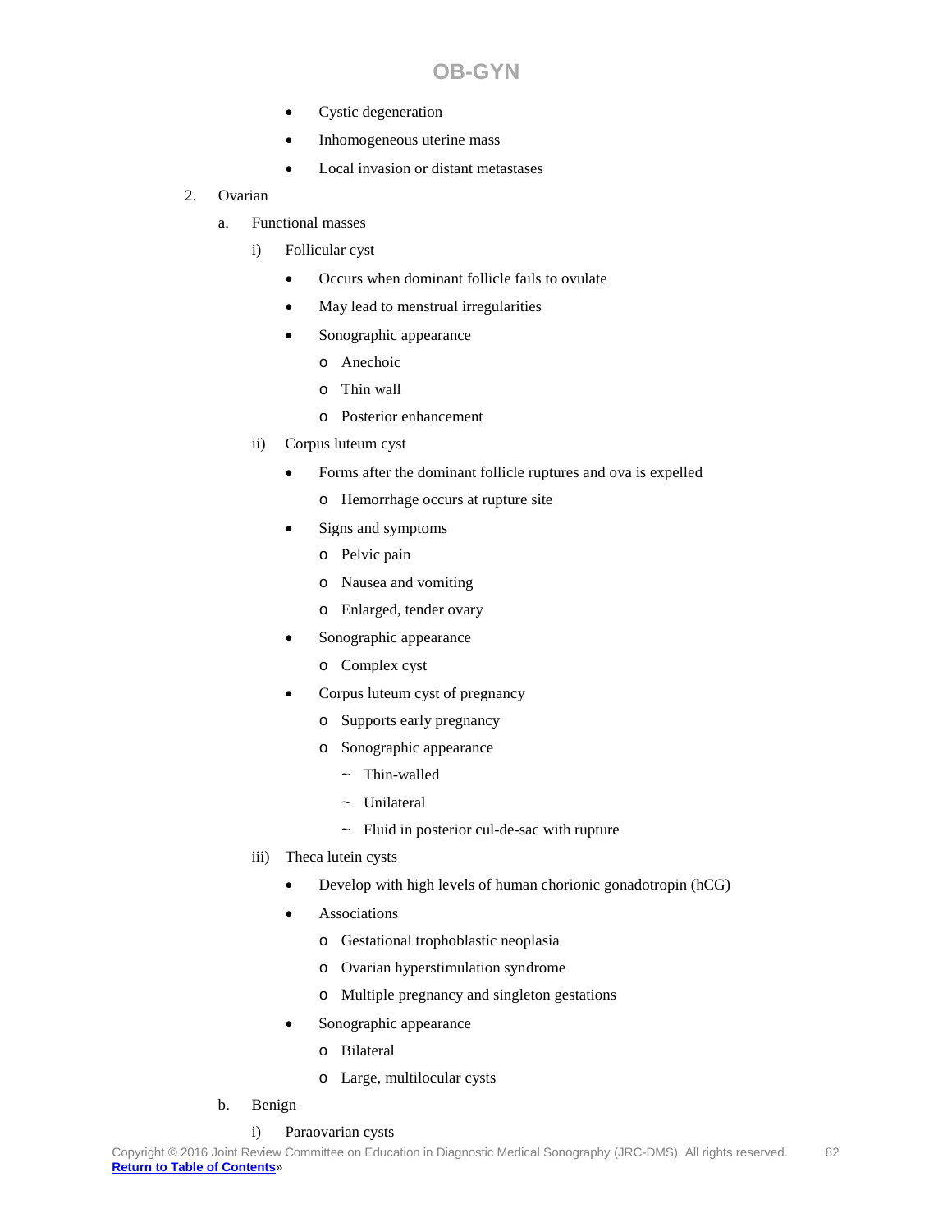- Cystic degeneration
- Inhomogeneous uterine mass
- Local invasion or distant metastases

2. Ovarian

   a. Functional masses

      i) Follicular cyst

         - Occurs when dominant follicle fails to ovulate
         - May lead to menstrual irregularities
         - Sonographic appearance
           - Anechoic
           - Thin wall
           - Posterior enhancement

      ii) Corpus luteum cyst

         - Forms after the dominant follicle ruptures and ova is expelled
           - Hemorrhage occurs at rupture site
         - Signs and symptoms
           - Pelvic pain
           - Nausea and vomiting
           - Enlarged, tender ovary
         - Sonographic appearance
           - Complex cyst
         - Corpus luteum cyst of pregnancy
           - Supports early pregnancy
           - Sonographic appearance
             - ~ Thin-walled
             - ~ Unilateral
             - ~ Fluid in posterior cul-de-sac with rupture

      iii) Theca lutein cysts

         - Develop with high levels of human chorionic gonadotropin (hCG)
         - Associations
           - Gestational trophoblastic neoplasia
           - Ovarian hyperstimulation syndrome
           - Multiple pregnancy and singleton gestations
         - Sonographic appearance
           - Bilateral
           - Large, multilocular cysts

   b. Benign

      i) Paraovarian cysts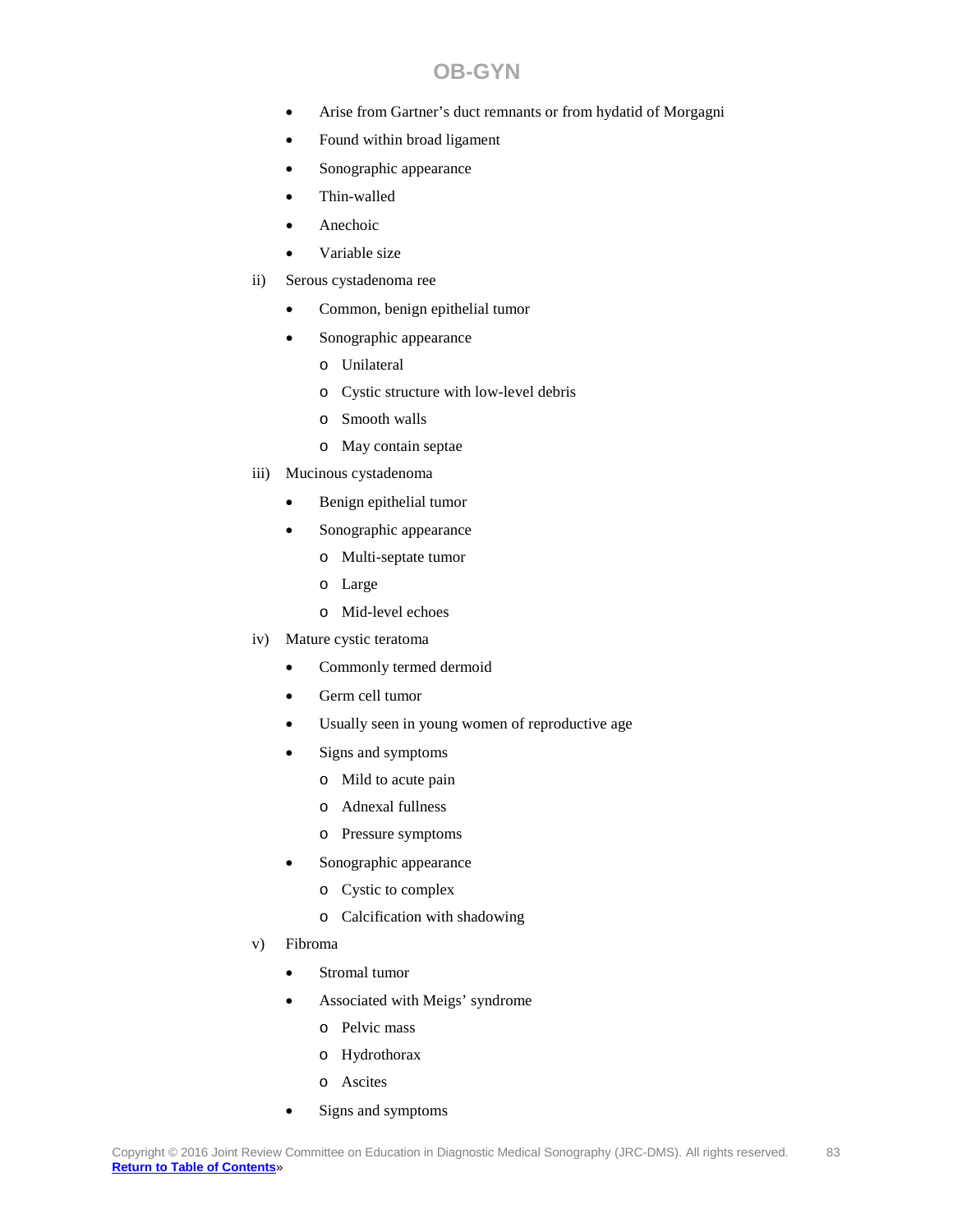- Arise from Gartner's duct remnants or from hydatid of Morgagni
- Found within broad ligament
- Sonographic appearance
- Thin-walled
- Anechoic
- Variable size

ii) Serous cystadenoma ree

- Common, benign epithelial tumor
- Sonographic appearance
  - o Unilateral
  - o Cystic structure with low-level debris
  - o Smooth walls
  - o May contain septae

iii) Mucinous cystadenoma

- Benign epithelial tumor
- Sonographic appearance
  - o Multi-septate tumor
  - o Large
  - o Mid-level echoes

iv) Mature cystic teratoma

- Commonly termed dermoid
- Germ cell tumor
- Usually seen in young women of reproductive age
- Signs and symptoms
  - o Mild to acute pain
  - o Adnexal fullness
  - o Pressure symptoms
- Sonographic appearance
  - o Cystic to complex
  - o Calcification with shadowing

v) Fibroma

- Stromal tumor
- Associated with Meigs' syndrome
  - o Pelvic mass
  - o Hydrothorax
  - o Ascites
- Signs and symptoms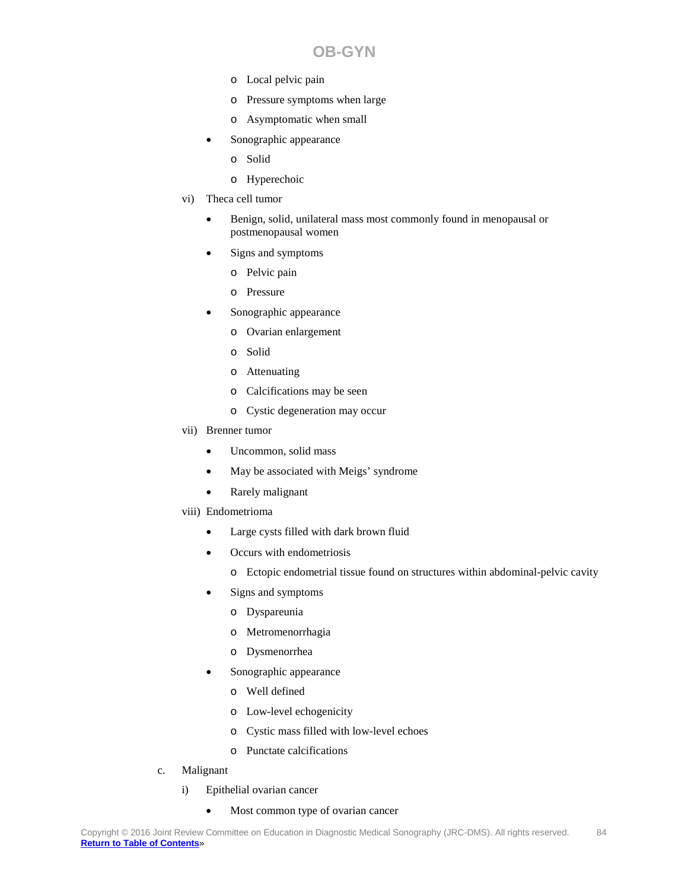- Local pelvic pain
    - Pressure symptoms when large
    - Asymptomatic when small
- Sonographic appearance
    - Solid
    - Hyperechoic

vi) Theca cell tumor

- Benign, solid, unilateral mass most commonly found in menopausal or postmenopausal women
- Signs and symptoms
    - Pelvic pain
    - Pressure
- Sonographic appearance
    - Ovarian enlargement
    - Solid
    - Attenuating
    - Calcifications may be seen
    - Cystic degeneration may occur

vii) Brenner tumor

- Uncommon, solid mass
- May be associated with Meigs' syndrome
- Rarely malignant

viii) Endometrioma

- Large cysts filled with dark brown fluid
- Occurs with endometriosis
    - Ectopic endometrial tissue found on structures within abdominal-pelvic cavity
- Signs and symptoms
    - Dyspareunia
    - Metromenorrhagia
    - Dysmenorrhea
- Sonographic appearance
    - Well defined
    - Low-level echogenicity
    - Cystic mass filled with low-level echoes
    - Punctate calcifications

c. Malignant

i) Epithelial ovarian cancer

- Most common type of ovarian cancer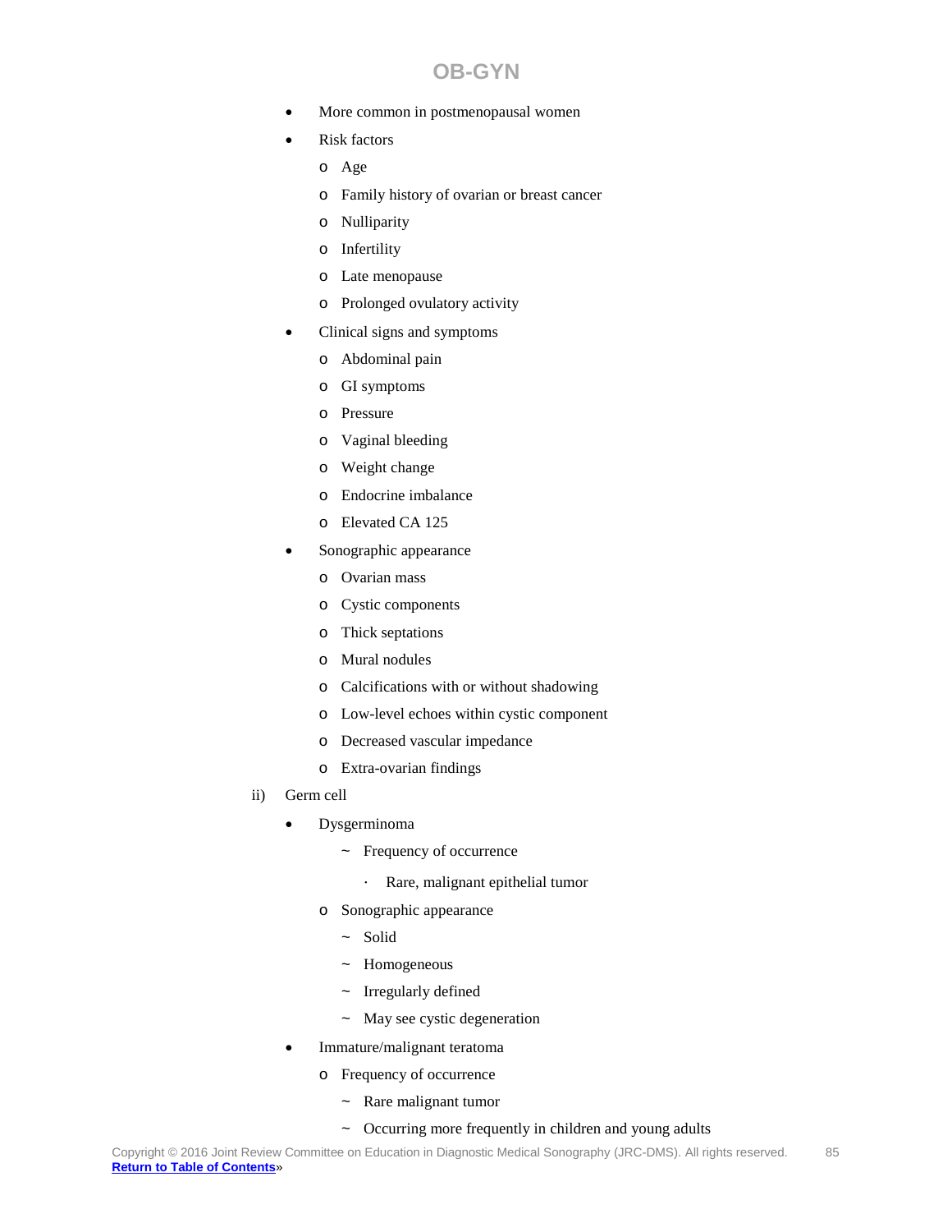- More common in postmenopausal women
- Risk factors
    - Age
    - Family history of ovarian or breast cancer
    - Nulliparity
    - Infertility
    - Late menopause
    - Prolonged ovulatory activity
- Clinical signs and symptoms
    - Abdominal pain
    - GI symptoms
    - Pressure
    - Vaginal bleeding
    - Weight change
    - Endocrine imbalance
    - Elevated CA 125
- Sonographic appearance
    - Ovarian mass
    - Cystic components
    - Thick septations
    - Mural nodules
    - Calcifications with or without shadowing
    - Low-level echoes within cystic component
    - Decreased vascular impedance
    - Extra-ovarian findings

ii) Germ cell

- Dysgerminoma
    - ~ Frequency of occurrence
        - · Rare, malignant epithelial tumor
    - Sonographic appearance
        - ~ Solid
        - ~ Homogeneous
        - ~ Irregularly defined
        - ~ May see cystic degeneration
- Immature/malignant teratoma
    - Frequency of occurrence
        - ~ Rare malignant tumor
        - ~ Occurring more frequently in children and young adults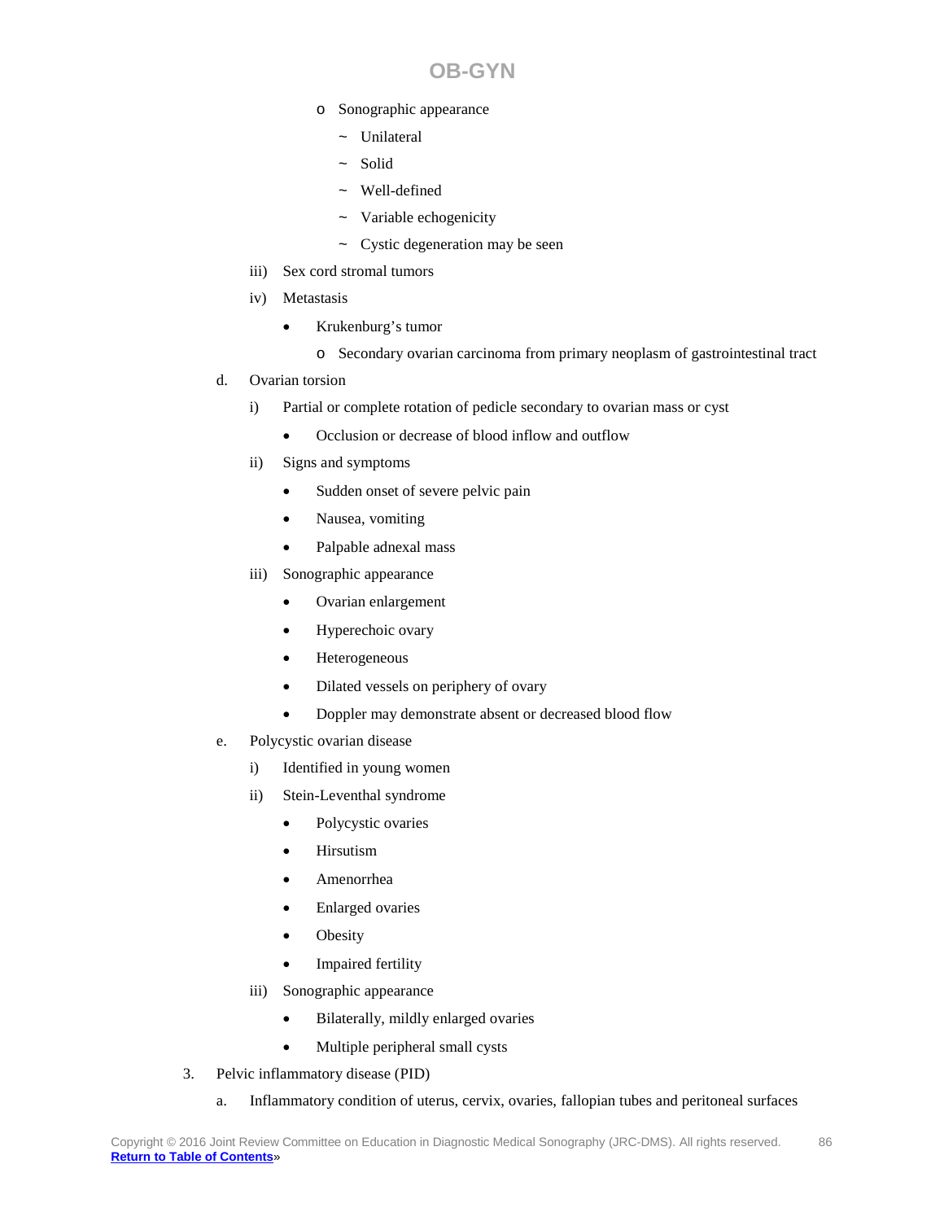- Sonographic appearance
  - ~ Unilateral
  - ~ Solid
  - ~ Well-defined
  - ~ Variable echogenicity
  - ~ Cystic degeneration may be seen

iii) Sex cord stromal tumors

iv) Metastasis

- Krukenburg's tumor
  - Secondary ovarian carcinoma from primary neoplasm of gastrointestinal tract

d. Ovarian torsion

i) Partial or complete rotation of pedicle secondary to ovarian mass or cyst

- Occlusion or decrease of blood inflow and outflow

ii) Signs and symptoms

- Sudden onset of severe pelvic pain
- Nausea, vomiting
- Palpable adnexal mass

iii) Sonographic appearance

- Ovarian enlargement
- Hyperechoic ovary
- Heterogeneous
- Dilated vessels on periphery of ovary
- Doppler may demonstrate absent or decreased blood flow

e. Polycystic ovarian disease

i) Identified in young women

ii) Stein-Leventhal syndrome

- Polycystic ovaries
- Hirsutism
- Amenorrhea
- Enlarged ovaries
- Obesity
- Impaired fertility

iii) Sonographic appearance

- Bilaterally, mildly enlarged ovaries
- Multiple peripheral small cysts

3. Pelvic inflammatory disease (PID)

a. Inflammatory condition of uterus, cervix, ovaries, fallopian tubes and peritoneal surfaces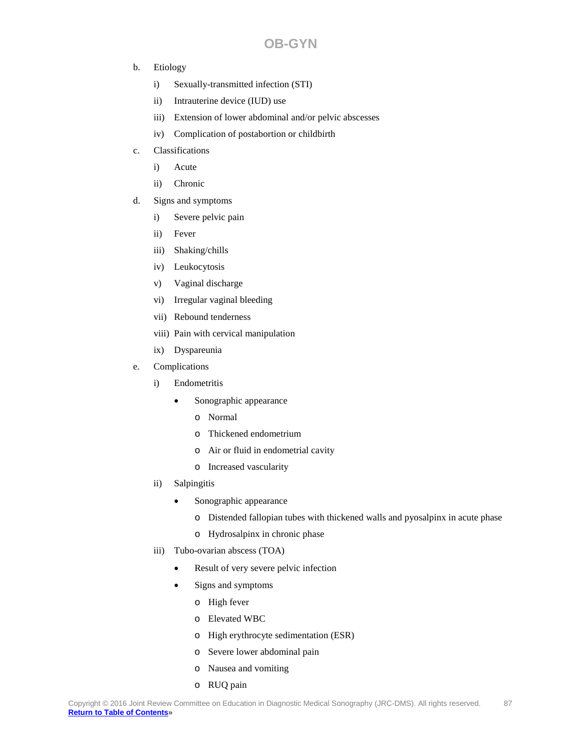b. Etiology
    i) Sexually-transmitted infection (STI)
    ii) Intrauterine device (IUD) use
    iii) Extension of lower abdominal and/or pelvic abscesses
    iv) Complication of postabortion or childbirth

c. Classifications
    i) Acute
    ii) Chronic

d. Signs and symptoms
    i) Severe pelvic pain
    ii) Fever
    iii) Shaking/chills
    iv) Leukocytosis
    v) Vaginal discharge
    vi) Irregular vaginal bleeding
    vii) Rebound tenderness
    viii) Pain with cervical manipulation
    ix) Dyspareunia

e. Complications
    i) Endometritis
        - Sonographic appearance
            - Normal
            - Thickened endometrium
            - Air or fluid in endometrial cavity
            - Increased vascularity
    ii) Salpingitis
        - Sonographic appearance
            - Distended fallopian tubes with thickened walls and pyosalpinx in acute phase
            - Hydrosalpinx in chronic phase
    iii) Tubo-ovarian abscess (TOA)
        - Result of very severe pelvic infection
        - Signs and symptoms
            - High fever
            - Elevated WBC
            - High erythrocyte sedimentation (ESR)
            - Severe lower abdominal pain
            - Nausea and vomiting
            - RUQ pain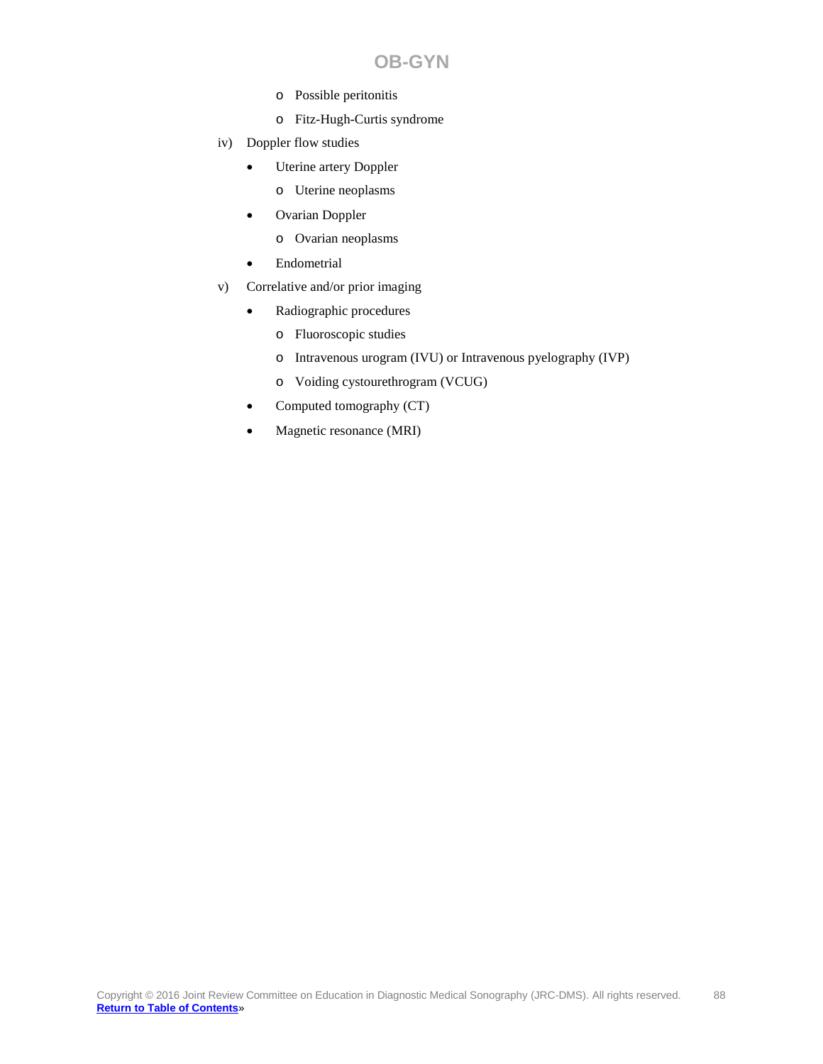- Possible peritonitis
    - Fitz-Hugh-Curtis syndrome

iv) Doppler flow studies

- Uterine artery Doppler
    - Uterine neoplasms
- Ovarian Doppler
    - Ovarian neoplasms
- Endometrial

v) Correlative and/or prior imaging

- Radiographic procedures
    - Fluoroscopic studies
    - Intravenous urogram (IVU) or Intravenous pyelography (IVP)
    - Voiding cystourethrogram (VCUG)
- Computed tomography (CT)
- Magnetic resonance (MRI)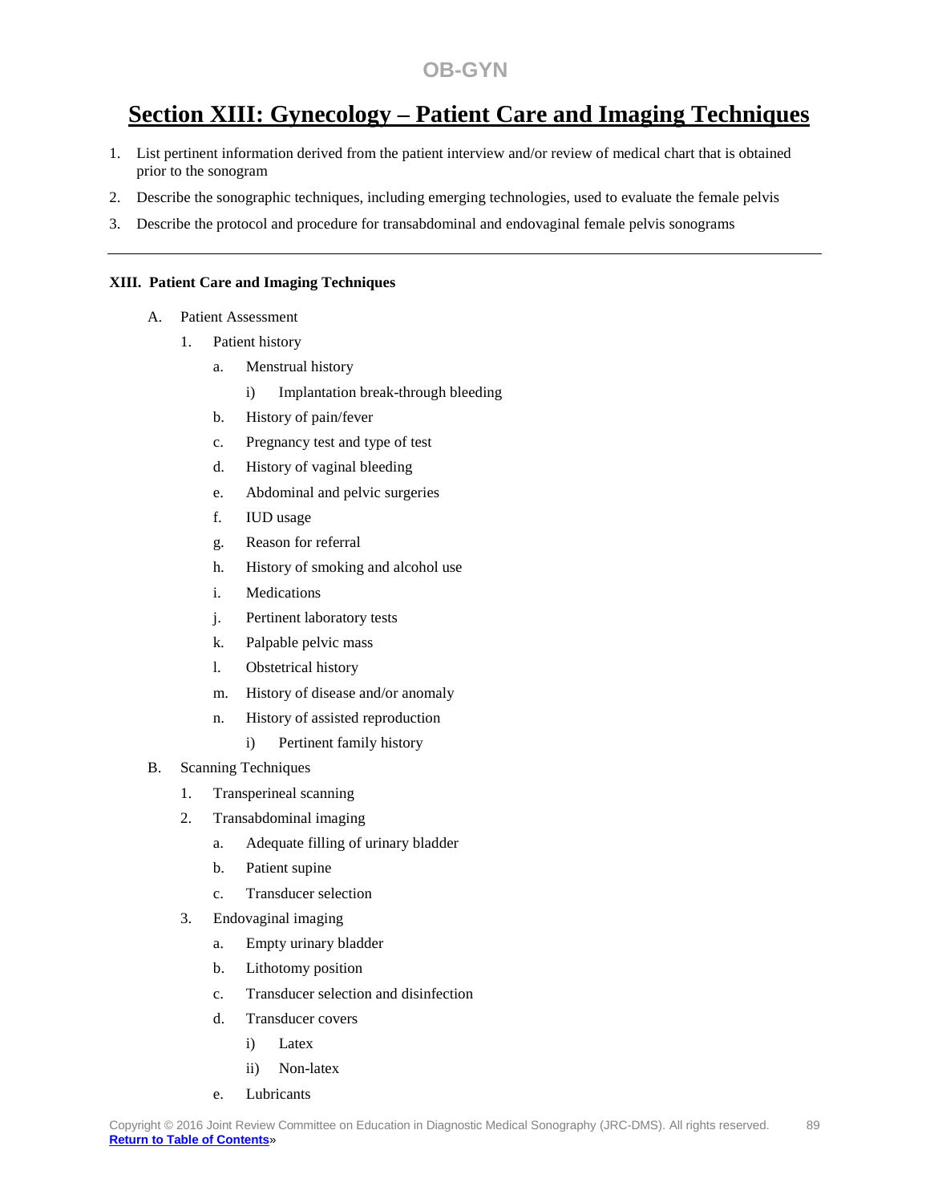# Section XIII: Gynecology – Patient Care and Imaging Techniques

1. List pertinent information derived from the patient interview and/or review of medical chart that is obtained prior to the sonogram
2. Describe the sonographic techniques, including emerging technologies, used to evaluate the female pelvis
3. Describe the protocol and procedure for transabdominal and endovaginal female pelvis sonograms

---

**XIII. Patient Care and Imaging Techniques**

- A. Patient Assessment
  - 1. Patient history
    - a. Menstrual history
      - i) Implantation break-through bleeding
    - b. History of pain/fever
    - c. Pregnancy test and type of test
    - d. History of vaginal bleeding
    - e. Abdominal and pelvic surgeries
    - f. IUD usage
    - g. Reason for referral
    - h. History of smoking and alcohol use
    - i. Medications
    - j. Pertinent laboratory tests
    - k. Palpable pelvic mass
    - l. Obstetrical history
    - m. History of disease and/or anomaly
    - n. History of assisted reproduction
      - i) Pertinent family history
- B. Scanning Techniques
  - 1. Transperineal scanning
  - 2. Transabdominal imaging
    - a. Adequate filling of urinary bladder
    - b. Patient supine
    - c. Transducer selection
  - 3. Endovaginal imaging
    - a. Empty urinary bladder
    - b. Lithotomy position
    - c. Transducer selection and disinfection
    - d. Transducer covers
      - i) Latex
      - ii) Non-latex
    - e. Lubricants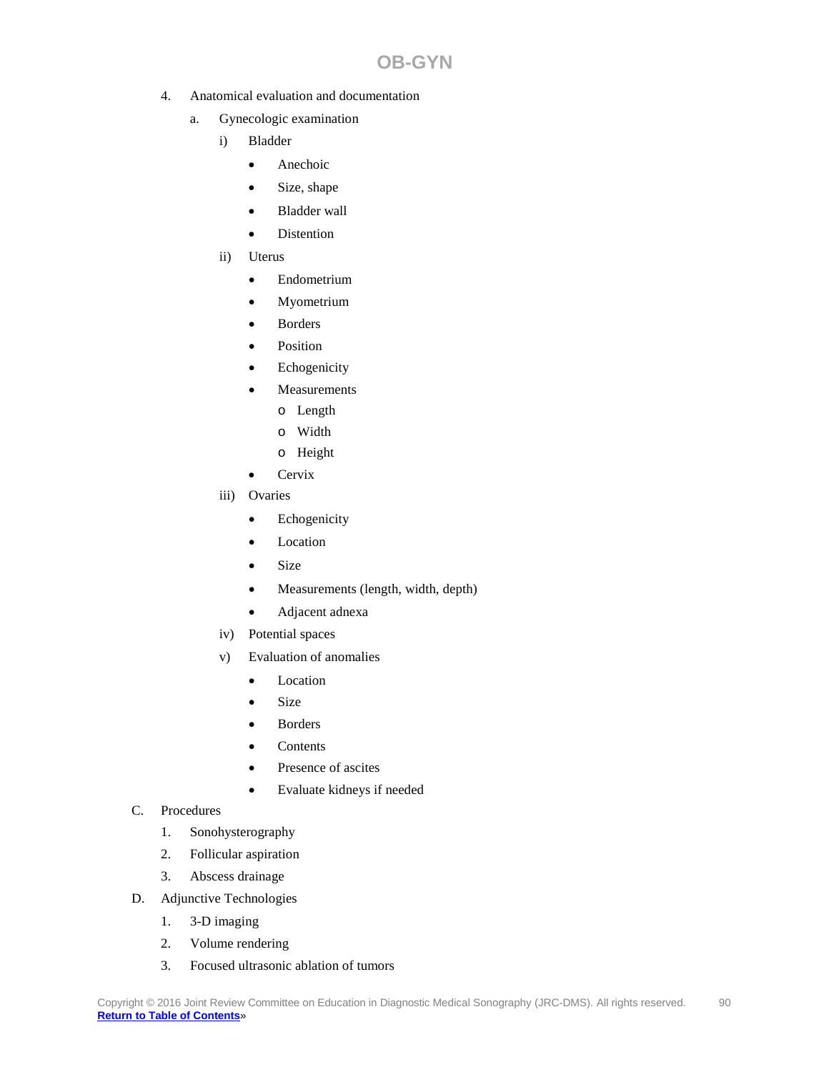4. Anatomical evaluation and documentation
   a. Gynecologic examination
      i) Bladder
         - Anechoic
         - Size, shape
         - Bladder wall
         - Distention
      ii) Uterus
         - Endometrium
         - Myometrium
         - Borders
         - Position
         - Echogenicity
         - Measurements
            - Length
            - Width
            - Height
         - Cervix
      iii) Ovaries
         - Echogenicity
         - Location
         - Size
         - Measurements (length, width, depth)
         - Adjacent adnexa
      iv) Potential spaces
      v) Evaluation of anomalies
         - Location
         - Size
         - Borders
         - Contents
         - Presence of ascites
         - Evaluate kidneys if needed

C. Procedures
   1. Sonohysterography
   2. Follicular aspiration
   3. Abscess drainage

D. Adjunctive Technologies
   1. 3-D imaging
   2. Volume rendering
   3. Focused ultrasonic ablation of tumors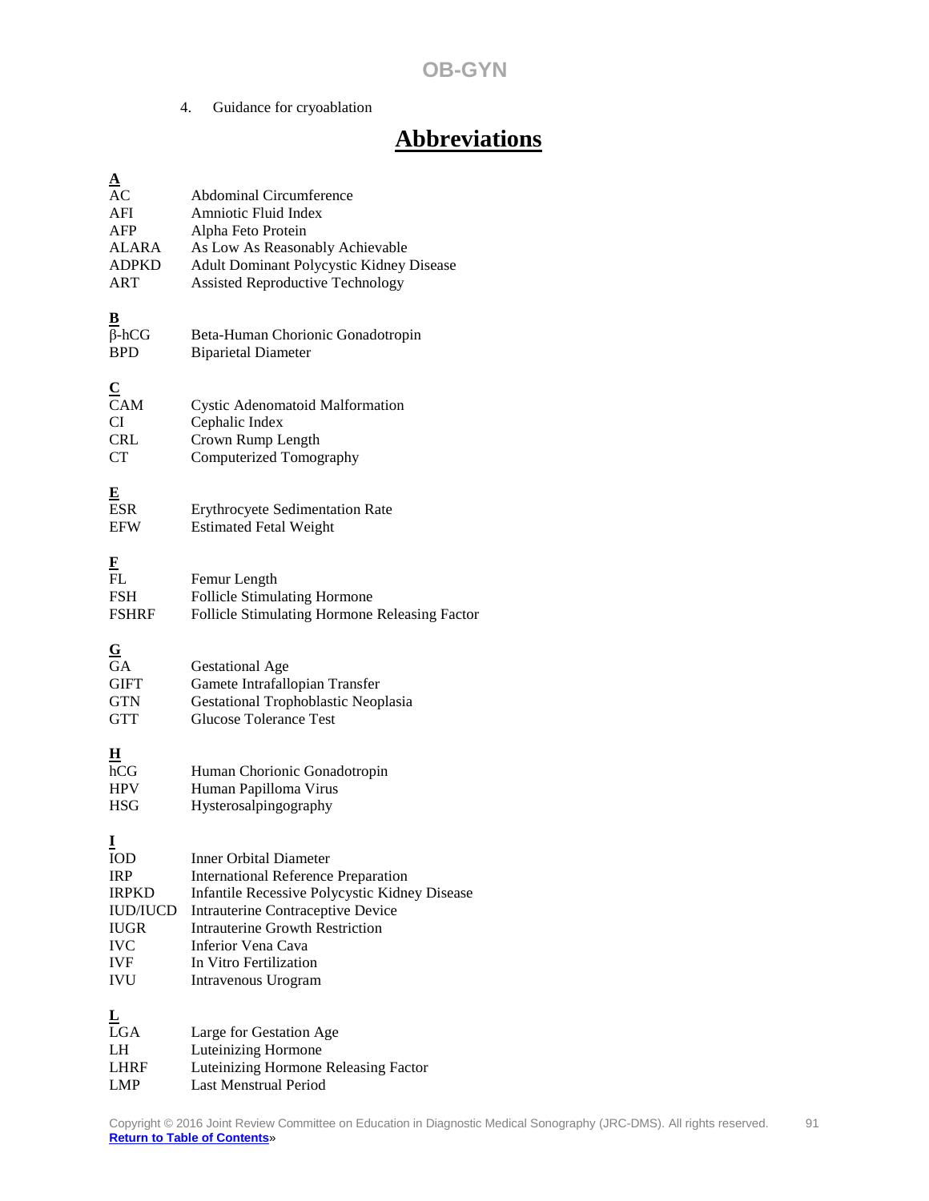4. Guidance for cryoablation

# Abbreviations

**A**

| | |
|---|---|
| AC | Abdominal Circumference |
| AFI | Amniotic Fluid Index |
| AFP | Alpha Feto Protein |
| ALARA | As Low As Reasonably Achievable |
| ADPKD | Adult Dominant Polycystic Kidney Disease |
| ART | Assisted Reproductive Technology |

**B**

| | |
|---|---|
| β-hCG | Beta-Human Chorionic Gonadotropin |
| BPD | Biparietal Diameter |

**C**

| | |
|---|---|
| CAM | Cystic Adenomatoid Malformation |
| CI | Cephalic Index |
| CRL | Crown Rump Length |
| CT | Computerized Tomography |

**E**

| | |
|---|---|
| ESR | Erythrocyete Sedimentation Rate |
| EFW | Estimated Fetal Weight |

**F**

| | |
|---|---|
| FL | Femur Length |
| FSH | Follicle Stimulating Hormone |
| FSHRF | Follicle Stimulating Hormone Releasing Factor |

**G**

| | |
|---|---|
| GA | Gestational Age |
| GIFT | Gamete Intrafallopian Transfer |
| GTN | Gestational Trophoblastic Neoplasia |
| GTT | Glucose Tolerance Test |

**H**

| | |
|---|---|
| hCG | Human Chorionic Gonadotropin |
| HPV | Human Papilloma Virus |
| HSG | Hysterosalpingography |

**I**

| | |
|---|---|
| IOD | Inner Orbital Diameter |
| IRP | International Reference Preparation |
| IRPKD | Infantile Recessive Polycystic Kidney Disease |
| IUD/IUCD | Intrauterine Contraceptive Device |
| IUGR | Intrauterine Growth Restriction |
| IVC | Inferior Vena Cava |
| IVF | In Vitro Fertilization |
| IVU | Intravenous Urogram |

**L**

| | |
|---|---|
| LGA | Large for Gestation Age |
| LH | Luteinizing Hormone |
| LHRF | Luteinizing Hormone Releasing Factor |
| LMP | Last Menstrual Period |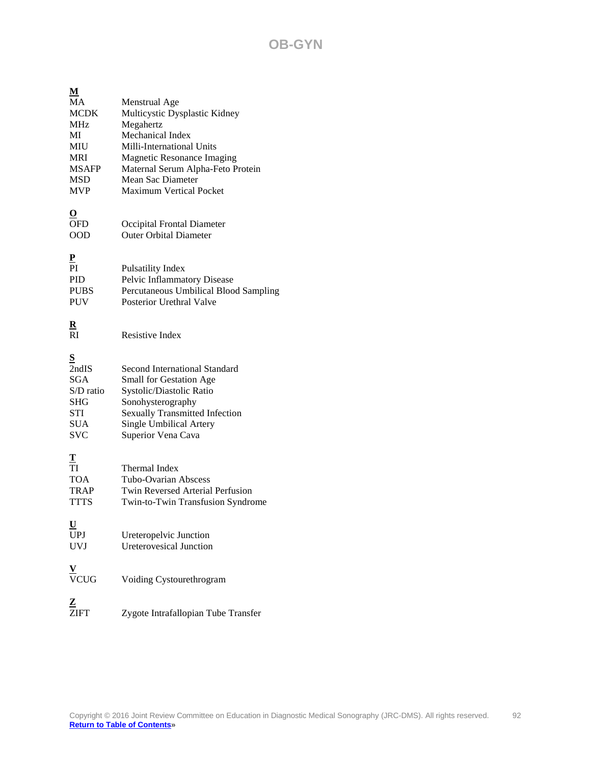**M**

| | |
|---|---|
| MA | Menstrual Age |
| MCDK | Multicystic Dysplastic Kidney |
| MHz | Megahertz |
| MI | Mechanical Index |
| MIU | Milli-International Units |
| MRI | Magnetic Resonance Imaging |
| MSAFP | Maternal Serum Alpha-Feto Protein |
| MSD | Mean Sac Diameter |
| MVP | Maximum Vertical Pocket |

**O**

| | |
|---|---|
| OFD | Occipital Frontal Diameter |
| OOD | Outer Orbital Diameter |

**P**

| | |
|---|---|
| PI | Pulsatility Index |
| PID | Pelvic Inflammatory Disease |
| PUBS | Percutaneous Umbilical Blood Sampling |
| PUV | Posterior Urethral Valve |

**R**

| | |
|---|---|
| RI | Resistive Index |

**S**

| | |
|---|---|
| 2ndIS | Second International Standard |
| SGA | Small for Gestation Age |
| S/D ratio | Systolic/Diastolic Ratio |
| SHG | Sonohysterography |
| STI | Sexually Transmitted Infection |
| SUA | Single Umbilical Artery |
| SVC | Superior Vena Cava |

**T**

| | |
|---|---|
| TI | Thermal Index |
| TOA | Tubo-Ovarian Abscess |
| TRAP | Twin Reversed Arterial Perfusion |
| TTTS | Twin-to-Twin Transfusion Syndrome |

**U**

| | |
|---|---|
| UPJ | Ureteropelvic Junction |
| UVJ | Ureterovesical Junction |

**V**

| | |
|---|---|
| VCUG | Voiding Cystourethrogram |

**Z**

| | |
|---|---|
| ZIFT | Zygote Intrafallopian Tube Transfer |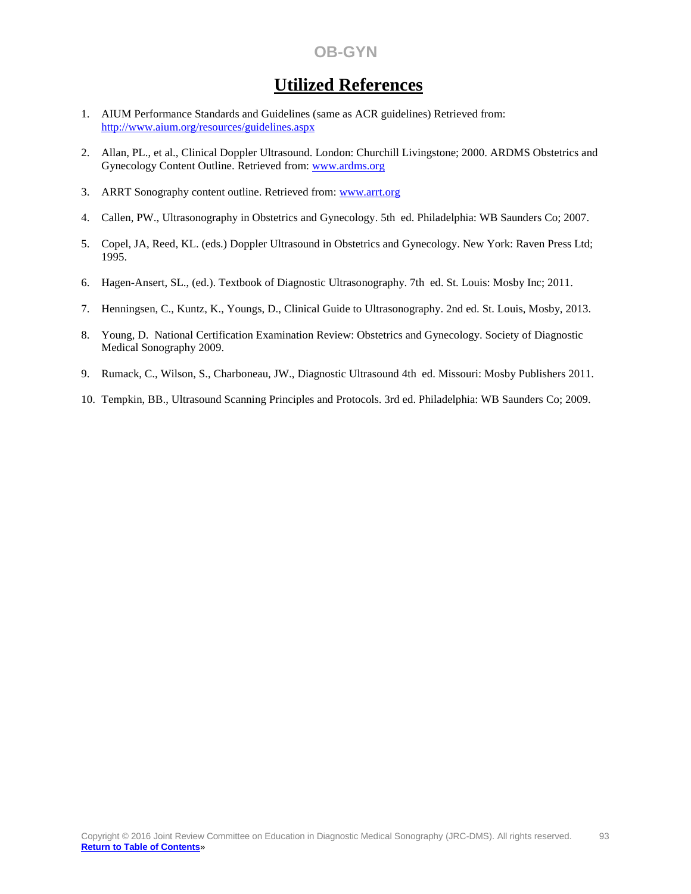# OB-GYN

## Utilized References

1. AIUM Performance Standards and Guidelines (same as ACR guidelines) Retrieved from: http://www.aium.org/resources/guidelines.aspx

2. Allan, PL., et al., Clinical Doppler Ultrasound. London: Churchill Livingstone; 2000. ARDMS Obstetrics and Gynecology Content Outline. Retrieved from: www.ardms.org

3. ARRT Sonography content outline. Retrieved from: www.arrt.org

4. Callen, PW., Ultrasonography in Obstetrics and Gynecology. 5th ed. Philadelphia: WB Saunders Co; 2007.

5. Copel, JA, Reed, KL. (eds.) Doppler Ultrasound in Obstetrics and Gynecology. New York: Raven Press Ltd; 1995.

6. Hagen-Ansert, SL., (ed.). Textbook of Diagnostic Ultrasonography. 7th ed. St. Louis: Mosby Inc; 2011.

7. Henningsen, C., Kuntz, K., Youngs, D., Clinical Guide to Ultrasonography. 2nd ed. St. Louis, Mosby, 2013.

8. Young, D. National Certification Examination Review: Obstetrics and Gynecology. Society of Diagnostic Medical Sonography 2009.

9. Rumack, C., Wilson, S., Charboneau, JW., Diagnostic Ultrasound 4th ed. Missouri: Mosby Publishers 2011.

10. Tempkin, BB., Ultrasound Scanning Principles and Protocols. 3rd ed. Philadelphia: WB Saunders Co; 2009.